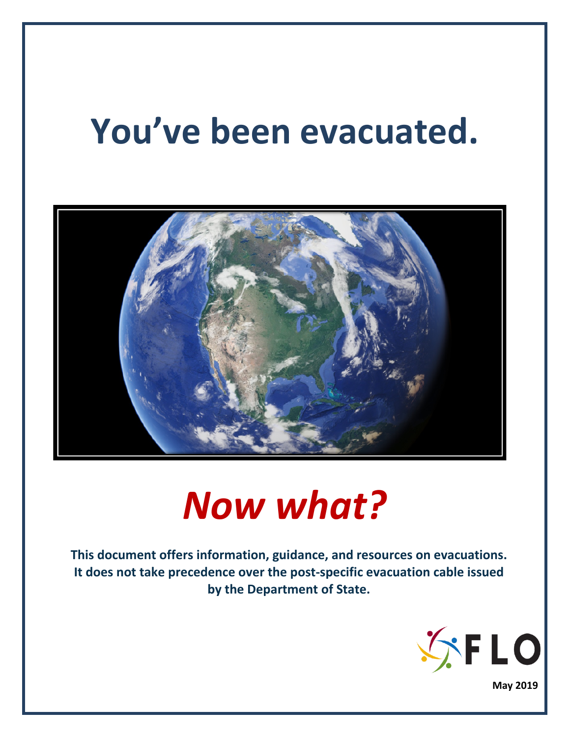# You've been evacuated.

# *Now what?*

**This document offers information, guidance, and resources on evacuations. It does not take precedence over the post-specific evacuation cable issued by the Department of State.**

FLO

**May 2019**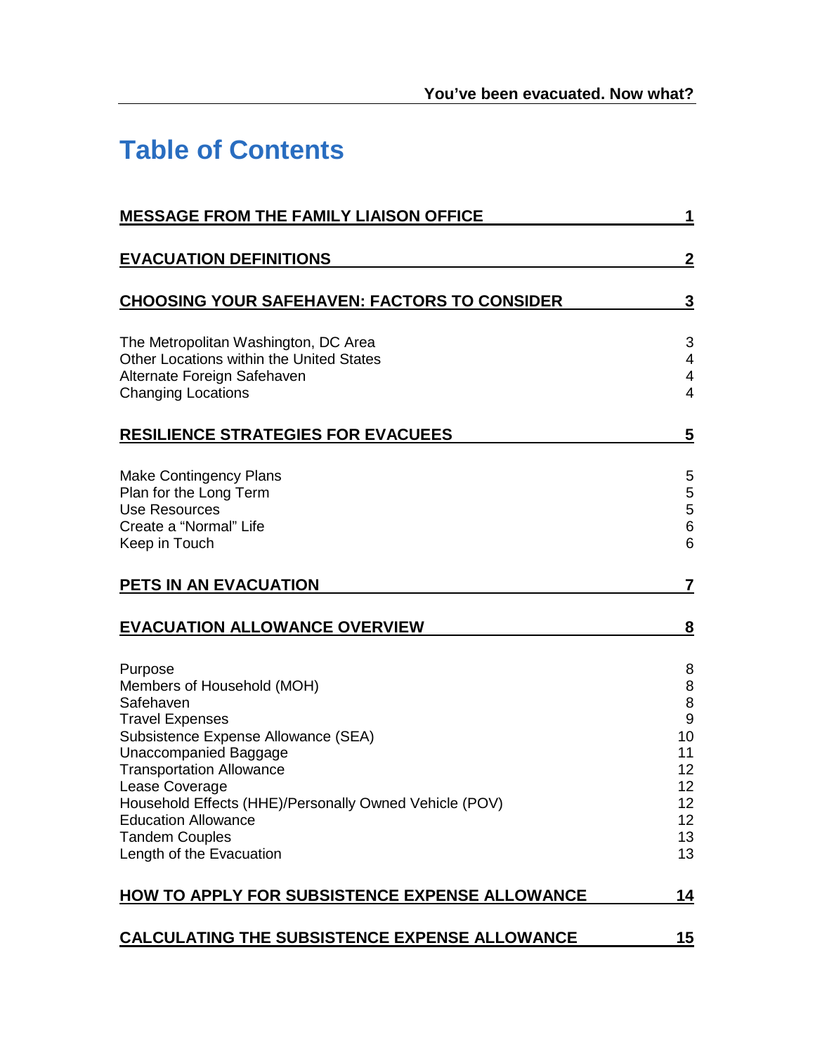# Table of Contents

| | |
|---|---|
| **MESSAGE FROM THE FAMILY LIAISON OFFICE** | **1** |
| **EVACUATION DEFINITIONS** | **2** |
| **CHOOSING YOUR SAFEHAVEN: FACTORS TO CONSIDER** | **3** |
| The Metropolitan Washington, DC Area | 3 |
| Other Locations within the United States | 4 |
| Alternate Foreign Safehaven | 4 |
| Changing Locations | 4 |
| **RESILIENCE STRATEGIES FOR EVACUEES** | **5** |
| Make Contingency Plans | 5 |
| Plan for the Long Term | 5 |
| Use Resources | 5 |
| Create a "Normal" Life | 6 |
| Keep in Touch | 6 |
| **PETS IN AN EVACUATION** | **7** |
| **EVACUATION ALLOWANCE OVERVIEW** | **8** |
| Purpose | 8 |
| Members of Household (MOH) | 8 |
| Safehaven | 8 |
| Travel Expenses | 9 |
| Subsistence Expense Allowance (SEA) | 10 |
| Unaccompanied Baggage | 11 |
| Transportation Allowance | 12 |
| Lease Coverage | 12 |
| Household Effects (HHE)/Personally Owned Vehicle (POV) | 12 |
| Education Allowance | 12 |
| Tandem Couples | 13 |
| Length of the Evacuation | 13 |
| **HOW TO APPLY FOR SUBSISTENCE EXPENSE ALLOWANCE** | **14** |
| **CALCULATING THE SUBSISTENCE EXPENSE ALLOWANCE** | **15** |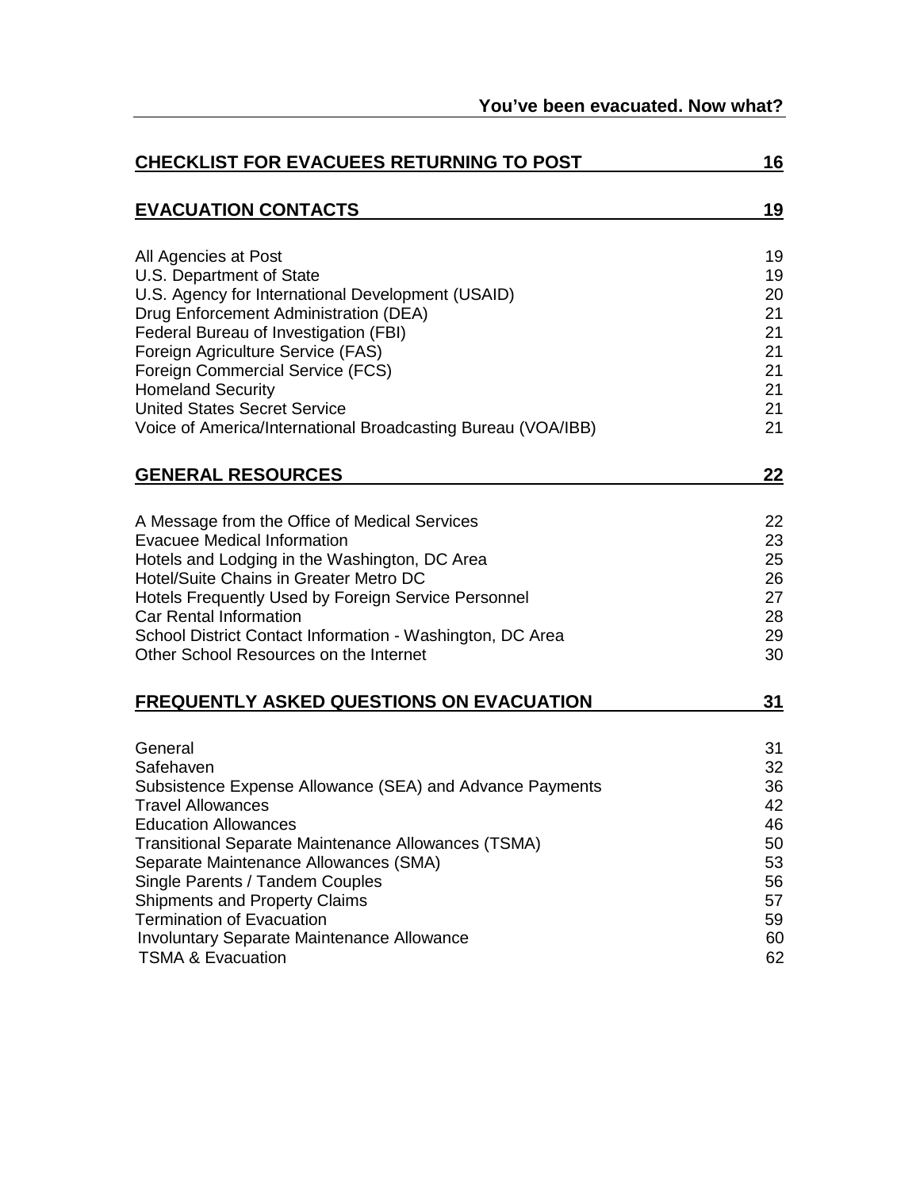| | |
|---|---|
| **CHECKLIST FOR EVACUEES RETURNING TO POST** | **16** |
| **EVACUATION CONTACTS** | **19** |
| All Agencies at Post | 19 |
| U.S. Department of State | 19 |
| U.S. Agency for International Development (USAID) | 20 |
| Drug Enforcement Administration (DEA) | 21 |
| Federal Bureau of Investigation (FBI) | 21 |
| Foreign Agriculture Service (FAS) | 21 |
| Foreign Commercial Service (FCS) | 21 |
| Homeland Security | 21 |
| United States Secret Service | 21 |
| Voice of America/International Broadcasting Bureau (VOA/IBB) | 21 |
| **GENERAL RESOURCES** | **22** |
| A Message from the Office of Medical Services | 22 |
| Evacuee Medical Information | 23 |
| Hotels and Lodging in the Washington, DC Area | 25 |
| Hotel/Suite Chains in Greater Metro DC | 26 |
| Hotels Frequently Used by Foreign Service Personnel | 27 |
| Car Rental Information | 28 |
| School District Contact Information - Washington, DC Area | 29 |
| Other School Resources on the Internet | 30 |
| **FREQUENTLY ASKED QUESTIONS ON EVACUATION** | **31** |
| General | 31 |
| Safehaven | 32 |
| Subsistence Expense Allowance (SEA) and Advance Payments | 36 |
| Travel Allowances | 42 |
| Education Allowances | 46 |
| Transitional Separate Maintenance Allowances (TSMA) | 50 |
| Separate Maintenance Allowances (SMA) | 53 |
| Single Parents / Tandem Couples | 56 |
| Shipments and Property Claims | 57 |
| Termination of Evacuation | 59 |
| Involuntary Separate Maintenance Allowance | 60 |
| TSMA & Evacuation | 62 |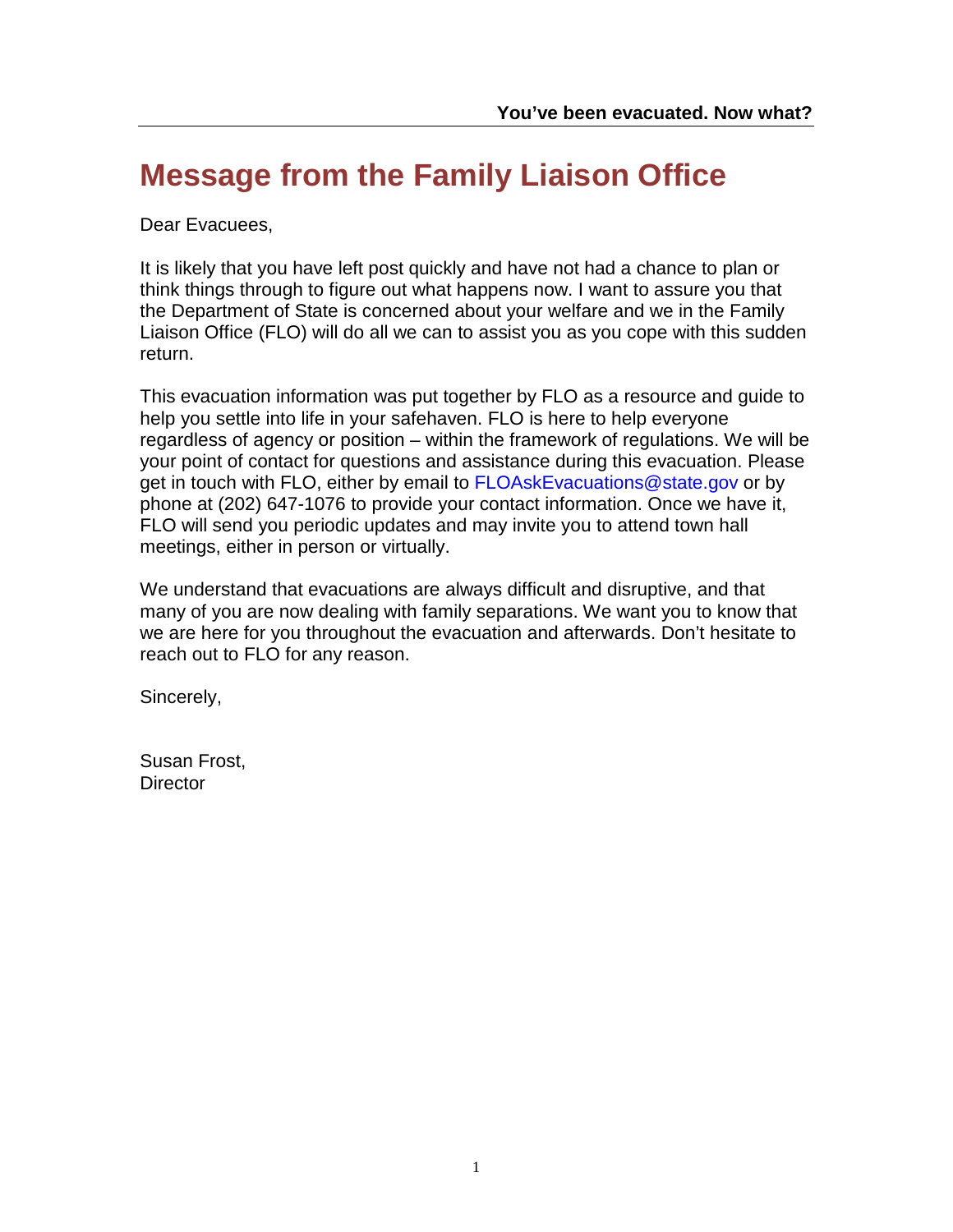# Message from the Family Liaison Office

Dear Evacuees,

It is likely that you have left post quickly and have not had a chance to plan or think things through to figure out what happens now. I want to assure you that the Department of State is concerned about your welfare and we in the Family Liaison Office (FLO) will do all we can to assist you as you cope with this sudden return.

This evacuation information was put together by FLO as a resource and guide to help you settle into life in your safehaven. FLO is here to help everyone regardless of agency or position – within the framework of regulations. We will be your point of contact for questions and assistance during this evacuation. Please get in touch with FLO, either by email to FLOAskEvacuations@state.gov or by phone at (202) 647-1076 to provide your contact information. Once we have it, FLO will send you periodic updates and may invite you to attend town hall meetings, either in person or virtually.

We understand that evacuations are always difficult and disruptive, and that many of you are now dealing with family separations. We want you to know that we are here for you throughout the evacuation and afterwards. Don't hesitate to reach out to FLO for any reason.

Sincerely,

Susan Frost,  
Director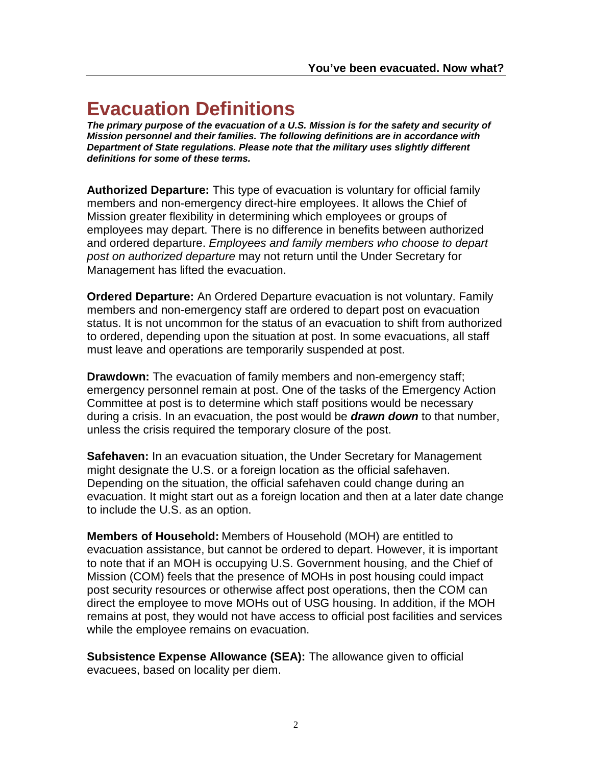# Evacuation Definitions

***The primary purpose of the evacuation of a U.S. Mission is for the safety and security of Mission personnel and their families. The following definitions are in accordance with Department of State regulations. Please note that the military uses slightly different definitions for some of these terms.***

**Authorized Departure:** This type of evacuation is voluntary for official family members and non-emergency direct-hire employees. It allows the Chief of Mission greater flexibility in determining which employees or groups of employees may depart. There is no difference in benefits between authorized and ordered departure. *Employees and family members who choose to depart post on authorized departure* may not return until the Under Secretary for Management has lifted the evacuation.

**Ordered Departure:** An Ordered Departure evacuation is not voluntary. Family members and non-emergency staff are ordered to depart post on evacuation status. It is not uncommon for the status of an evacuation to shift from authorized to ordered, depending upon the situation at post. In some evacuations, all staff must leave and operations are temporarily suspended at post.

**Drawdown:** The evacuation of family members and non-emergency staff; emergency personnel remain at post. One of the tasks of the Emergency Action Committee at post is to determine which staff positions would be necessary during a crisis. In an evacuation, the post would be ***drawn down*** to that number, unless the crisis required the temporary closure of the post.

**Safehaven:** In an evacuation situation, the Under Secretary for Management might designate the U.S. or a foreign location as the official safehaven. Depending on the situation, the official safehaven could change during an evacuation. It might start out as a foreign location and then at a later date change to include the U.S. as an option.

**Members of Household:** Members of Household (MOH) are entitled to evacuation assistance, but cannot be ordered to depart. However, it is important to note that if an MOH is occupying U.S. Government housing, and the Chief of Mission (COM) feels that the presence of MOHs in post housing could impact post security resources or otherwise affect post operations, then the COM can direct the employee to move MOHs out of USG housing. In addition, if the MOH remains at post, they would not have access to official post facilities and services while the employee remains on evacuation.

**Subsistence Expense Allowance (SEA):** The allowance given to official evacuees, based on locality per diem.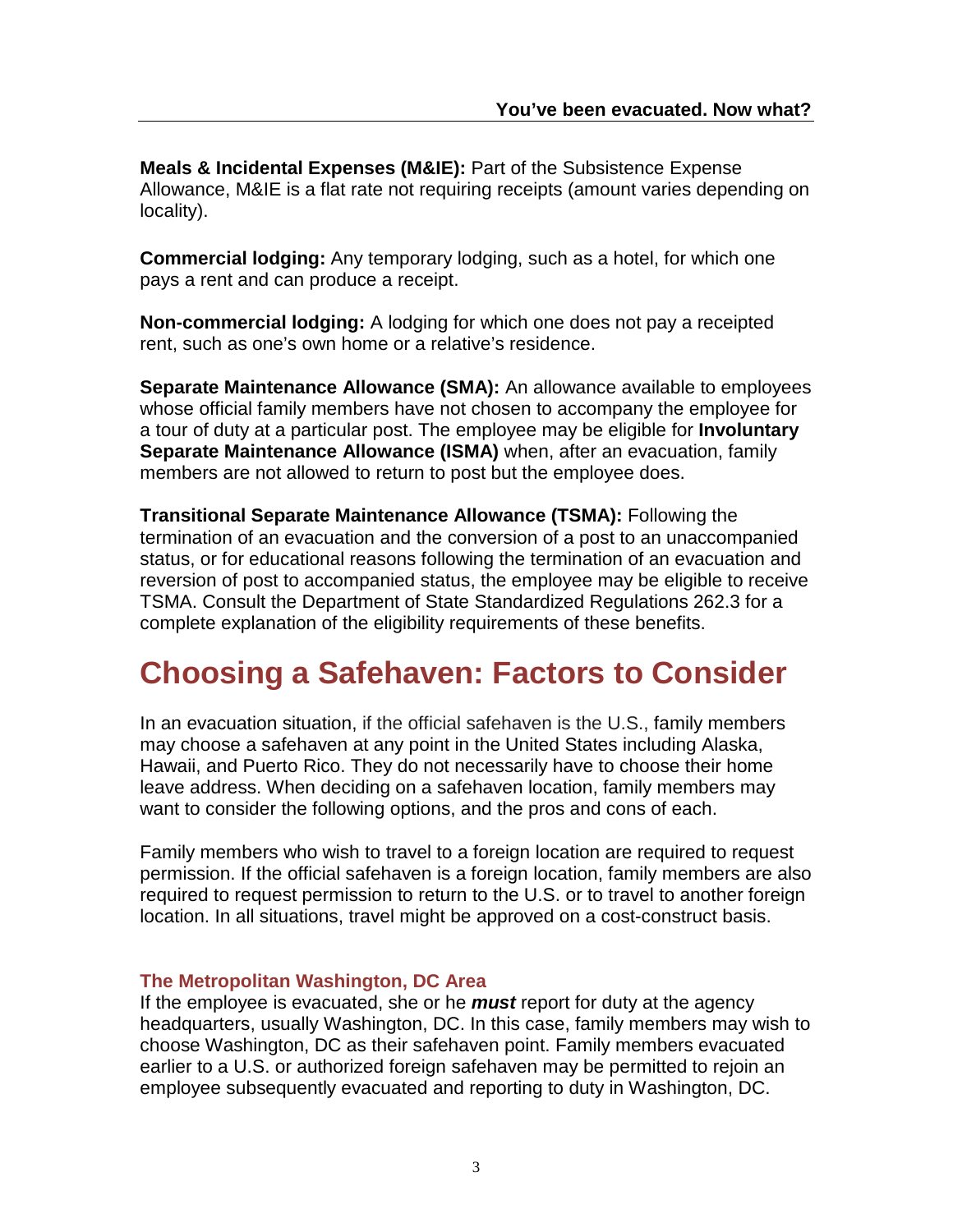**Meals & Incidental Expenses (M&IE):** Part of the Subsistence Expense Allowance, M&IE is a flat rate not requiring receipts (amount varies depending on locality).

**Commercial lodging:** Any temporary lodging, such as a hotel, for which one pays a rent and can produce a receipt.

**Non-commercial lodging:** A lodging for which one does not pay a receipted rent, such as one's own home or a relative's residence.

**Separate Maintenance Allowance (SMA):** An allowance available to employees whose official family members have not chosen to accompany the employee for a tour of duty at a particular post. The employee may be eligible for **Involuntary Separate Maintenance Allowance (ISMA)** when, after an evacuation, family members are not allowed to return to post but the employee does.

**Transitional Separate Maintenance Allowance (TSMA):** Following the termination of an evacuation and the conversion of a post to an unaccompanied status, or for educational reasons following the termination of an evacuation and reversion of post to accompanied status, the employee may be eligible to receive TSMA. Consult the Department of State Standardized Regulations 262.3 for a complete explanation of the eligibility requirements of these benefits.

# Choosing a Safehaven: Factors to Consider

In an evacuation situation, if the official safehaven is the U.S., family members may choose a safehaven at any point in the United States including Alaska, Hawaii, and Puerto Rico. They do not necessarily have to choose their home leave address. When deciding on a safehaven location, family members may want to consider the following options, and the pros and cons of each.

Family members who wish to travel to a foreign location are required to request permission. If the official safehaven is a foreign location, family members are also required to request permission to return to the U.S. or to travel to another foreign location. In all situations, travel might be approved on a cost-construct basis.

### The Metropolitan Washington, DC Area

If the employee is evacuated, she or he ***must*** report for duty at the agency headquarters, usually Washington, DC. In this case, family members may wish to choose Washington, DC as their safehaven point. Family members evacuated earlier to a U.S. or authorized foreign safehaven may be permitted to rejoin an employee subsequently evacuated and reporting to duty in Washington, DC.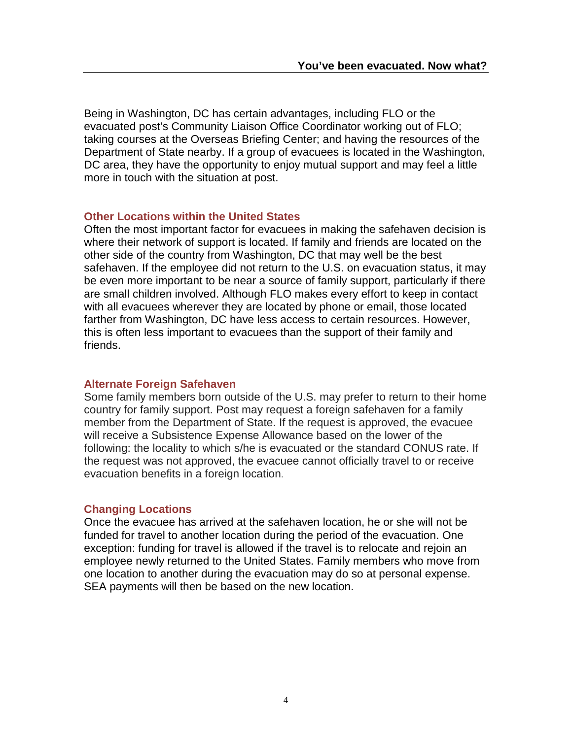Being in Washington, DC has certain advantages, including FLO or the evacuated post's Community Liaison Office Coordinator working out of FLO; taking courses at the Overseas Briefing Center; and having the resources of the Department of State nearby. If a group of evacuees is located in the Washington, DC area, they have the opportunity to enjoy mutual support and may feel a little more in touch with the situation at post.

### Other Locations within the United States

Often the most important factor for evacuees in making the safehaven decision is where their network of support is located. If family and friends are located on the other side of the country from Washington, DC that may well be the best safehaven. If the employee did not return to the U.S. on evacuation status, it may be even more important to be near a source of family support, particularly if there are small children involved. Although FLO makes every effort to keep in contact with all evacuees wherever they are located by phone or email, those located farther from Washington, DC have less access to certain resources. However, this is often less important to evacuees than the support of their family and friends.

### Alternate Foreign Safehaven

Some family members born outside of the U.S. may prefer to return to their home country for family support. Post may request a foreign safehaven for a family member from the Department of State. If the request is approved, the evacuee will receive a Subsistence Expense Allowance based on the lower of the following: the locality to which s/he is evacuated or the standard CONUS rate. If the request was not approved, the evacuee cannot officially travel to or receive evacuation benefits in a foreign location.

### Changing Locations

Once the evacuee has arrived at the safehaven location, he or she will not be funded for travel to another location during the period of the evacuation. One exception: funding for travel is allowed if the travel is to relocate and rejoin an employee newly returned to the United States. Family members who move from one location to another during the evacuation may do so at personal expense. SEA payments will then be based on the new location.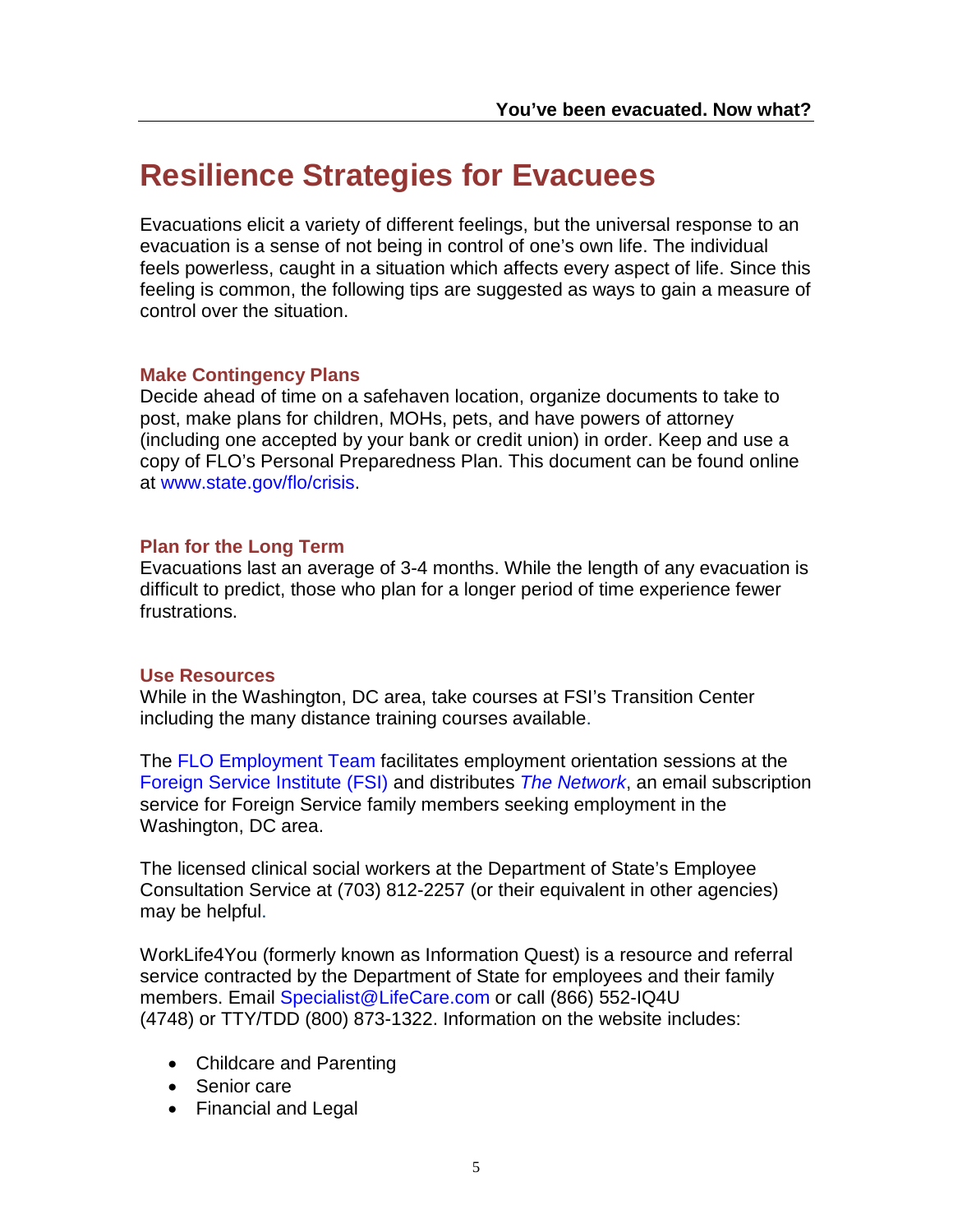# Resilience Strategies for Evacuees

Evacuations elicit a variety of different feelings, but the universal response to an evacuation is a sense of not being in control of one's own life. The individual feels powerless, caught in a situation which affects every aspect of life. Since this feeling is common, the following tips are suggested as ways to gain a measure of control over the situation.

### Make Contingency Plans

Decide ahead of time on a safehaven location, organize documents to take to post, make plans for children, MOHs, pets, and have powers of attorney (including one accepted by your bank or credit union) in order. Keep and use a copy of FLO's Personal Preparedness Plan. This document can be found online at www.state.gov/flo/crisis.

### Plan for the Long Term

Evacuations last an average of 3-4 months. While the length of any evacuation is difficult to predict, those who plan for a longer period of time experience fewer frustrations.

### Use Resources

While in the Washington, DC area, take courses at FSI's Transition Center including the many distance training courses available.

The FLO Employment Team facilitates employment orientation sessions at the Foreign Service Institute (FSI) and distributes *The Network*, an email subscription service for Foreign Service family members seeking employment in the Washington, DC area.

The licensed clinical social workers at the Department of State's Employee Consultation Service at (703) 812-2257 (or their equivalent in other agencies) may be helpful.

WorkLife4You (formerly known as Information Quest) is a resource and referral service contracted by the Department of State for employees and their family members. Email Specialist@LifeCare.com or call (866) 552-IQ4U (4748) or TTY/TDD (800) 873-1322. Information on the website includes:

- Childcare and Parenting
- Senior care
- Financial and Legal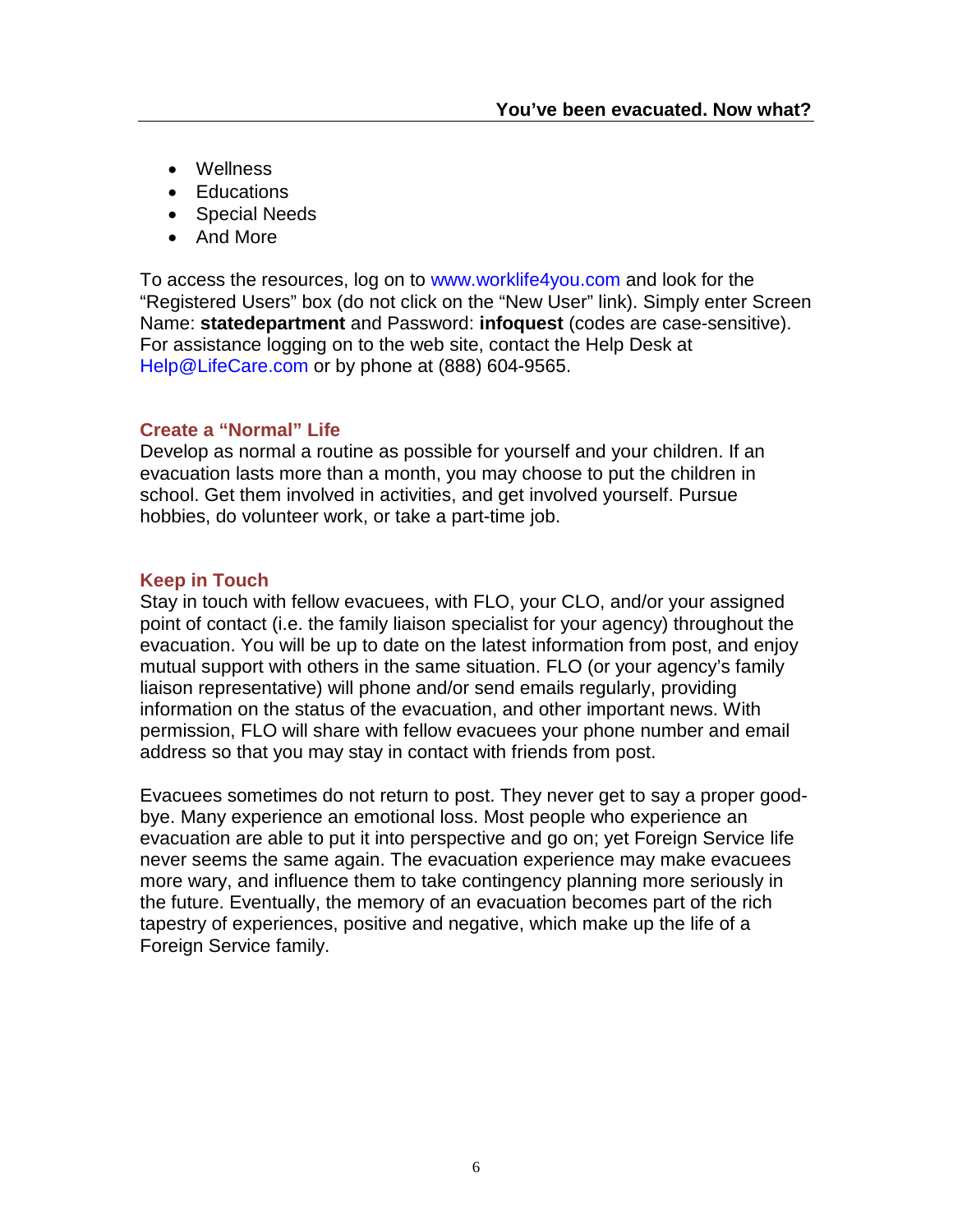- Wellness
- Educations
- Special Needs
- And More

To access the resources, log on to www.worklife4you.com and look for the "Registered Users" box (do not click on the "New User" link). Simply enter Screen Name: **statedepartment** and Password: **infoquest** (codes are case-sensitive). For assistance logging on to the web site, contact the Help Desk at Help@LifeCare.com or by phone at (888) 604-9565.

### Create a "Normal" Life

Develop as normal a routine as possible for yourself and your children. If an evacuation lasts more than a month, you may choose to put the children in school. Get them involved in activities, and get involved yourself. Pursue hobbies, do volunteer work, or take a part-time job.

### Keep in Touch

Stay in touch with fellow evacuees, with FLO, your CLO, and/or your assigned point of contact (i.e. the family liaison specialist for your agency) throughout the evacuation. You will be up to date on the latest information from post, and enjoy mutual support with others in the same situation. FLO (or your agency's family liaison representative) will phone and/or send emails regularly, providing information on the status of the evacuation, and other important news. With permission, FLO will share with fellow evacuees your phone number and email address so that you may stay in contact with friends from post.

Evacuees sometimes do not return to post. They never get to say a proper good-bye. Many experience an emotional loss. Most people who experience an evacuation are able to put it into perspective and go on; yet Foreign Service life never seems the same again. The evacuation experience may make evacuees more wary, and influence them to take contingency planning more seriously in the future. Eventually, the memory of an evacuation becomes part of the rich tapestry of experiences, positive and negative, which make up the life of a Foreign Service family.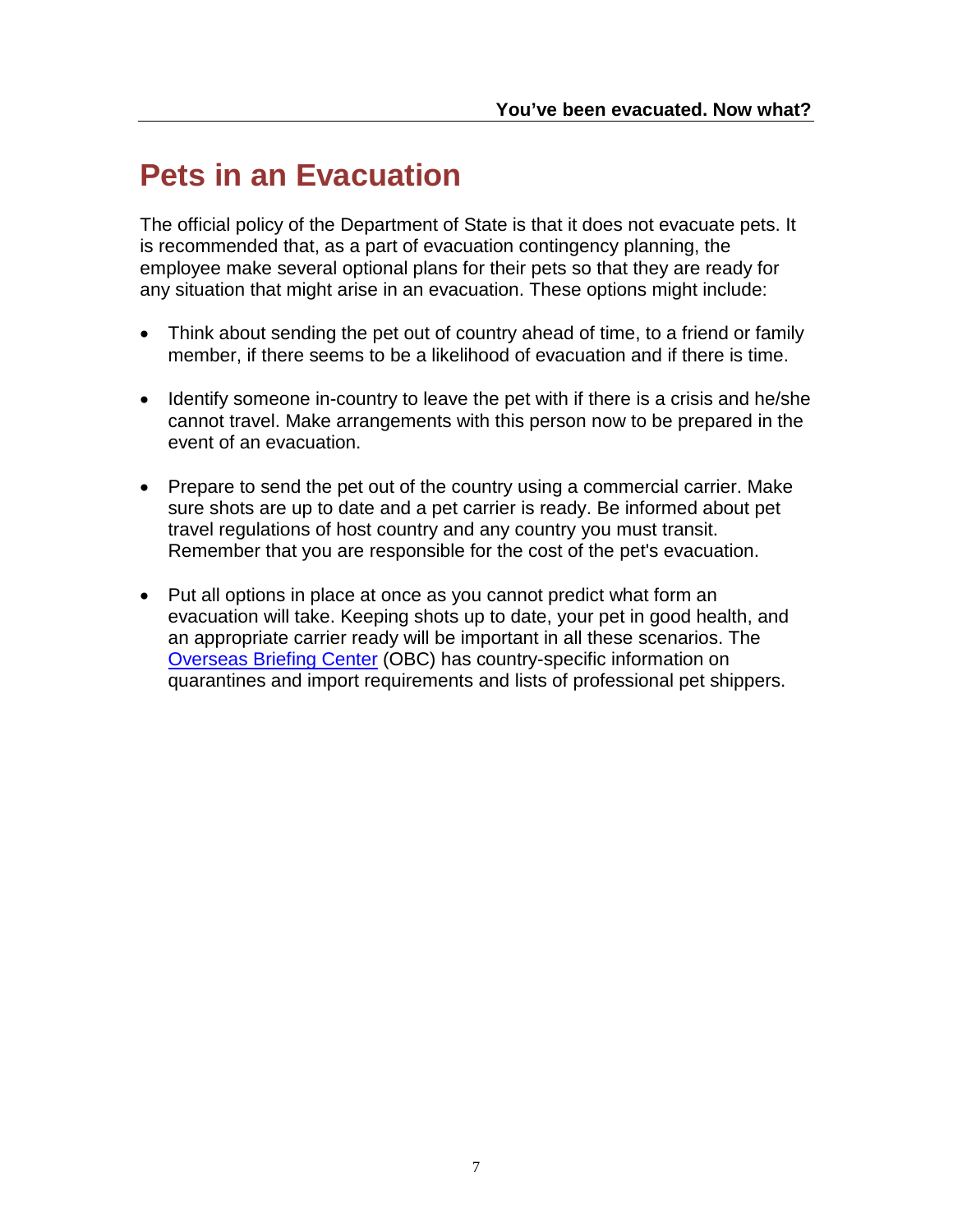# Pets in an Evacuation

The official policy of the Department of State is that it does not evacuate pets. It is recommended that, as a part of evacuation contingency planning, the employee make several optional plans for their pets so that they are ready for any situation that might arise in an evacuation. These options might include:

- Think about sending the pet out of country ahead of time, to a friend or family member, if there seems to be a likelihood of evacuation and if there is time.
- Identify someone in-country to leave the pet with if there is a crisis and he/she cannot travel. Make arrangements with this person now to be prepared in the event of an evacuation.
- Prepare to send the pet out of the country using a commercial carrier. Make sure shots are up to date and a pet carrier is ready. Be informed about pet travel regulations of host country and any country you must transit. Remember that you are responsible for the cost of the pet's evacuation.
- Put all options in place at once as you cannot predict what form an evacuation will take. Keeping shots up to date, your pet in good health, and an appropriate carrier ready will be important in all these scenarios. The Overseas Briefing Center (OBC) has country-specific information on quarantines and import requirements and lists of professional pet shippers.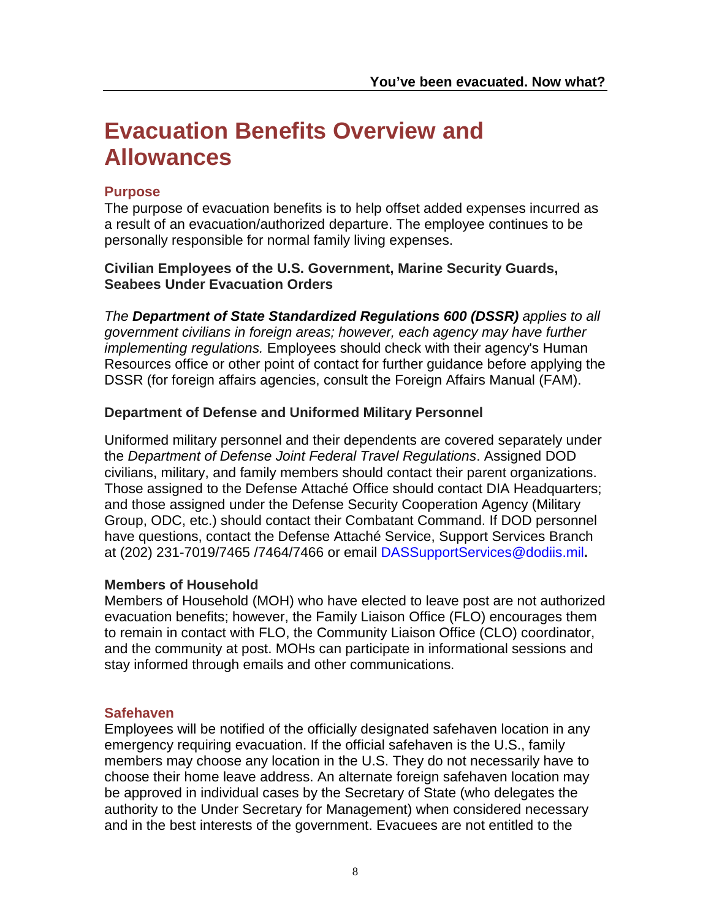# Evacuation Benefits Overview and Allowances

## Purpose

The purpose of evacuation benefits is to help offset added expenses incurred as a result of an evacuation/authorized departure. The employee continues to be personally responsible for normal family living expenses.

**Civilian Employees of the U.S. Government, Marine Security Guards, Seabees Under Evacuation Orders**

*The **Department of State Standardized Regulations 600 (DSSR)** applies to all government civilians in foreign areas; however, each agency may have further implementing regulations.* Employees should check with their agency's Human Resources office or other point of contact for further guidance before applying the DSSR (for foreign affairs agencies, consult the Foreign Affairs Manual (FAM).

**Department of Defense and Uniformed Military Personnel**

Uniformed military personnel and their dependents are covered separately under the *Department of Defense Joint Federal Travel Regulations*. Assigned DOD civilians, military, and family members should contact their parent organizations. Those assigned to the Defense Attaché Office should contact DIA Headquarters; and those assigned under the Defense Security Cooperation Agency (Military Group, ODC, etc.) should contact their Combatant Command. If DOD personnel have questions, contact the Defense Attaché Service, Support Services Branch at (202) 231-7019/7465 /7464/7466 or email DASSupportServices@dodiis.mil**.**

**Members of Household**

Members of Household (MOH) who have elected to leave post are not authorized evacuation benefits; however, the Family Liaison Office (FLO) encourages them to remain in contact with FLO, the Community Liaison Office (CLO) coordinator, and the community at post. MOHs can participate in informational sessions and stay informed through emails and other communications.

## Safehaven

Employees will be notified of the officially designated safehaven location in any emergency requiring evacuation. If the official safehaven is the U.S., family members may choose any location in the U.S. They do not necessarily have to choose their home leave address. An alternate foreign safehaven location may be approved in individual cases by the Secretary of State (who delegates the authority to the Under Secretary for Management) when considered necessary and in the best interests of the government. Evacuees are not entitled to the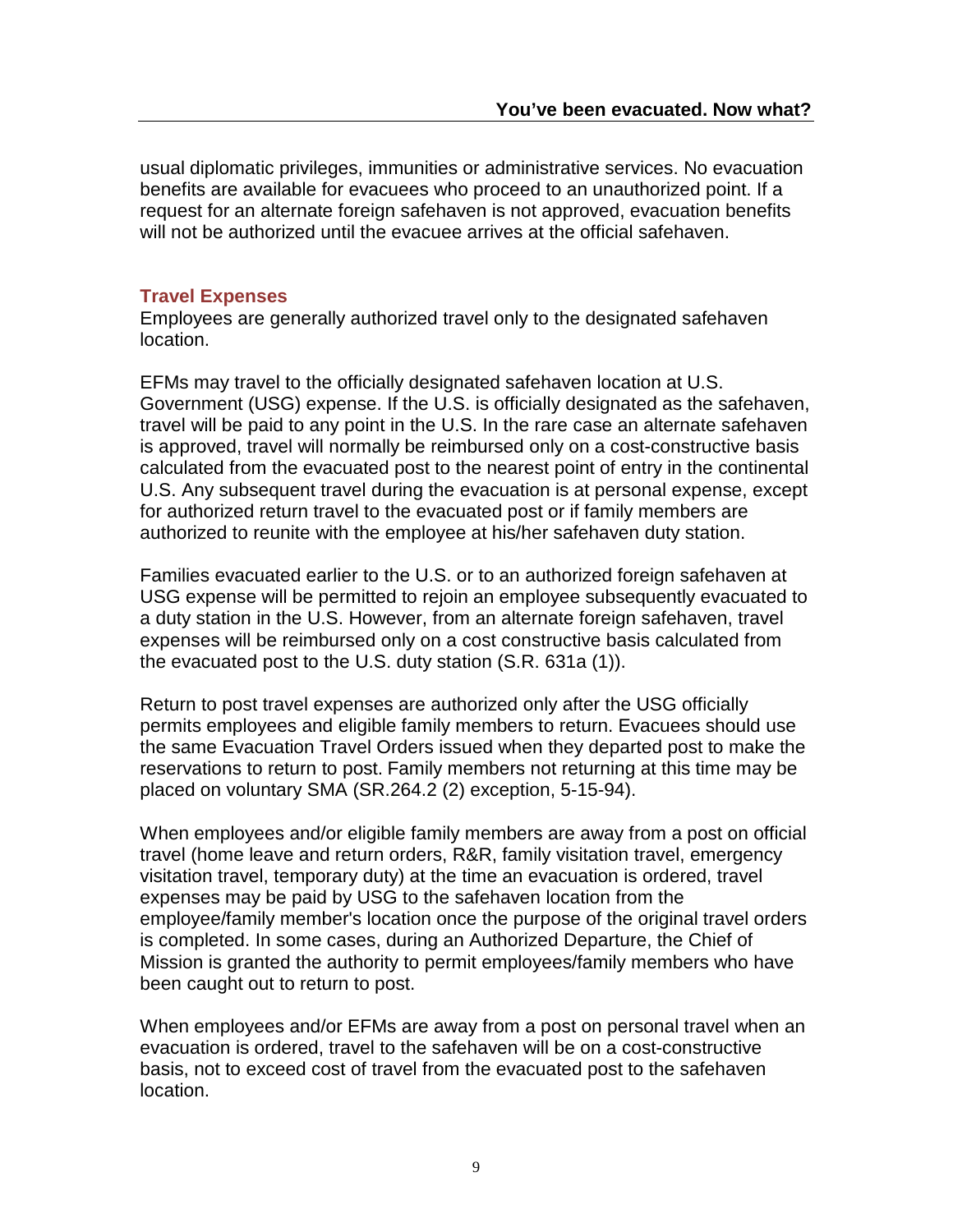usual diplomatic privileges, immunities or administrative services. No evacuation benefits are available for evacuees who proceed to an unauthorized point. If a request for an alternate foreign safehaven is not approved, evacuation benefits will not be authorized until the evacuee arrives at the official safehaven.

### Travel Expenses

Employees are generally authorized travel only to the designated safehaven location.

EFMs may travel to the officially designated safehaven location at U.S. Government (USG) expense. If the U.S. is officially designated as the safehaven, travel will be paid to any point in the U.S. In the rare case an alternate safehaven is approved, travel will normally be reimbursed only on a cost-constructive basis calculated from the evacuated post to the nearest point of entry in the continental U.S. Any subsequent travel during the evacuation is at personal expense, except for authorized return travel to the evacuated post or if family members are authorized to reunite with the employee at his/her safehaven duty station.

Families evacuated earlier to the U.S. or to an authorized foreign safehaven at USG expense will be permitted to rejoin an employee subsequently evacuated to a duty station in the U.S. However, from an alternate foreign safehaven, travel expenses will be reimbursed only on a cost constructive basis calculated from the evacuated post to the U.S. duty station (S.R. 631a (1)).

Return to post travel expenses are authorized only after the USG officially permits employees and eligible family members to return. Evacuees should use the same Evacuation Travel Orders issued when they departed post to make the reservations to return to post. Family members not returning at this time may be placed on voluntary SMA (SR.264.2 (2) exception, 5-15-94).

When employees and/or eligible family members are away from a post on official travel (home leave and return orders, R&R, family visitation travel, emergency visitation travel, temporary duty) at the time an evacuation is ordered, travel expenses may be paid by USG to the safehaven location from the employee/family member's location once the purpose of the original travel orders is completed. In some cases, during an Authorized Departure, the Chief of Mission is granted the authority to permit employees/family members who have been caught out to return to post.

When employees and/or EFMs are away from a post on personal travel when an evacuation is ordered, travel to the safehaven will be on a cost-constructive basis, not to exceed cost of travel from the evacuated post to the safehaven location.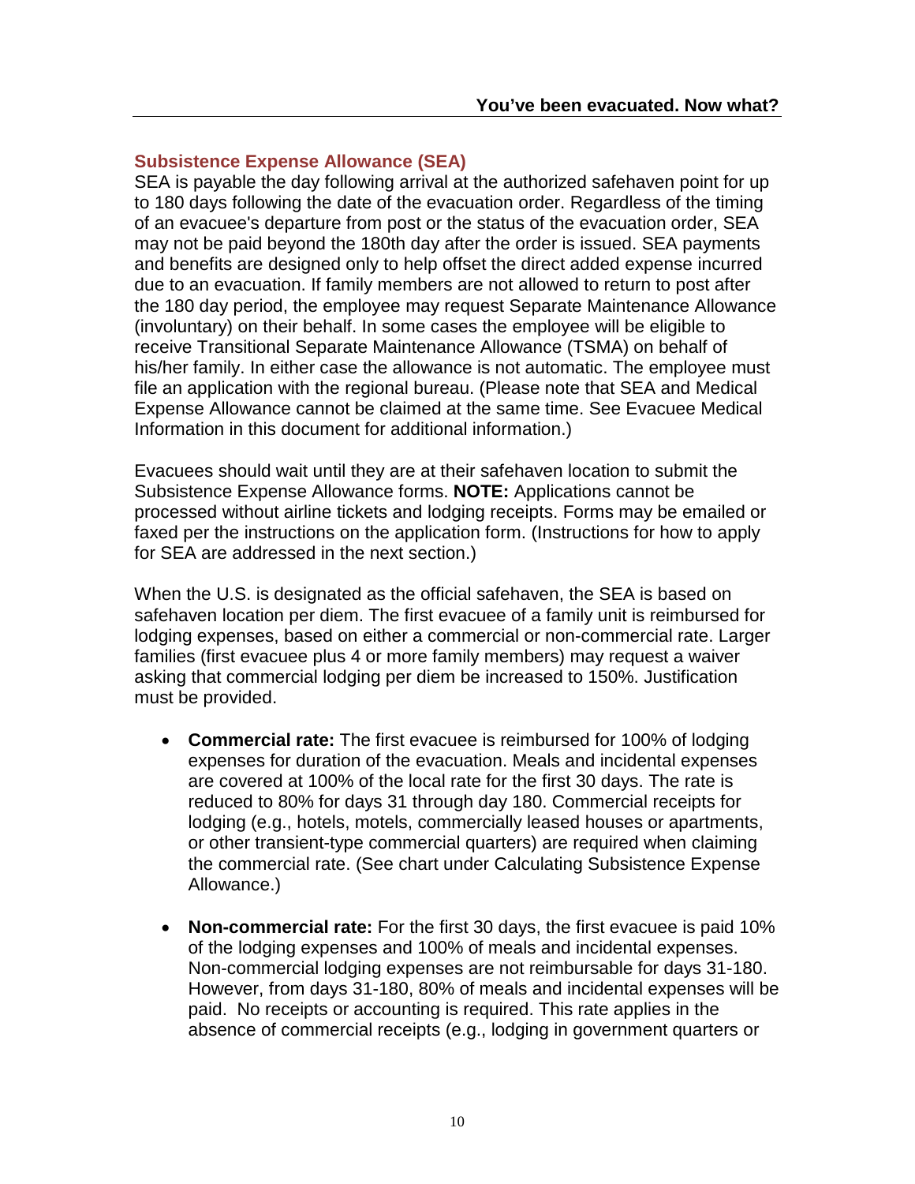### Subsistence Expense Allowance (SEA)

SEA is payable the day following arrival at the authorized safehaven point for up to 180 days following the date of the evacuation order. Regardless of the timing of an evacuee's departure from post or the status of the evacuation order, SEA may not be paid beyond the 180th day after the order is issued. SEA payments and benefits are designed only to help offset the direct added expense incurred due to an evacuation. If family members are not allowed to return to post after the 180 day period, the employee may request Separate Maintenance Allowance (involuntary) on their behalf. In some cases the employee will be eligible to receive Transitional Separate Maintenance Allowance (TSMA) on behalf of his/her family. In either case the allowance is not automatic. The employee must file an application with the regional bureau. (Please note that SEA and Medical Expense Allowance cannot be claimed at the same time. See Evacuee Medical Information in this document for additional information.)

Evacuees should wait until they are at their safehaven location to submit the Subsistence Expense Allowance forms. **NOTE:** Applications cannot be processed without airline tickets and lodging receipts. Forms may be emailed or faxed per the instructions on the application form. (Instructions for how to apply for SEA are addressed in the next section.)

When the U.S. is designated as the official safehaven, the SEA is based on safehaven location per diem. The first evacuee of a family unit is reimbursed for lodging expenses, based on either a commercial or non-commercial rate. Larger families (first evacuee plus 4 or more family members) may request a waiver asking that commercial lodging per diem be increased to 150%. Justification must be provided.

- **Commercial rate:** The first evacuee is reimbursed for 100% of lodging expenses for duration of the evacuation. Meals and incidental expenses are covered at 100% of the local rate for the first 30 days. The rate is reduced to 80% for days 31 through day 180. Commercial receipts for lodging (e.g., hotels, motels, commercially leased houses or apartments, or other transient-type commercial quarters) are required when claiming the commercial rate. (See chart under Calculating Subsistence Expense Allowance.)
- **Non-commercial rate:** For the first 30 days, the first evacuee is paid 10% of the lodging expenses and 100% of meals and incidental expenses. Non-commercial lodging expenses are not reimbursable for days 31-180. However, from days 31-180, 80% of meals and incidental expenses will be paid. No receipts or accounting is required. This rate applies in the absence of commercial receipts (e.g., lodging in government quarters or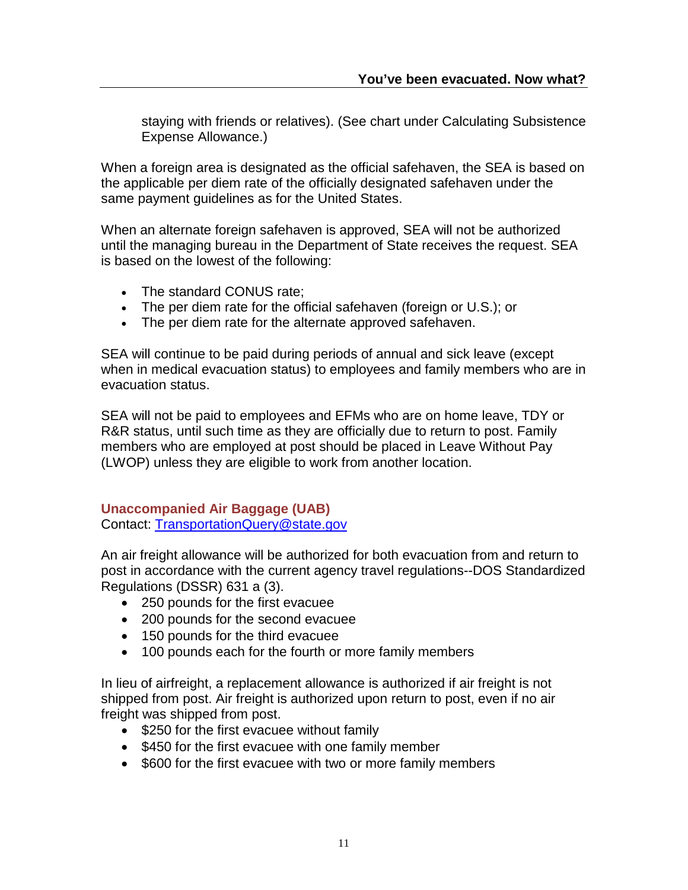staying with friends or relatives). (See chart under Calculating Subsistence Expense Allowance.)

When a foreign area is designated as the official safehaven, the SEA is based on the applicable per diem rate of the officially designated safehaven under the same payment guidelines as for the United States.

When an alternate foreign safehaven is approved, SEA will not be authorized until the managing bureau in the Department of State receives the request. SEA is based on the lowest of the following:

- The standard CONUS rate;
- The per diem rate for the official safehaven (foreign or U.S.); or
- The per diem rate for the alternate approved safehaven.

SEA will continue to be paid during periods of annual and sick leave (except when in medical evacuation status) to employees and family members who are in evacuation status.

SEA will not be paid to employees and EFMs who are on home leave, TDY or R&R status, until such time as they are officially due to return to post. Family members who are employed at post should be placed in Leave Without Pay (LWOP) unless they are eligible to work from another location.

### Unaccompanied Air Baggage (UAB)

Contact: [TransportationQuery@state.gov](mailto:TransportationQuery@state.gov)

An air freight allowance will be authorized for both evacuation from and return to post in accordance with the current agency travel regulations--DOS Standardized Regulations (DSSR) 631 a (3).

- 250 pounds for the first evacuee
- 200 pounds for the second evacuee
- 150 pounds for the third evacuee
- 100 pounds each for the fourth or more family members

In lieu of airfreight, a replacement allowance is authorized if air freight is not shipped from post. Air freight is authorized upon return to post, even if no air freight was shipped from post.

- $250 for the first evacuee without family
- $450 for the first evacuee with one family member
- $600 for the first evacuee with two or more family members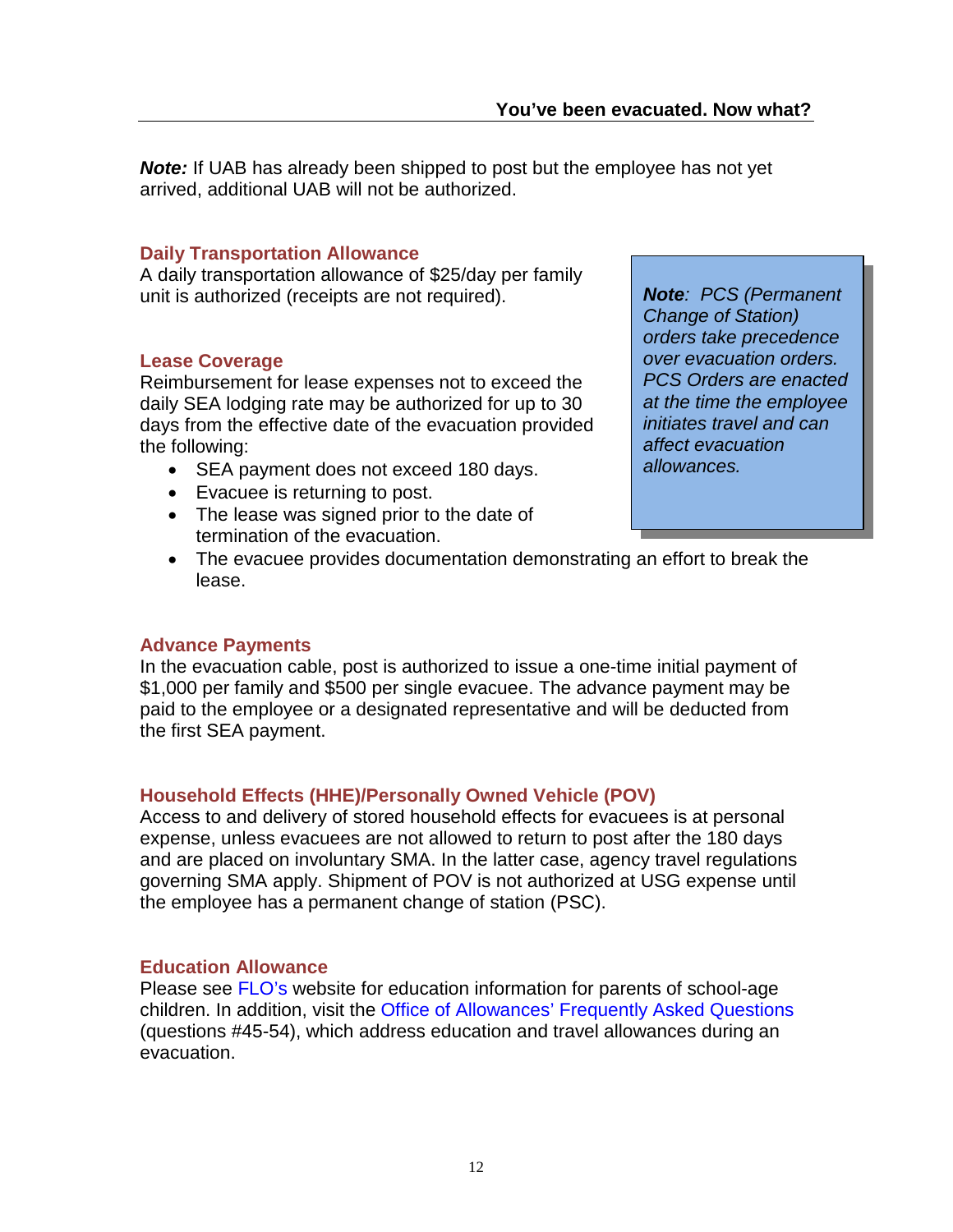**Note:** If UAB has already been shipped to post but the employee has not yet arrived, additional UAB will not be authorized.

### Daily Transportation Allowance

A daily transportation allowance of $25/day per family unit is authorized (receipts are not required).

> ***Note**: PCS (Permanent Change of Station) orders take precedence over evacuation orders. PCS Orders are enacted at the time the employee initiates travel and can affect evacuation allowances.*

### Lease Coverage

Reimbursement for lease expenses not to exceed the daily SEA lodging rate may be authorized for up to 30 days from the effective date of the evacuation provided the following:

- SEA payment does not exceed 180 days.
- Evacuee is returning to post.
- The lease was signed prior to the date of termination of the evacuation.
- The evacuee provides documentation demonstrating an effort to break the lease.

### Advance Payments

In the evacuation cable, post is authorized to issue a one-time initial payment of $1,000 per family and $500 per single evacuee. The advance payment may be paid to the employee or a designated representative and will be deducted from the first SEA payment.

### Household Effects (HHE)/Personally Owned Vehicle (POV)

Access to and delivery of stored household effects for evacuees is at personal expense, unless evacuees are not allowed to return to post after the 180 days and are placed on involuntary SMA. In the latter case, agency travel regulations governing SMA apply. Shipment of POV is not authorized at USG expense until the employee has a permanent change of station (PSC).

### Education Allowance

Please see FLO's website for education information for parents of school-age children. In addition, visit the Office of Allowances' Frequently Asked Questions (questions #45-54), which address education and travel allowances during an evacuation.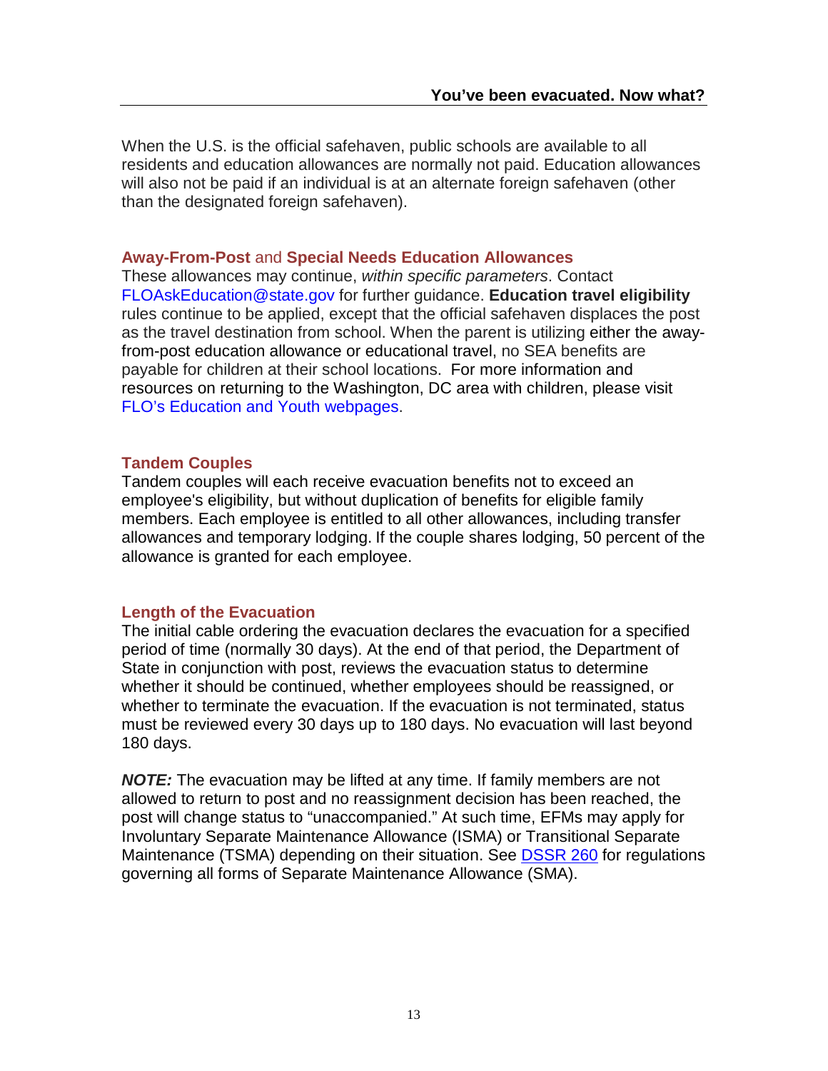When the U.S. is the official safehaven, public schools are available to all residents and education allowances are normally not paid. Education allowances will also not be paid if an individual is at an alternate foreign safehaven (other than the designated foreign safehaven).

### **Away-From-Post** and **Special Needs Education Allowances**

These allowances may continue, *within specific parameters*. Contact FLOAskEducation@state.gov for further guidance. **Education travel eligibility** rules continue to be applied, except that the official safehaven displaces the post as the travel destination from school. When the parent is utilizing either the away-from-post education allowance or educational travel, no SEA benefits are payable for children at their school locations. For more information and resources on returning to the Washington, DC area with children, please visit FLO's Education and Youth webpages.

### Tandem Couples

Tandem couples will each receive evacuation benefits not to exceed an employee's eligibility, but without duplication of benefits for eligible family members. Each employee is entitled to all other allowances, including transfer allowances and temporary lodging. If the couple shares lodging, 50 percent of the allowance is granted for each employee.

### Length of the Evacuation

The initial cable ordering the evacuation declares the evacuation for a specified period of time (normally 30 days). At the end of that period, the Department of State in conjunction with post, reviews the evacuation status to determine whether it should be continued, whether employees should be reassigned, or whether to terminate the evacuation. If the evacuation is not terminated, status must be reviewed every 30 days up to 180 days. No evacuation will last beyond 180 days.

***NOTE:*** The evacuation may be lifted at any time. If family members are not allowed to return to post and no reassignment decision has been reached, the post will change status to "unaccompanied." At such time, EFMs may apply for Involuntary Separate Maintenance Allowance (ISMA) or Transitional Separate Maintenance (TSMA) depending on their situation. See DSSR 260 for regulations governing all forms of Separate Maintenance Allowance (SMA).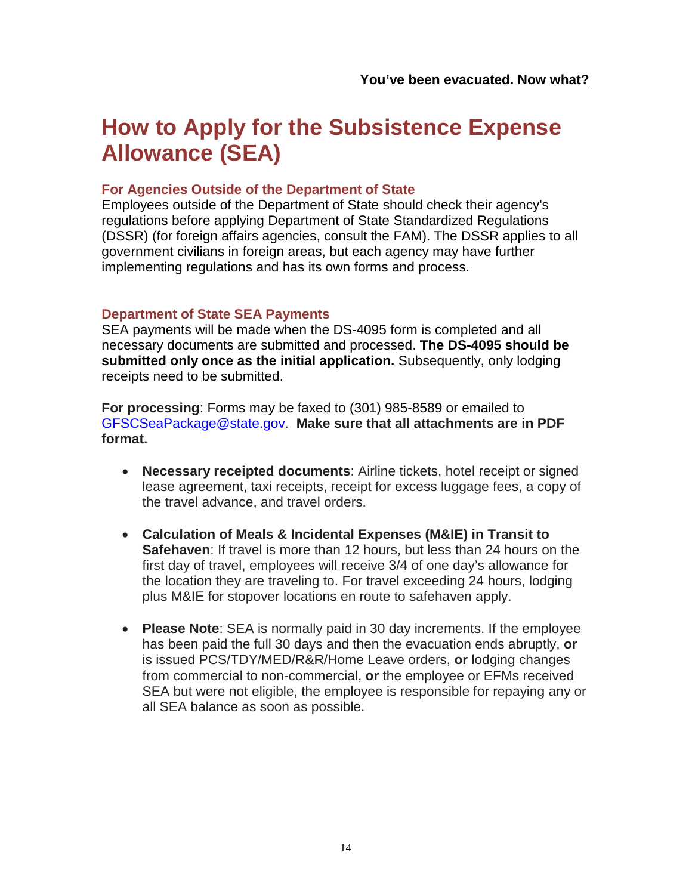# How to Apply for the Subsistence Expense Allowance (SEA)

### For Agencies Outside of the Department of State

Employees outside of the Department of State should check their agency's regulations before applying Department of State Standardized Regulations (DSSR) (for foreign affairs agencies, consult the FAM). The DSSR applies to all government civilians in foreign areas, but each agency may have further implementing regulations and has its own forms and process.

### Department of State SEA Payments

SEA payments will be made when the DS-4095 form is completed and all necessary documents are submitted and processed. **The DS-4095 should be submitted only once as the initial application.** Subsequently, only lodging receipts need to be submitted.

**For processing**: Forms may be faxed to (301) 985-8589 or emailed to GFSCSeaPackage@state.gov. **Make sure that all attachments are in PDF format.**

- **Necessary receipted documents**: Airline tickets, hotel receipt or signed lease agreement, taxi receipts, receipt for excess luggage fees, a copy of the travel advance, and travel orders.

- **Calculation of Meals & Incidental Expenses (M&IE) in Transit to Safehaven**: If travel is more than 12 hours, but less than 24 hours on the first day of travel, employees will receive 3/4 of one day's allowance for the location they are traveling to. For travel exceeding 24 hours, lodging plus M&IE for stopover locations en route to safehaven apply.

- **Please Note**: SEA is normally paid in 30 day increments. If the employee has been paid the full 30 days and then the evacuation ends abruptly, **or** is issued PCS/TDY/MED/R&R/Home Leave orders, **or** lodging changes from commercial to non-commercial, **or** the employee or EFMs received SEA but were not eligible, the employee is responsible for repaying any or all SEA balance as soon as possible.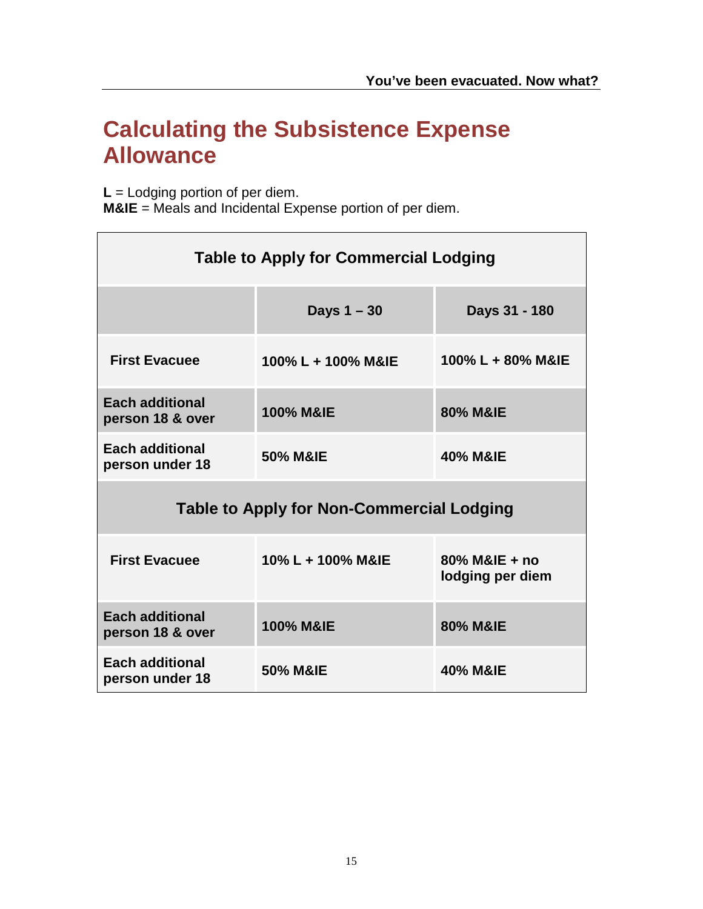# Calculating the Subsistence Expense Allowance

**L** = Lodging portion of per diem.
**M&IE** = Meals and Incidental Expense portion of per diem.

| Table to Apply for Commercial Lodging | | |
|---|---|---|
| | **Days 1 – 30** | **Days 31 - 180** |
| **First Evacuee** | **100% L + 100% M&IE** | **100% L + 80% M&IE** |
| **Each additional person 18 & over** | **100% M&IE** | **80% M&IE** |
| **Each additional person under 18** | **50% M&IE** | **40% M&IE** |
| **Table to Apply for Non-Commercial Lodging** | | |
| **First Evacuee** | **10% L + 100% M&IE** | **80% M&IE + no lodging per diem** |
| **Each additional person 18 & over** | **100% M&IE** | **80% M&IE** |
| **Each additional person under 18** | **50% M&IE** | **40% M&IE** |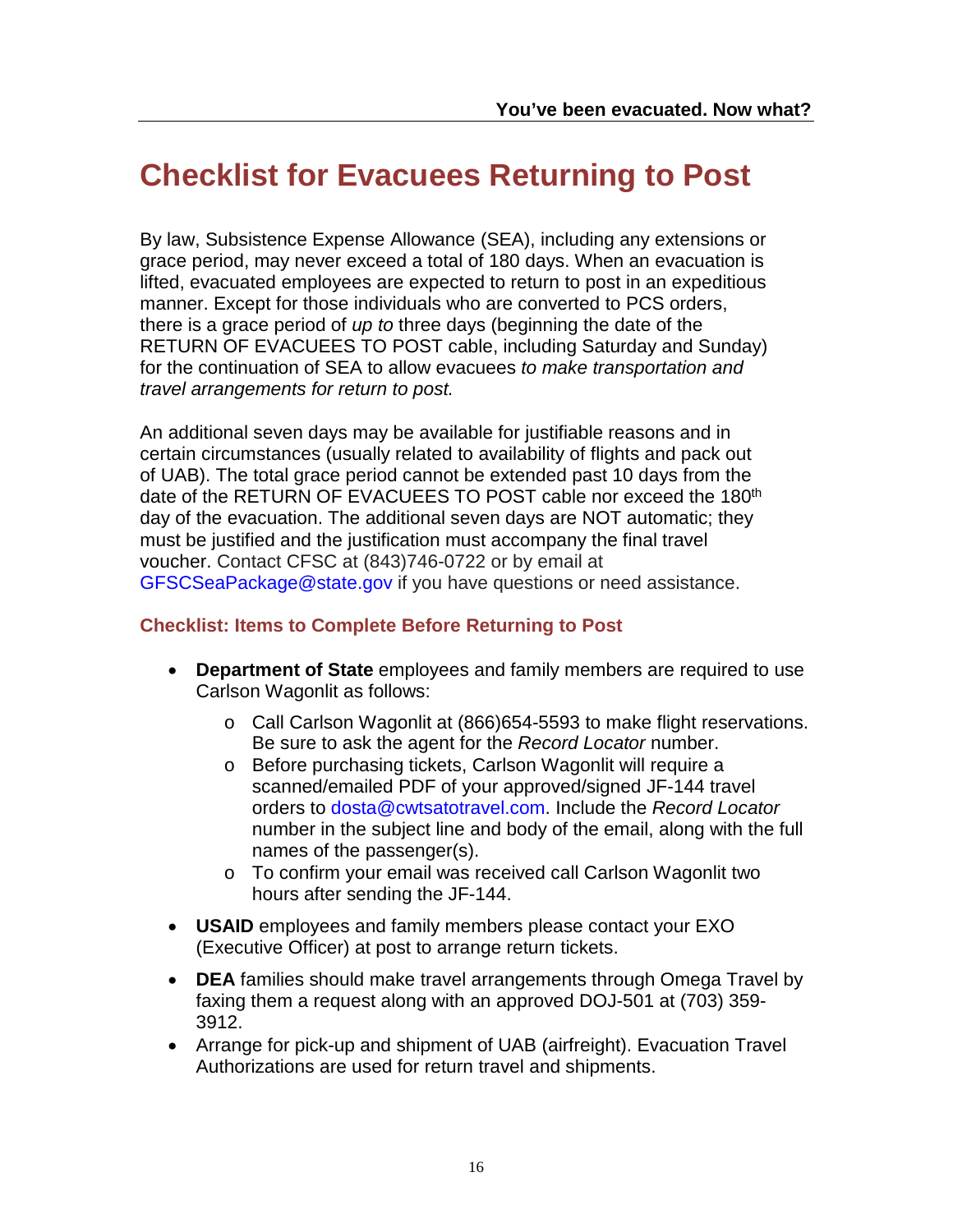# Checklist for Evacuees Returning to Post

By law, Subsistence Expense Allowance (SEA), including any extensions or grace period, may never exceed a total of 180 days. When an evacuation is lifted, evacuated employees are expected to return to post in an expeditious manner. Except for those individuals who are converted to PCS orders, there is a grace period of *up to* three days (beginning the date of the RETURN OF EVACUEES TO POST cable, including Saturday and Sunday) for the continuation of SEA to allow evacuees *to make transportation and travel arrangements for return to post.*

An additional seven days may be available for justifiable reasons and in certain circumstances (usually related to availability of flights and pack out of UAB). The total grace period cannot be extended past 10 days from the date of the RETURN OF EVACUEES TO POST cable nor exceed the 180th day of the evacuation. The additional seven days are NOT automatic; they must be justified and the justification must accompany the final travel voucher. Contact CFSC at (843)746-0722 or by email at GFSCSeaPackage@state.gov if you have questions or need assistance.

### Checklist: Items to Complete Before Returning to Post

- **Department of State** employees and family members are required to use Carlson Wagonlit as follows:
  - Call Carlson Wagonlit at (866)654-5593 to make flight reservations. Be sure to ask the agent for the *Record Locator* number.
  - Before purchasing tickets, Carlson Wagonlit will require a scanned/emailed PDF of your approved/signed JF-144 travel orders to dosta@cwtsatotravel.com. Include the *Record Locator* number in the subject line and body of the email, along with the full names of the passenger(s).
  - To confirm your email was received call Carlson Wagonlit two hours after sending the JF-144.
- **USAID** employees and family members please contact your EXO (Executive Officer) at post to arrange return tickets.
- **DEA** families should make travel arrangements through Omega Travel by faxing them a request along with an approved DOJ-501 at (703) 359-3912.
- Arrange for pick-up and shipment of UAB (airfreight). Evacuation Travel Authorizations are used for return travel and shipments.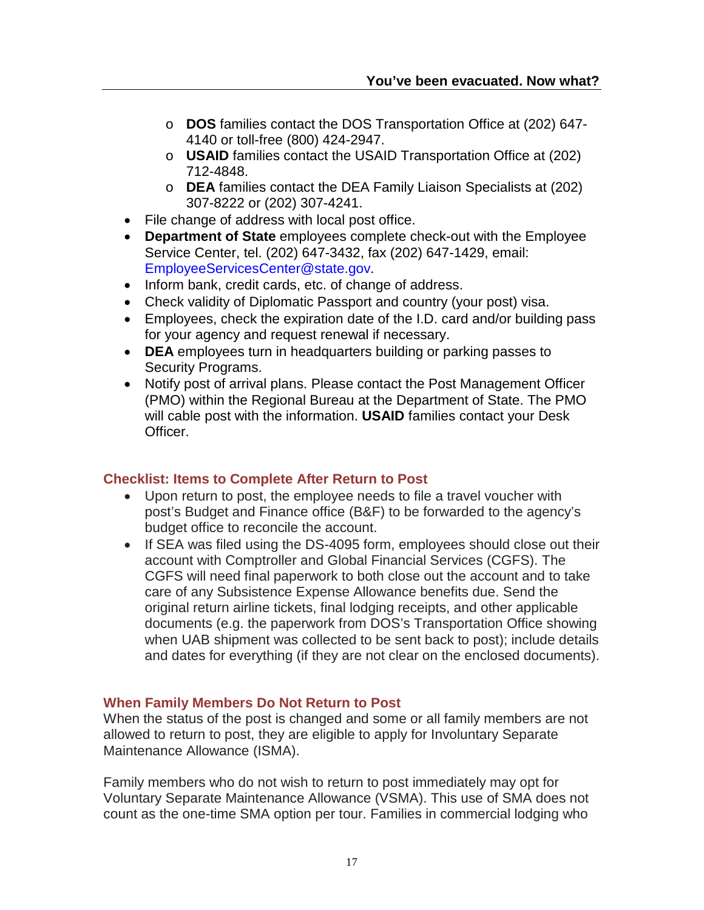- **DOS** families contact the DOS Transportation Office at (202) 647-4140 or toll-free (800) 424-2947.
  - **USAID** families contact the USAID Transportation Office at (202) 712-4848.
  - **DEA** families contact the DEA Family Liaison Specialists at (202) 307-8222 or (202) 307-4241.
- File change of address with local post office.
- **Department of State** employees complete check-out with the Employee Service Center, tel. (202) 647-3432, fax (202) 647-1429, email: EmployeeServicesCenter@state.gov.
- Inform bank, credit cards, etc. of change of address.
- Check validity of Diplomatic Passport and country (your post) visa.
- Employees, check the expiration date of the I.D. card and/or building pass for your agency and request renewal if necessary.
- **DEA** employees turn in headquarters building or parking passes to Security Programs.
- Notify post of arrival plans. Please contact the Post Management Officer (PMO) within the Regional Bureau at the Department of State. The PMO will cable post with the information. **USAID** families contact your Desk Officer.

### Checklist: Items to Complete After Return to Post

- Upon return to post, the employee needs to file a travel voucher with post's Budget and Finance office (B&F) to be forwarded to the agency's budget office to reconcile the account.
- If SEA was filed using the DS-4095 form, employees should close out their account with Comptroller and Global Financial Services (CGFS). The CGFS will need final paperwork to both close out the account and to take care of any Subsistence Expense Allowance benefits due. Send the original return airline tickets, final lodging receipts, and other applicable documents (e.g. the paperwork from DOS's Transportation Office showing when UAB shipment was collected to be sent back to post); include details and dates for everything (if they are not clear on the enclosed documents).

### When Family Members Do Not Return to Post

When the status of the post is changed and some or all family members are not allowed to return to post, they are eligible to apply for Involuntary Separate Maintenance Allowance (ISMA).

Family members who do not wish to return to post immediately may opt for Voluntary Separate Maintenance Allowance (VSMA). This use of SMA does not count as the one-time SMA option per tour. Families in commercial lodging who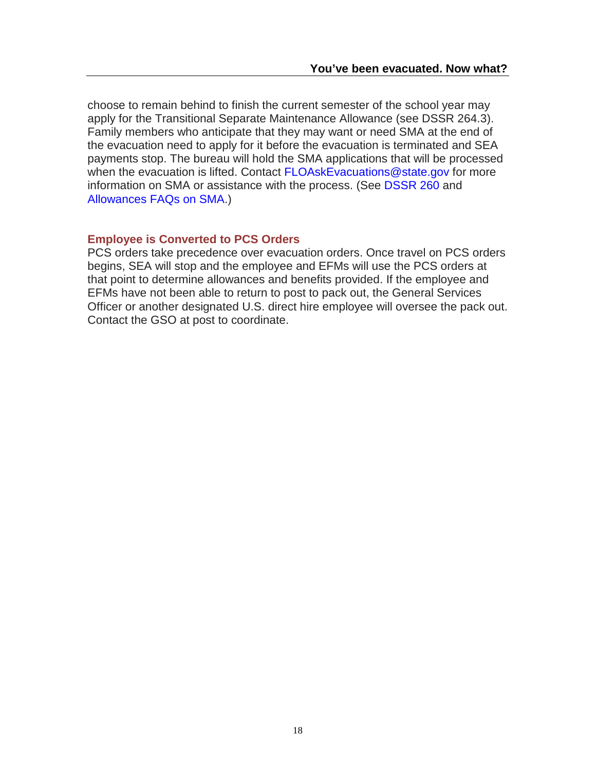choose to remain behind to finish the current semester of the school year may apply for the Transitional Separate Maintenance Allowance (see DSSR 264.3). Family members who anticipate that they may want or need SMA at the end of the evacuation need to apply for it before the evacuation is terminated and SEA payments stop. The bureau will hold the SMA applications that will be processed when the evacuation is lifted. Contact FLOAskEvacuations@state.gov for more information on SMA or assistance with the process. (See DSSR 260 and Allowances FAQs on SMA.)

### Employee is Converted to PCS Orders

PCS orders take precedence over evacuation orders. Once travel on PCS orders begins, SEA will stop and the employee and EFMs will use the PCS orders at that point to determine allowances and benefits provided. If the employee and EFMs have not been able to return to post to pack out, the General Services Officer or another designated U.S. direct hire employee will oversee the pack out. Contact the GSO at post to coordinate.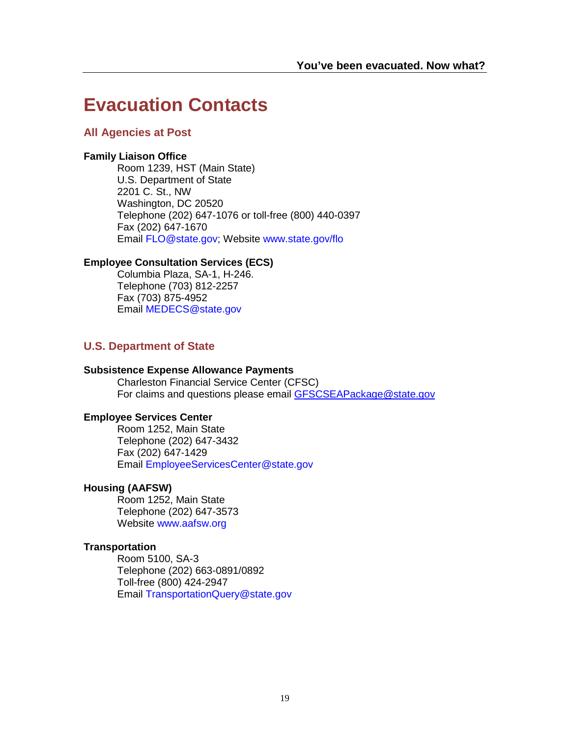# Evacuation Contacts

## All Agencies at Post

**Family Liaison Office**

Room 1239, HST (Main State)
U.S. Department of State
2201 C. St., NW
Washington, DC 20520
Telephone (202) 647-1076 or toll-free (800) 440-0397
Fax (202) 647-1670
Email FLO@state.gov; Website www.state.gov/flo

**Employee Consultation Services (ECS)**

Columbia Plaza, SA-1, H-246.
Telephone (703) 812-2257
Fax (703) 875-4952
Email MEDECS@state.gov

## U.S. Department of State

**Subsistence Expense Allowance Payments**

Charleston Financial Service Center (CFSC)
For claims and questions please email GFSCSEAPackage@state.gov

**Employee Services Center**

Room 1252, Main State
Telephone (202) 647-3432
Fax (202) 647-1429
Email EmployeeServicesCenter@state.gov

**Housing (AAFSW)**

Room 1252, Main State
Telephone (202) 647-3573
Website www.aafsw.org

**Transportation**

Room 5100, SA-3
Telephone (202) 663-0891/0892
Toll-free (800) 424-2947
Email TransportationQuery@state.gov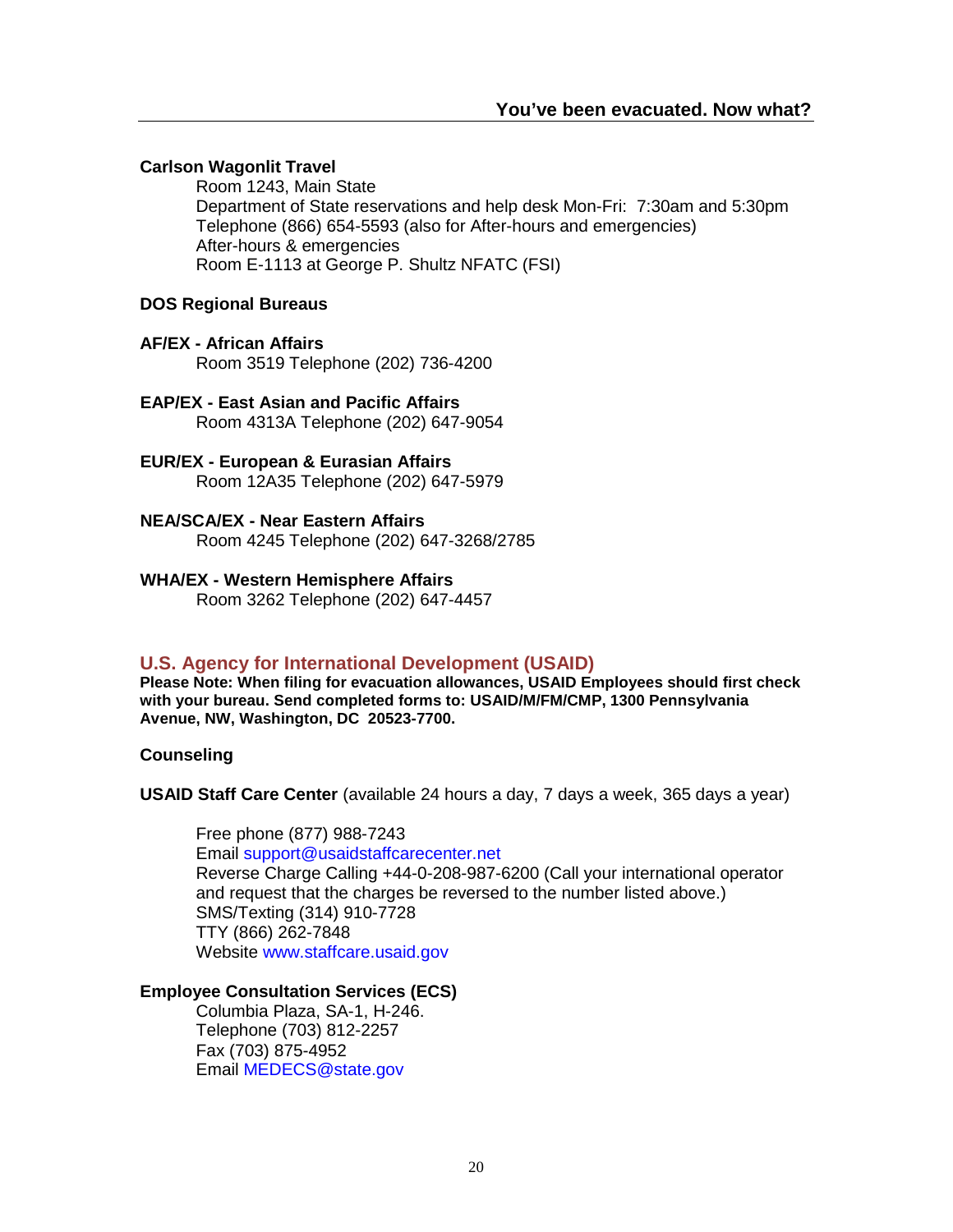**Carlson Wagonlit Travel**

Room 1243, Main State
Department of State reservations and help desk Mon-Fri: 7:30am and 5:30pm
Telephone (866) 654-5593 (also for After-hours and emergencies)
After-hours & emergencies
Room E-1113 at George P. Shultz NFATC (FSI)

**DOS Regional Bureaus**

**AF/EX - African Affairs**
Room 3519 Telephone (202) 736-4200

**EAP/EX - East Asian and Pacific Affairs**
Room 4313A Telephone (202) 647-9054

**EUR/EX - European & Eurasian Affairs**
Room 12A35 Telephone (202) 647-5979

**NEA/SCA/EX - Near Eastern Affairs**
Room 4245 Telephone (202) 647-3268/2785

**WHA/EX - Western Hemisphere Affairs**
Room 3262 Telephone (202) 647-4457

## U.S. Agency for International Development (USAID)

**Please Note: When filing for evacuation allowances, USAID Employees should first check with your bureau. Send completed forms to: USAID/M/FM/CMP, 1300 Pennsylvania Avenue, NW, Washington, DC 20523-7700.**

**Counseling**

**USAID Staff Care Center** (available 24 hours a day, 7 days a week, 365 days a year)

Free phone (877) 988-7243
Email support@usaidstaffcarecenter.net
Reverse Charge Calling +44-0-208-987-6200 (Call your international operator and request that the charges be reversed to the number listed above.)
SMS/Texting (314) 910-7728
TTY (866) 262-7848
Website www.staffcare.usaid.gov

**Employee Consultation Services (ECS)**

Columbia Plaza, SA-1, H-246.
Telephone (703) 812-2257
Fax (703) 875-4952
Email MEDECS@state.gov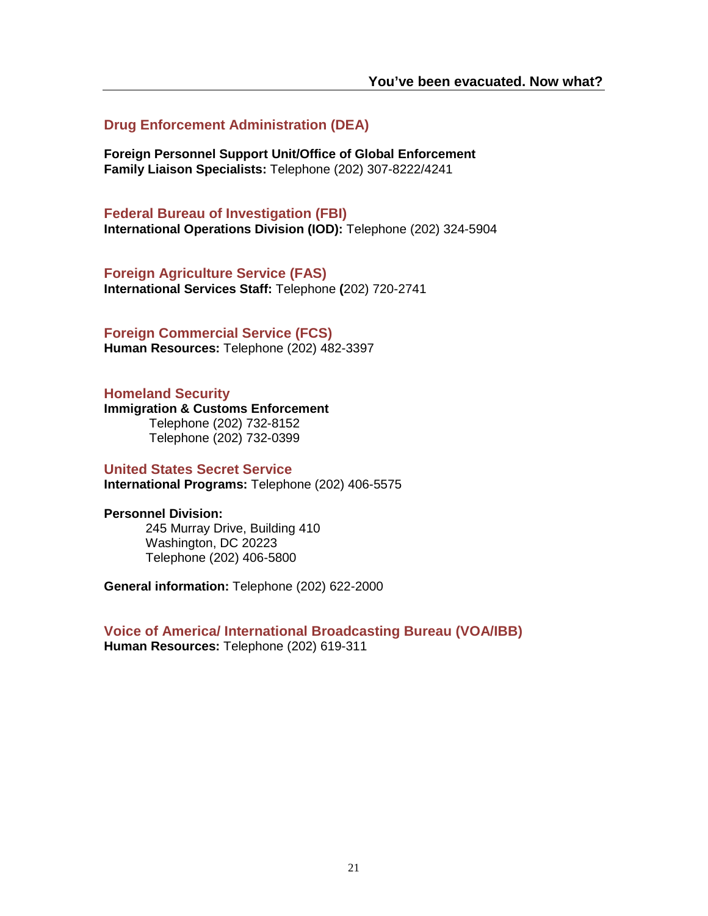## Drug Enforcement Administration (DEA)

**Foreign Personnel Support Unit/Office of Global Enforcement**
**Family Liaison Specialists:** Telephone (202) 307-8222/4241

## Federal Bureau of Investigation (FBI)

**International Operations Division (IOD):** Telephone (202) 324-5904

## Foreign Agriculture Service (FAS)

**International Services Staff:** Telephone **(**202) 720-2741

## Foreign Commercial Service (FCS)

**Human Resources:** Telephone (202) 482-3397

## Homeland Security

**Immigration & Customs Enforcement**
Telephone (202) 732-8152
Telephone (202) 732-0399

## United States Secret Service

**International Programs:** Telephone (202) 406-5575

**Personnel Division:**
245 Murray Drive, Building 410
Washington, DC 20223
Telephone (202) 406-5800

**General information:** Telephone (202) 622-2000

## Voice of America/ International Broadcasting Bureau (VOA/IBB)

**Human Resources:** Telephone (202) 619-311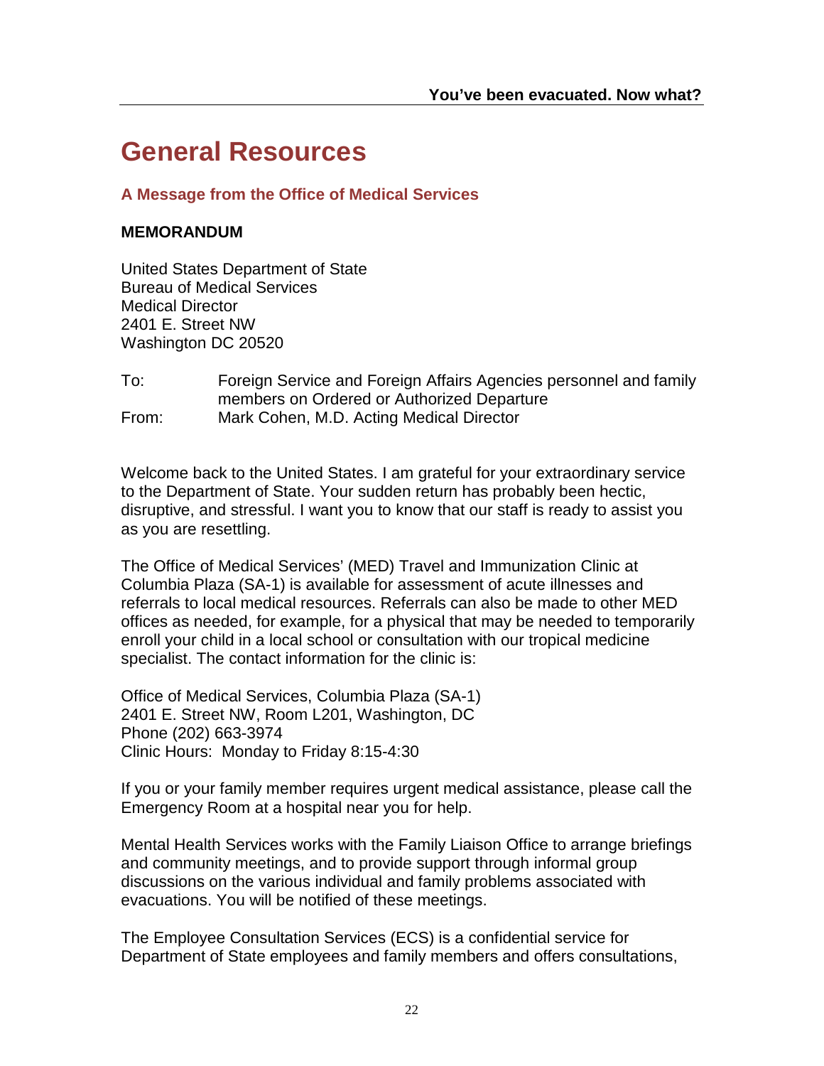# General Resources

## A Message from the Office of Medical Services

**MEMORANDUM**

United States Department of State
Bureau of Medical Services
Medical Director
2401 E. Street NW
Washington DC 20520

To: Foreign Service and Foreign Affairs Agencies personnel and family members on Ordered or Authorized Departure
From: Mark Cohen, M.D. Acting Medical Director

Welcome back to the United States. I am grateful for your extraordinary service to the Department of State. Your sudden return has probably been hectic, disruptive, and stressful. I want you to know that our staff is ready to assist you as you are resettling.

The Office of Medical Services' (MED) Travel and Immunization Clinic at Columbia Plaza (SA-1) is available for assessment of acute illnesses and referrals to local medical resources. Referrals can also be made to other MED offices as needed, for example, for a physical that may be needed to temporarily enroll your child in a local school or consultation with our tropical medicine specialist. The contact information for the clinic is:

Office of Medical Services, Columbia Plaza (SA-1)
2401 E. Street NW, Room L201, Washington, DC
Phone (202) 663-3974
Clinic Hours: Monday to Friday 8:15-4:30

If you or your family member requires urgent medical assistance, please call the Emergency Room at a hospital near you for help.

Mental Health Services works with the Family Liaison Office to arrange briefings and community meetings, and to provide support through informal group discussions on the various individual and family problems associated with evacuations. You will be notified of these meetings.

The Employee Consultation Services (ECS) is a confidential service for Department of State employees and family members and offers consultations,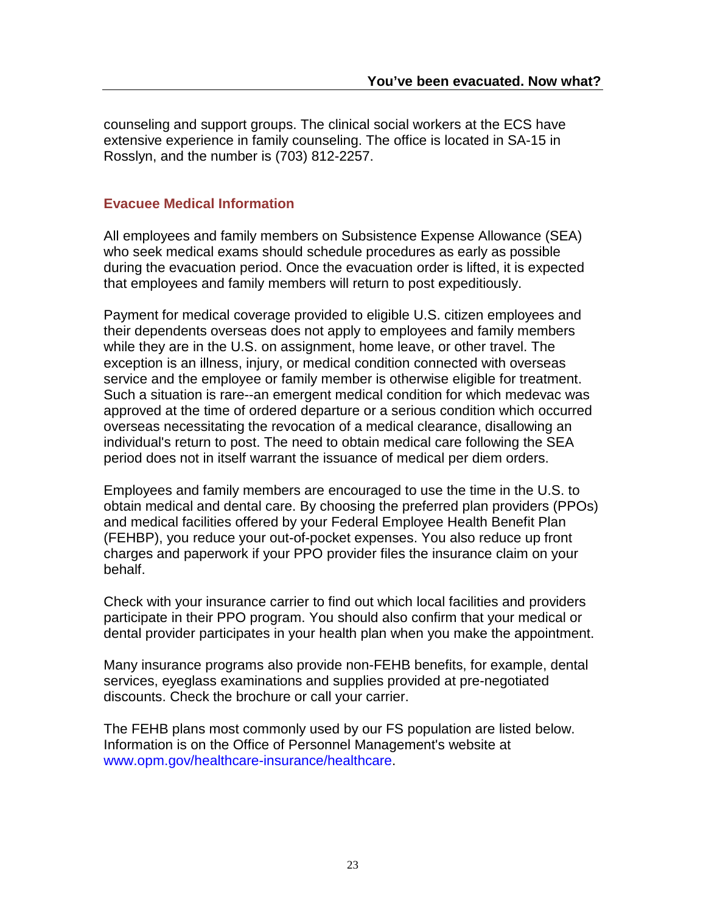counseling and support groups. The clinical social workers at the ECS have extensive experience in family counseling. The office is located in SA-15 in Rosslyn, and the number is (703) 812-2257.

## Evacuee Medical Information

All employees and family members on Subsistence Expense Allowance (SEA) who seek medical exams should schedule procedures as early as possible during the evacuation period. Once the evacuation order is lifted, it is expected that employees and family members will return to post expeditiously.

Payment for medical coverage provided to eligible U.S. citizen employees and their dependents overseas does not apply to employees and family members while they are in the U.S. on assignment, home leave, or other travel. The exception is an illness, injury, or medical condition connected with overseas service and the employee or family member is otherwise eligible for treatment. Such a situation is rare--an emergent medical condition for which medevac was approved at the time of ordered departure or a serious condition which occurred overseas necessitating the revocation of a medical clearance, disallowing an individual's return to post. The need to obtain medical care following the SEA period does not in itself warrant the issuance of medical per diem orders.

Employees and family members are encouraged to use the time in the U.S. to obtain medical and dental care. By choosing the preferred plan providers (PPOs) and medical facilities offered by your Federal Employee Health Benefit Plan (FEHBP), you reduce your out-of-pocket expenses. You also reduce up front charges and paperwork if your PPO provider files the insurance claim on your behalf.

Check with your insurance carrier to find out which local facilities and providers participate in their PPO program. You should also confirm that your medical or dental provider participates in your health plan when you make the appointment.

Many insurance programs also provide non-FEHB benefits, for example, dental services, eyeglass examinations and supplies provided at pre-negotiated discounts. Check the brochure or call your carrier.

The FEHB plans most commonly used by our FS population are listed below. Information is on the Office of Personnel Management's website at www.opm.gov/healthcare-insurance/healthcare.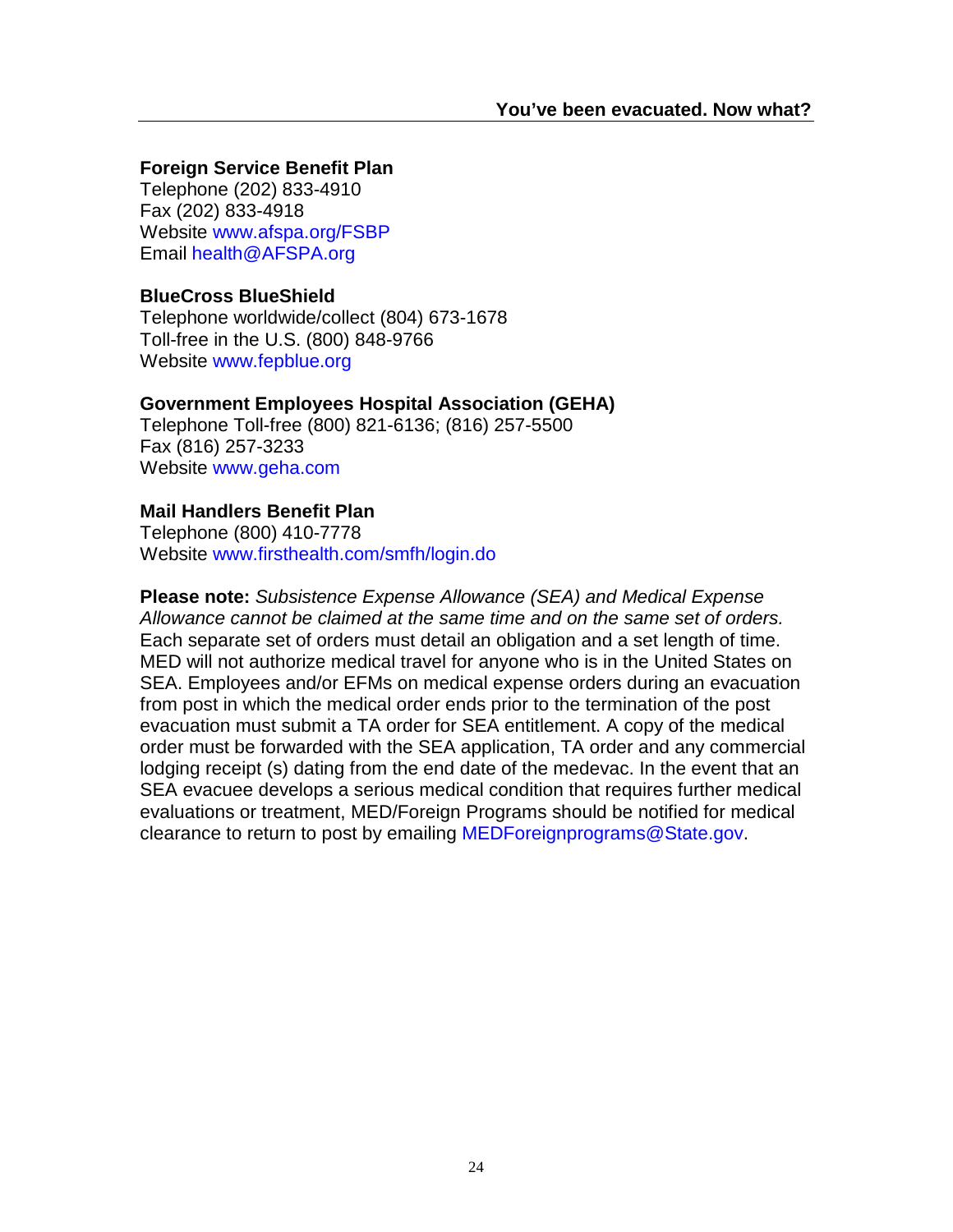**Foreign Service Benefit Plan**
Telephone (202) 833-4910
Fax (202) 833-4918
Website www.afspa.org/FSBP
Email health@AFSPA.org

**BlueCross BlueShield**
Telephone worldwide/collect (804) 673-1678
Toll-free in the U.S. (800) 848-9766
Website www.fepblue.org

**Government Employees Hospital Association (GEHA)**
Telephone Toll-free (800) 821-6136; (816) 257-5500
Fax (816) 257-3233
Website www.geha.com

**Mail Handlers Benefit Plan**
Telephone (800) 410-7778
Website www.firsthealth.com/smfh/login.do

**Please note:** *Subsistence Expense Allowance (SEA) and Medical Expense Allowance cannot be claimed at the same time and on the same set of orders.* Each separate set of orders must detail an obligation and a set length of time. MED will not authorize medical travel for anyone who is in the United States on SEA. Employees and/or EFMs on medical expense orders during an evacuation from post in which the medical order ends prior to the termination of the post evacuation must submit a TA order for SEA entitlement. A copy of the medical order must be forwarded with the SEA application, TA order and any commercial lodging receipt (s) dating from the end date of the medevac. In the event that an SEA evacuee develops a serious medical condition that requires further medical evaluations or treatment, MED/Foreign Programs should be notified for medical clearance to return to post by emailing MEDForeignprograms@State.gov.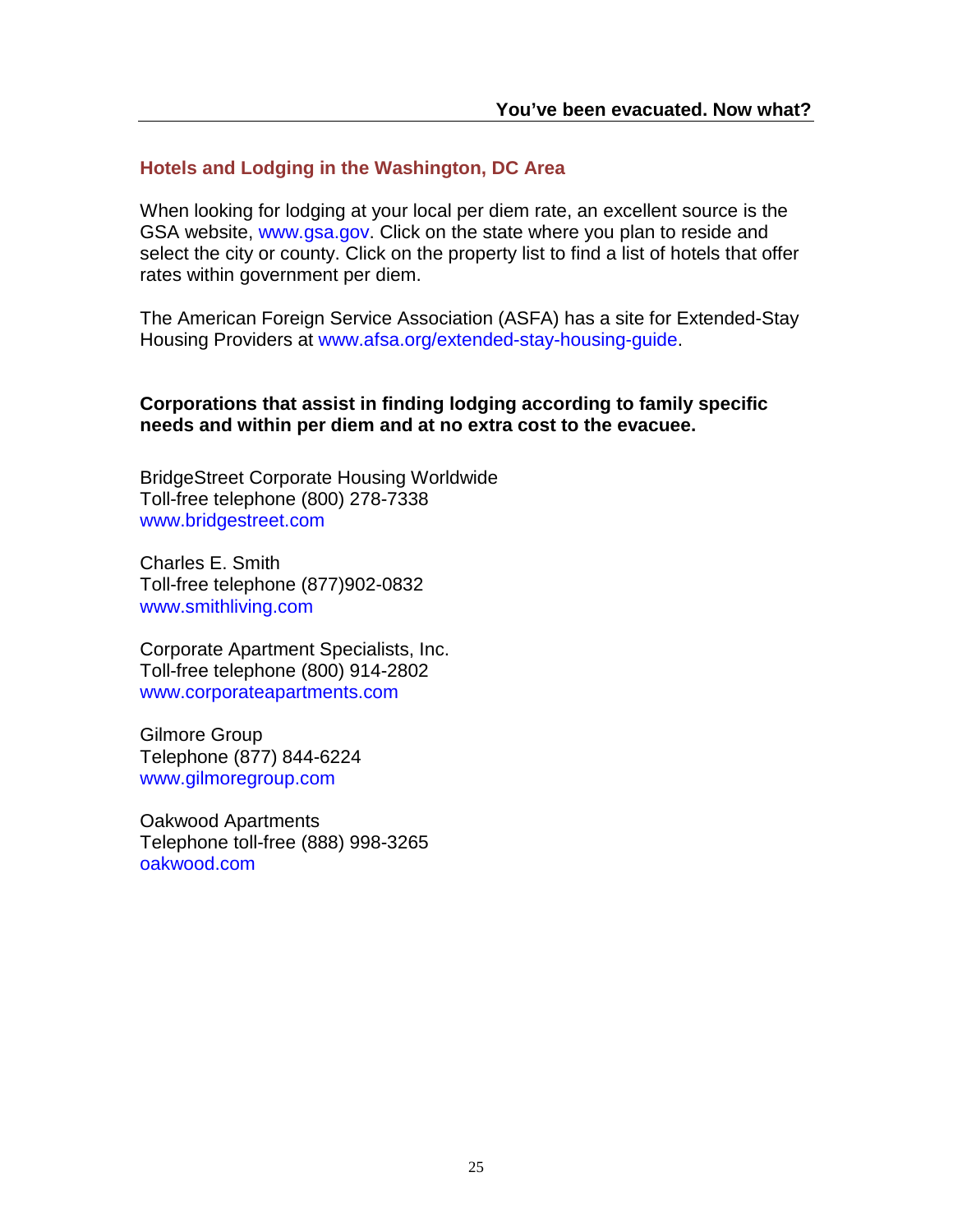## Hotels and Lodging in the Washington, DC Area

When looking for lodging at your local per diem rate, an excellent source is the GSA website, www.gsa.gov. Click on the state where you plan to reside and select the city or county. Click on the property list to find a list of hotels that offer rates within government per diem.

The American Foreign Service Association (ASFA) has a site for Extended-Stay Housing Providers at www.afsa.org/extended-stay-housing-guide.

**Corporations that assist in finding lodging according to family specific needs and within per diem and at no extra cost to the evacuee.**

BridgeStreet Corporate Housing Worldwide
Toll-free telephone (800) 278-7338
www.bridgestreet.com

Charles E. Smith
Toll-free telephone (877)902-0832
www.smithliving.com

Corporate Apartment Specialists, Inc.
Toll-free telephone (800) 914-2802
www.corporateapartments.com

Gilmore Group
Telephone (877) 844-6224
www.gilmoregroup.com

Oakwood Apartments
Telephone toll-free (888) 998-3265
oakwood.com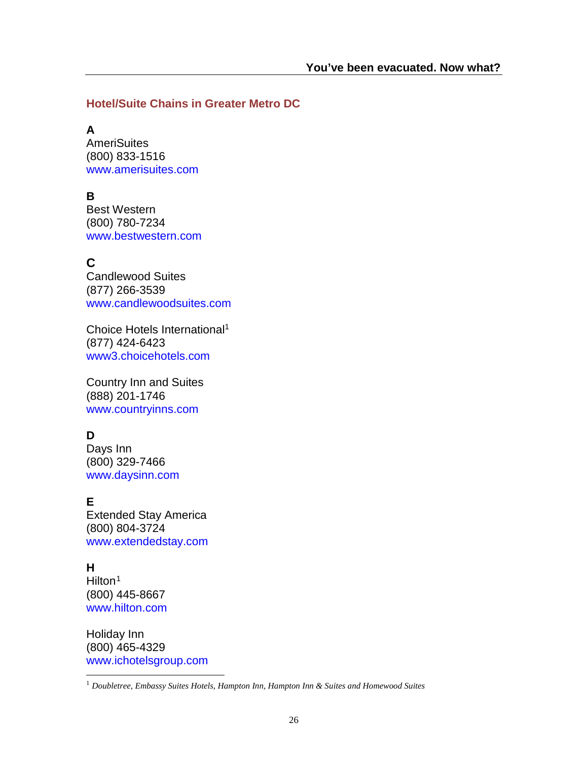## Hotel/Suite Chains in Greater Metro DC

**A**
AmeriSuites
(800) 833-1516
www.amerisuites.com

**B**
Best Western
(800) 780-7234
www.bestwestern.com

**C**
Candlewood Suites
(877) 266-3539
www.candlewoodsuites.com

Choice Hotels International[1]
(877) 424-6423
www3.choicehotels.com

Country Inn and Suites
(888) 201-1746
www.countryinns.com

**D**
Days Inn
(800) 329-7466
www.daysinn.com

**E**
Extended Stay America
(800) 804-3724
www.extendedstay.com

**H**
Hilton[1]
(800) 445-8667
www.hilton.com

Holiday Inn
(800) 465-4329
www.ichotelsgroup.com

---

[1] *Doubletree, Embassy Suites Hotels, Hampton Inn, Hampton Inn & Suites and Homewood Suites*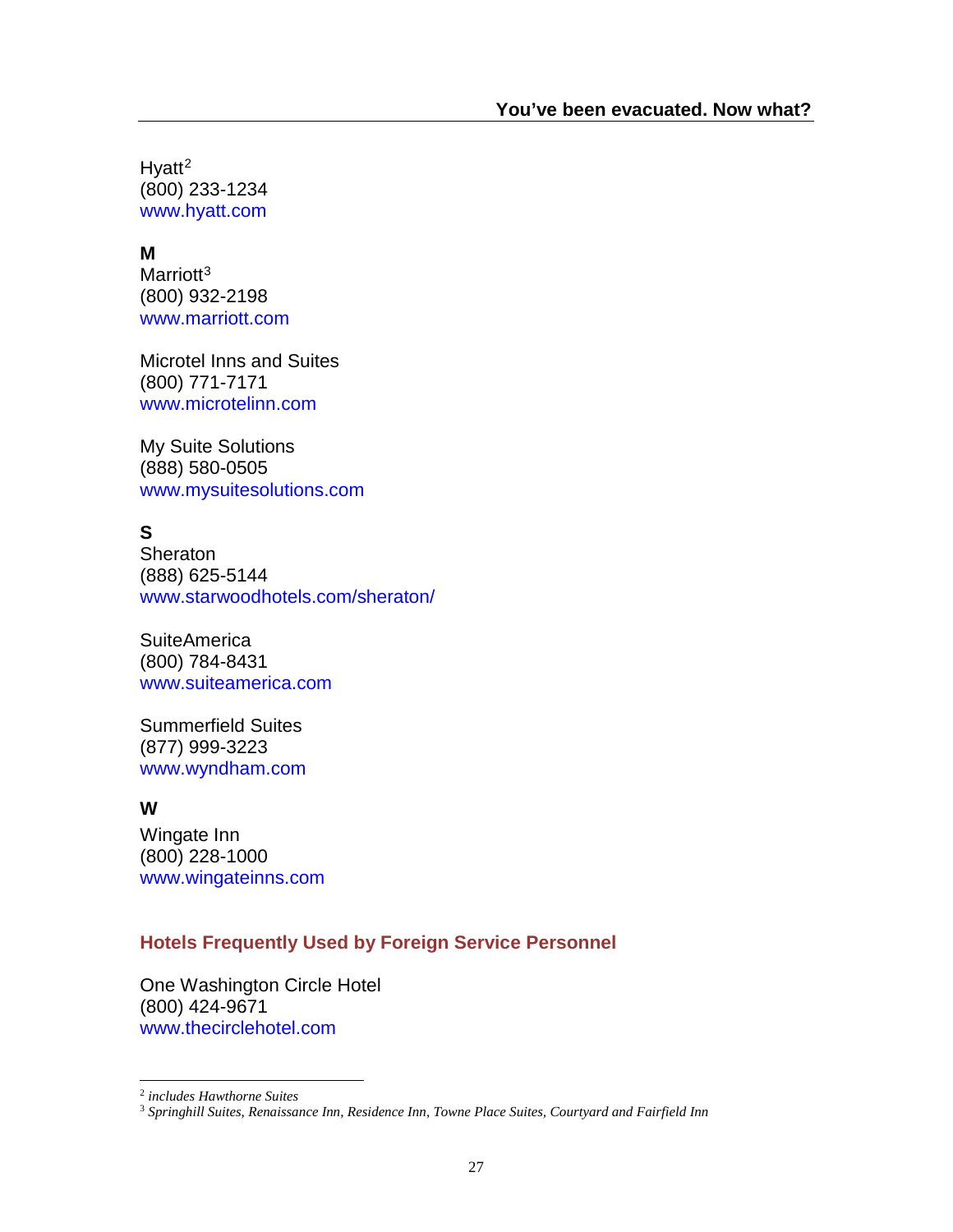Hyatt[2]
(800) 233-1234
www.hyatt.com

**M**
Marriott[3]
(800) 932-2198
www.marriott.com

Microtel Inns and Suites
(800) 771-7171
www.microtelinn.com

My Suite Solutions
(888) 580-0505
www.mysuitesolutions.com

**S**
Sheraton
(888) 625-5144
www.starwoodhotels.com/sheraton/

SuiteAmerica
(800) 784-8431
www.suiteamerica.com

Summerfield Suites
(877) 999-3223
www.wyndham.com

**W**
Wingate Inn
(800) 228-1000
www.wingateinns.com

### Hotels Frequently Used by Foreign Service Personnel

One Washington Circle Hotel
(800) 424-9671
www.thecirclehotel.com

---

[2] *includes Hawthorne Suites*
[3] *Springhill Suites, Renaissance Inn, Residence Inn, Towne Place Suites, Courtyard and Fairfield Inn*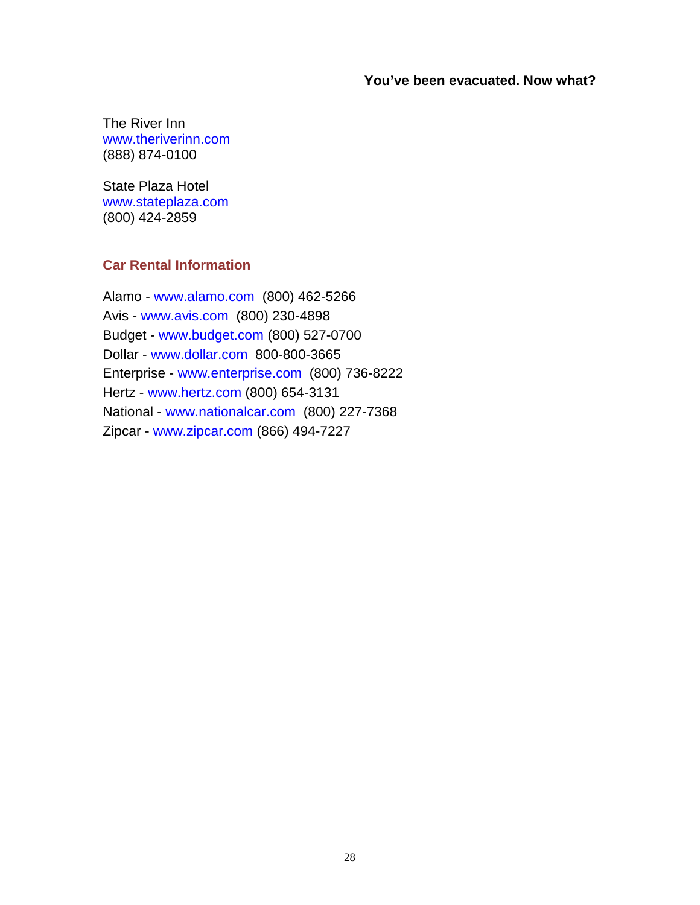The River Inn
www.theriverinn.com
(888) 874-0100

State Plaza Hotel
www.stateplaza.com
(800) 424-2859

## Car Rental Information

Alamo - www.alamo.com  (800) 462-5266
Avis - www.avis.com  (800) 230-4898
Budget - www.budget.com (800) 527-0700
Dollar - www.dollar.com  800-800-3665
Enterprise - www.enterprise.com  (800) 736-8222
Hertz - www.hertz.com (800) 654-3131
National - www.nationalcar.com  (800) 227-7368
Zipcar - www.zipcar.com (866) 494-7227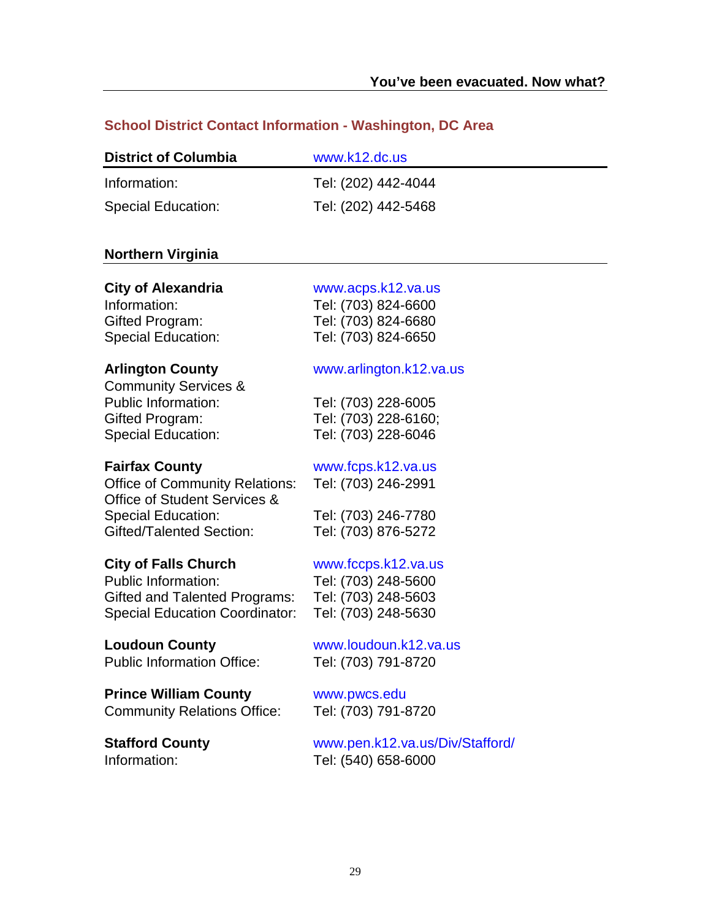## School District Contact Information - Washington, DC Area

| District of Columbia | www.k12.dc.us |
| --- | --- |
| Information: | Tel: (202) 442-4044 |
| Special Education: | Tel: (202) 442-5468 |

### Northern Virginia

| **City of Alexandria** | www.acps.k12.va.us |
| --- | --- |
| Information: | Tel: (703) 824-6600 |
| Gifted Program: | Tel: (703) 824-6680 |
| Special Education: | Tel: (703) 824-6650 |

| **Arlington County** | www.arlington.k12.va.us |
| --- | --- |
| Community Services & Public Information: | Tel: (703) 228-6005 |
| Gifted Program: | Tel: (703) 228-6160; |
| Special Education: | Tel: (703) 228-6046 |

| **Fairfax County** | www.fcps.k12.va.us |
| --- | --- |
| Office of Community Relations: | Tel: (703) 246-2991 |
| Office of Student Services & Special Education: | Tel: (703) 246-7780 |
| Gifted/Talented Section: | Tel: (703) 876-5272 |

| **City of Falls Church** | www.fccps.k12.va.us |
| --- | --- |
| Public Information: | Tel: (703) 248-5600 |
| Gifted and Talented Programs: | Tel: (703) 248-5603 |
| Special Education Coordinator: | Tel: (703) 248-5630 |

| **Loudoun County** | www.loudoun.k12.va.us |
| --- | --- |
| Public Information Office: | Tel: (703) 791-8720 |

| **Prince William County** | www.pwcs.edu |
| --- | --- |
| Community Relations Office: | Tel: (703) 791-8720 |

| **Stafford County** | www.pen.k12.va.us/Div/Stafford/ |
| --- | --- |
| Information: | Tel: (540) 658-6000 |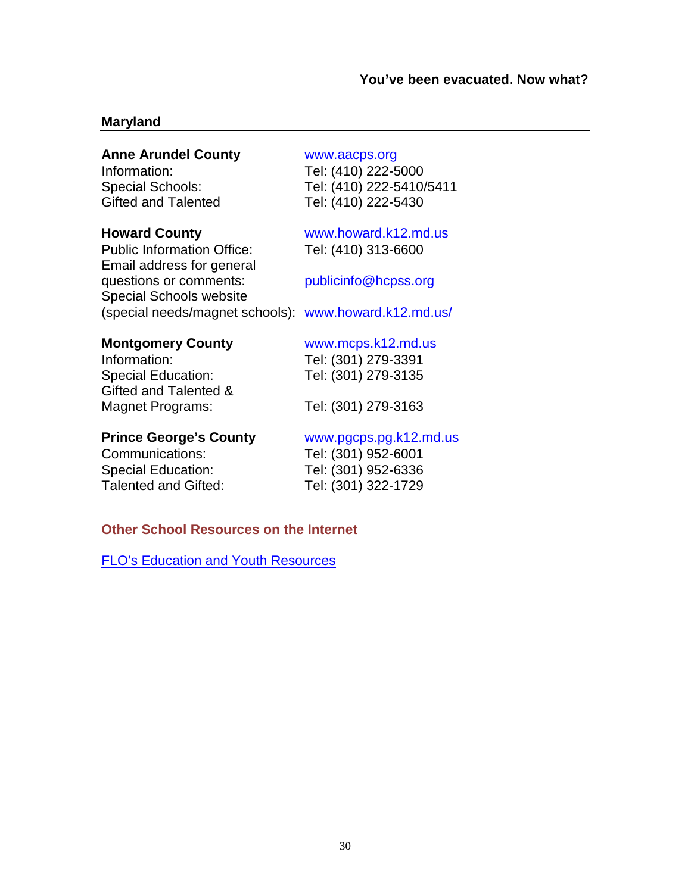## Maryland

**Anne Arundel County** — www.aacps.org
Information: Tel: (410) 222-5000
Special Schools: Tel: (410) 222-5410/5411
Gifted and Talented Tel: (410) 222-5430

**Howard County** — www.howard.k12.md.us
Public Information Office: Tel: (410) 313-6600
Email address for general questions or comments: publicinfo@hcpss.org
Special Schools website (special needs/magnet schools): www.howard.k12.md.us/

**Montgomery County** — www.mcps.k12.md.us
Information: Tel: (301) 279-3391
Special Education: Tel: (301) 279-3135
Gifted and Talented & Magnet Programs: Tel: (301) 279-3163

**Prince George's County** — www.pgcps.pg.k12.md.us
Communications: Tel: (301) 952-6001
Special Education: Tel: (301) 952-6336
Talented and Gifted: Tel: (301) 322-1729

### Other School Resources on the Internet

FLO's Education and Youth Resources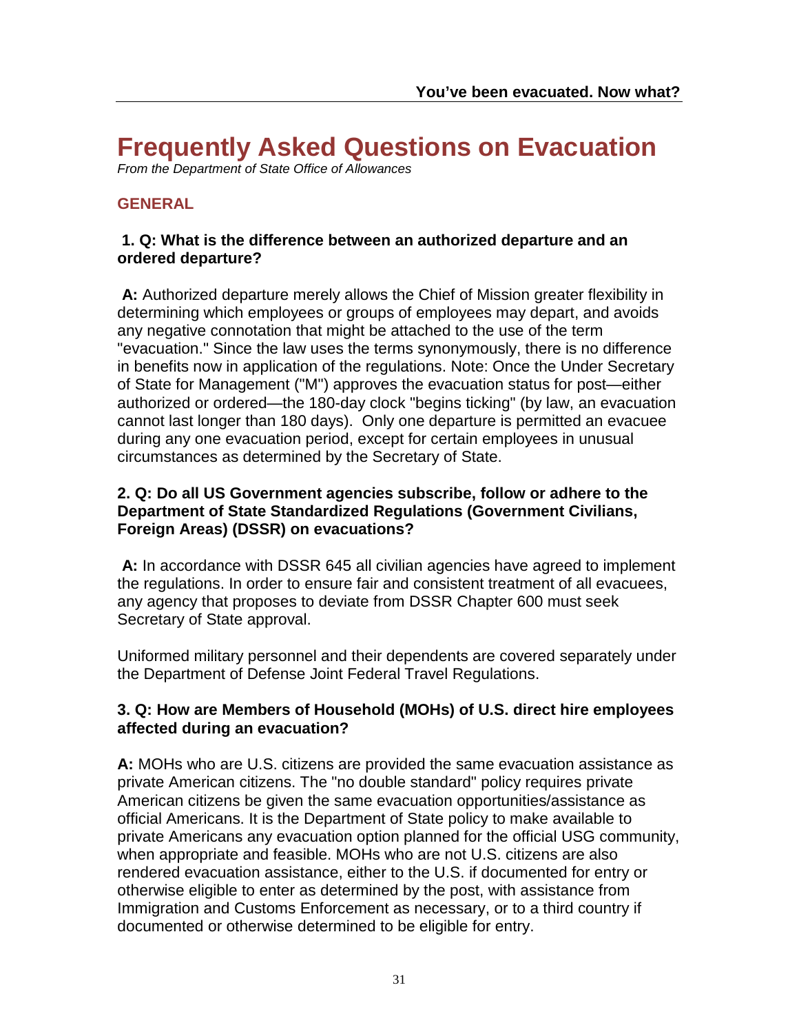# Frequently Asked Questions on Evacuation

*From the Department of State Office of Allowances*

## GENERAL

**1. Q: What is the difference between an authorized departure and an ordered departure?**

**A:** Authorized departure merely allows the Chief of Mission greater flexibility in determining which employees or groups of employees may depart, and avoids any negative connotation that might be attached to the use of the term "evacuation." Since the law uses the terms synonymously, there is no difference in benefits now in application of the regulations. Note: Once the Under Secretary of State for Management ("M") approves the evacuation status for post—either authorized or ordered—the 180-day clock "begins ticking" (by law, an evacuation cannot last longer than 180 days). Only one departure is permitted an evacuee during any one evacuation period, except for certain employees in unusual circumstances as determined by the Secretary of State.

**2. Q: Do all US Government agencies subscribe, follow or adhere to the Department of State Standardized Regulations (Government Civilians, Foreign Areas) (DSSR) on evacuations?**

**A:** In accordance with DSSR 645 all civilian agencies have agreed to implement the regulations. In order to ensure fair and consistent treatment of all evacuees, any agency that proposes to deviate from DSSR Chapter 600 must seek Secretary of State approval.

Uniformed military personnel and their dependents are covered separately under the Department of Defense Joint Federal Travel Regulations.

**3. Q: How are Members of Household (MOHs) of U.S. direct hire employees affected during an evacuation?**

**A:** MOHs who are U.S. citizens are provided the same evacuation assistance as private American citizens. The "no double standard" policy requires private American citizens be given the same evacuation opportunities/assistance as official Americans. It is the Department of State policy to make available to private Americans any evacuation option planned for the official USG community, when appropriate and feasible. MOHs who are not U.S. citizens are also rendered evacuation assistance, either to the U.S. if documented for entry or otherwise eligible to enter as determined by the post, with assistance from Immigration and Customs Enforcement as necessary, or to a third country if documented or otherwise determined to be eligible for entry.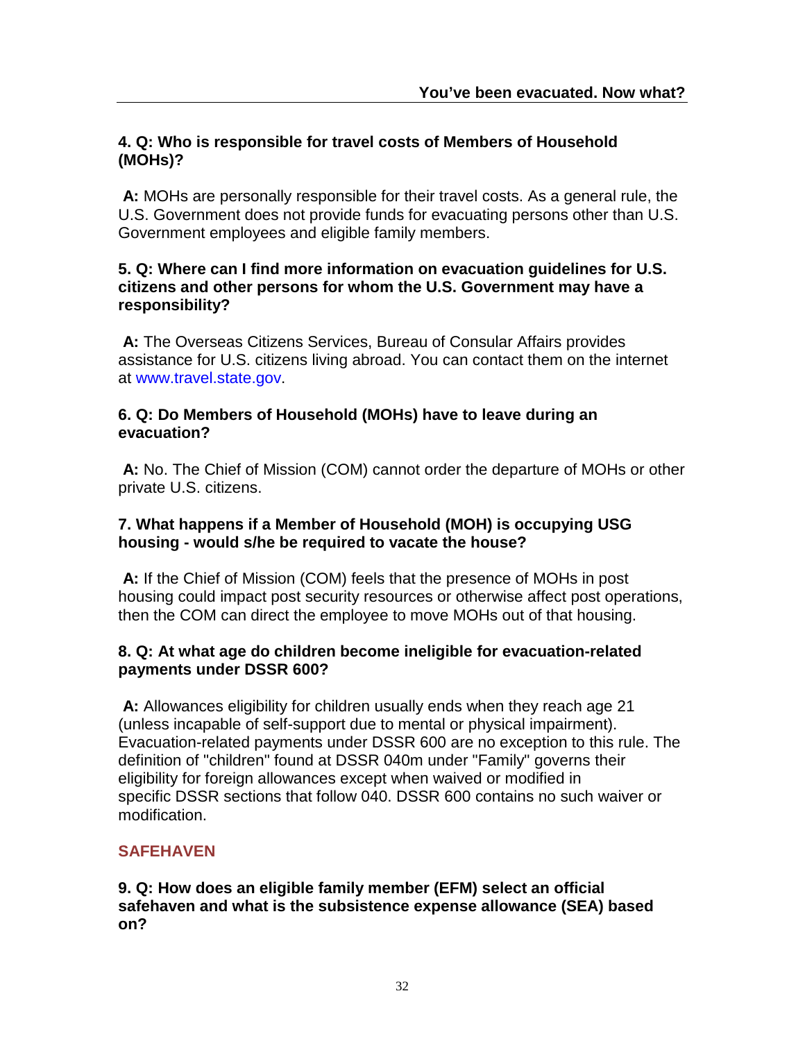**4. Q: Who is responsible for travel costs of Members of Household (MOHs)?**

**A:** MOHs are personally responsible for their travel costs. As a general rule, the U.S. Government does not provide funds for evacuating persons other than U.S. Government employees and eligible family members.

**5. Q: Where can I find more information on evacuation guidelines for U.S. citizens and other persons for whom the U.S. Government may have a responsibility?**

**A:** The Overseas Citizens Services, Bureau of Consular Affairs provides assistance for U.S. citizens living abroad. You can contact them on the internet at www.travel.state.gov.

**6. Q: Do Members of Household (MOHs) have to leave during an evacuation?**

**A:** No. The Chief of Mission (COM) cannot order the departure of MOHs or other private U.S. citizens.

**7. What happens if a Member of Household (MOH) is occupying USG housing - would s/he be required to vacate the house?**

**A:** If the Chief of Mission (COM) feels that the presence of MOHs in post housing could impact post security resources or otherwise affect post operations, then the COM can direct the employee to move MOHs out of that housing.

**8. Q: At what age do children become ineligible for evacuation-related payments under DSSR 600?**

**A:** Allowances eligibility for children usually ends when they reach age 21 (unless incapable of self-support due to mental or physical impairment). Evacuation-related payments under DSSR 600 are no exception to this rule. The definition of "children" found at DSSR 040m under "Family" governs their eligibility for foreign allowances except when waived or modified in specific DSSR sections that follow 040. DSSR 600 contains no such waiver or modification.

## SAFEHAVEN

**9. Q: How does an eligible family member (EFM) select an official safehaven and what is the subsistence expense allowance (SEA) based on?**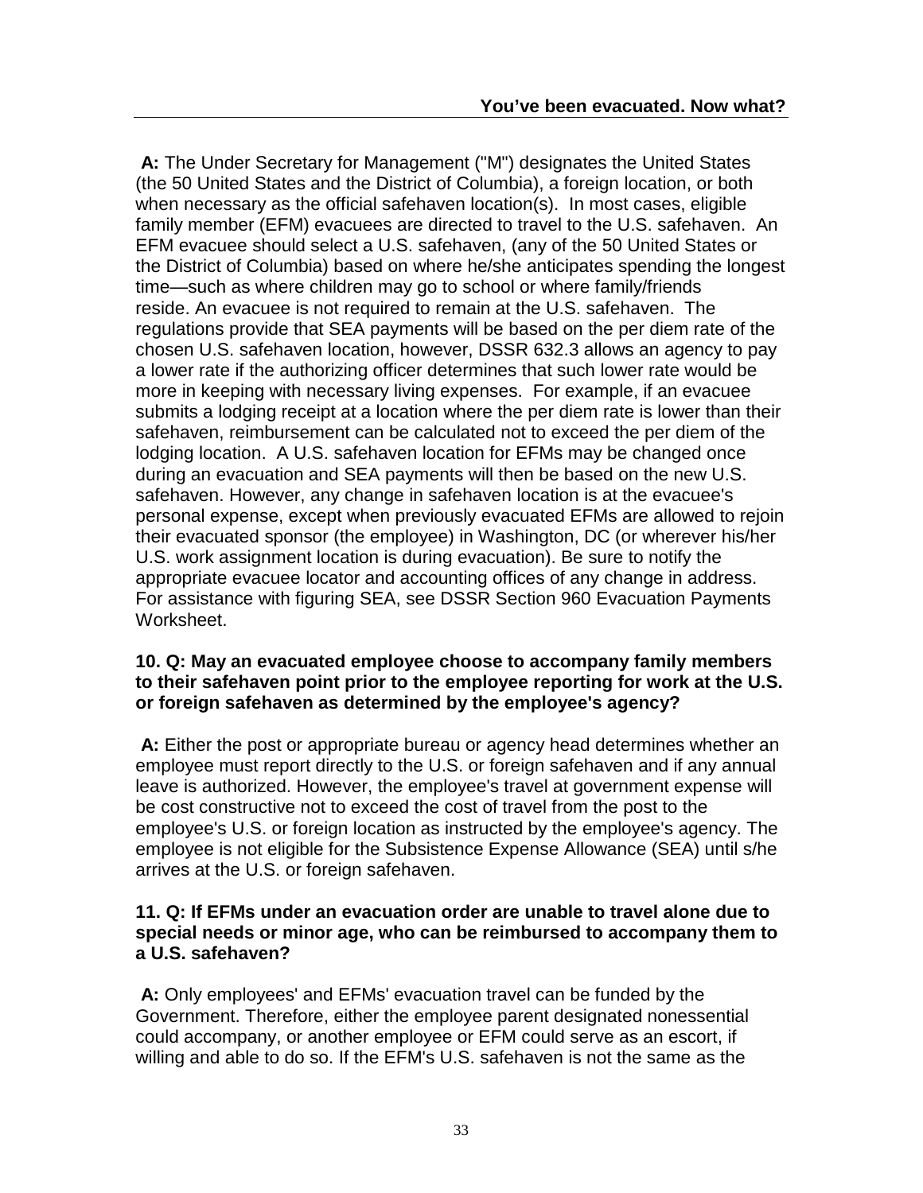**A:** The Under Secretary for Management ("M") designates the United States (the 50 United States and the District of Columbia), a foreign location, or both when necessary as the official safehaven location(s). In most cases, eligible family member (EFM) evacuees are directed to travel to the U.S. safehaven. An EFM evacuee should select a U.S. safehaven, (any of the 50 United States or the District of Columbia) based on where he/she anticipates spending the longest time—such as where children may go to school or where family/friends reside. An evacuee is not required to remain at the U.S. safehaven. The regulations provide that SEA payments will be based on the per diem rate of the chosen U.S. safehaven location, however, DSSR 632.3 allows an agency to pay a lower rate if the authorizing officer determines that such lower rate would be more in keeping with necessary living expenses. For example, if an evacuee submits a lodging receipt at a location where the per diem rate is lower than their safehaven, reimbursement can be calculated not to exceed the per diem of the lodging location. A U.S. safehaven location for EFMs may be changed once during an evacuation and SEA payments will then be based on the new U.S. safehaven. However, any change in safehaven location is at the evacuee's personal expense, except when previously evacuated EFMs are allowed to rejoin their evacuated sponsor (the employee) in Washington, DC (or wherever his/her U.S. work assignment location is during evacuation). Be sure to notify the appropriate evacuee locator and accounting offices of any change in address. For assistance with figuring SEA, see DSSR Section 960 Evacuation Payments Worksheet.

**10. Q: May an evacuated employee choose to accompany family members to their safehaven point prior to the employee reporting for work at the U.S. or foreign safehaven as determined by the employee's agency?**

**A:** Either the post or appropriate bureau or agency head determines whether an employee must report directly to the U.S. or foreign safehaven and if any annual leave is authorized. However, the employee's travel at government expense will be cost constructive not to exceed the cost of travel from the post to the employee's U.S. or foreign location as instructed by the employee's agency. The employee is not eligible for the Subsistence Expense Allowance (SEA) until s/he arrives at the U.S. or foreign safehaven.

**11. Q: If EFMs under an evacuation order are unable to travel alone due to special needs or minor age, who can be reimbursed to accompany them to a U.S. safehaven?**

**A:** Only employees' and EFMs' evacuation travel can be funded by the Government. Therefore, either the employee parent designated nonessential could accompany, or another employee or EFM could serve as an escort, if willing and able to do so. If the EFM's U.S. safehaven is not the same as the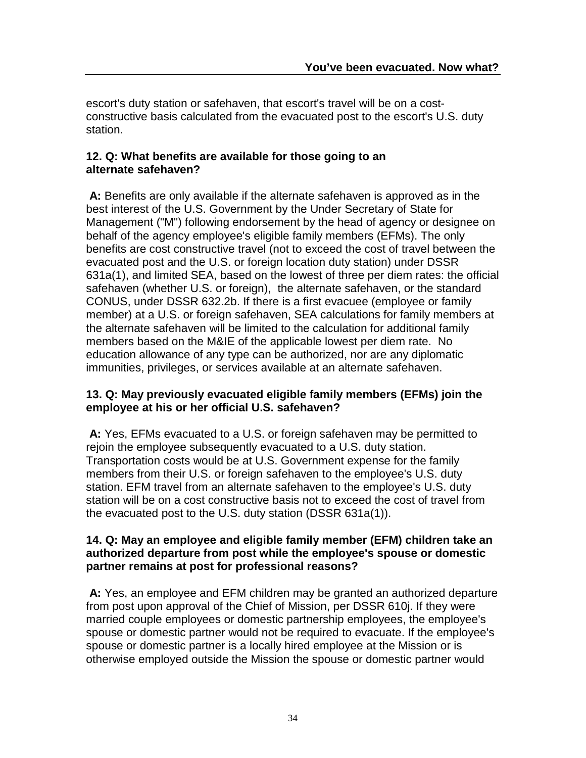escort's duty station or safehaven, that escort's travel will be on a cost-constructive basis calculated from the evacuated post to the escort's U.S. duty station.

**12. Q: What benefits are available for those going to an alternate safehaven?**

**A:** Benefits are only available if the alternate safehaven is approved as in the best interest of the U.S. Government by the Under Secretary of State for Management ("M") following endorsement by the head of agency or designee on behalf of the agency employee's eligible family members (EFMs). The only benefits are cost constructive travel (not to exceed the cost of travel between the evacuated post and the U.S. or foreign location duty station) under DSSR 631a(1), and limited SEA, based on the lowest of three per diem rates: the official safehaven (whether U.S. or foreign), the alternate safehaven, or the standard CONUS, under DSSR 632.2b. If there is a first evacuee (employee or family member) at a U.S. or foreign safehaven, SEA calculations for family members at the alternate safehaven will be limited to the calculation for additional family members based on the M&IE of the applicable lowest per diem rate. No education allowance of any type can be authorized, nor are any diplomatic immunities, privileges, or services available at an alternate safehaven.

**13. Q: May previously evacuated eligible family members (EFMs) join the employee at his or her official U.S. safehaven?**

**A:** Yes, EFMs evacuated to a U.S. or foreign safehaven may be permitted to rejoin the employee subsequently evacuated to a U.S. duty station. Transportation costs would be at U.S. Government expense for the family members from their U.S. or foreign safehaven to the employee's U.S. duty station. EFM travel from an alternate safehaven to the employee's U.S. duty station will be on a cost constructive basis not to exceed the cost of travel from the evacuated post to the U.S. duty station (DSSR 631a(1)).

**14. Q: May an employee and eligible family member (EFM) children take an authorized departure from post while the employee's spouse or domestic partner remains at post for professional reasons?**

**A:** Yes, an employee and EFM children may be granted an authorized departure from post upon approval of the Chief of Mission, per DSSR 610j. If they were married couple employees or domestic partnership employees, the employee's spouse or domestic partner would not be required to evacuate. If the employee's spouse or domestic partner is a locally hired employee at the Mission or is otherwise employed outside the Mission the spouse or domestic partner would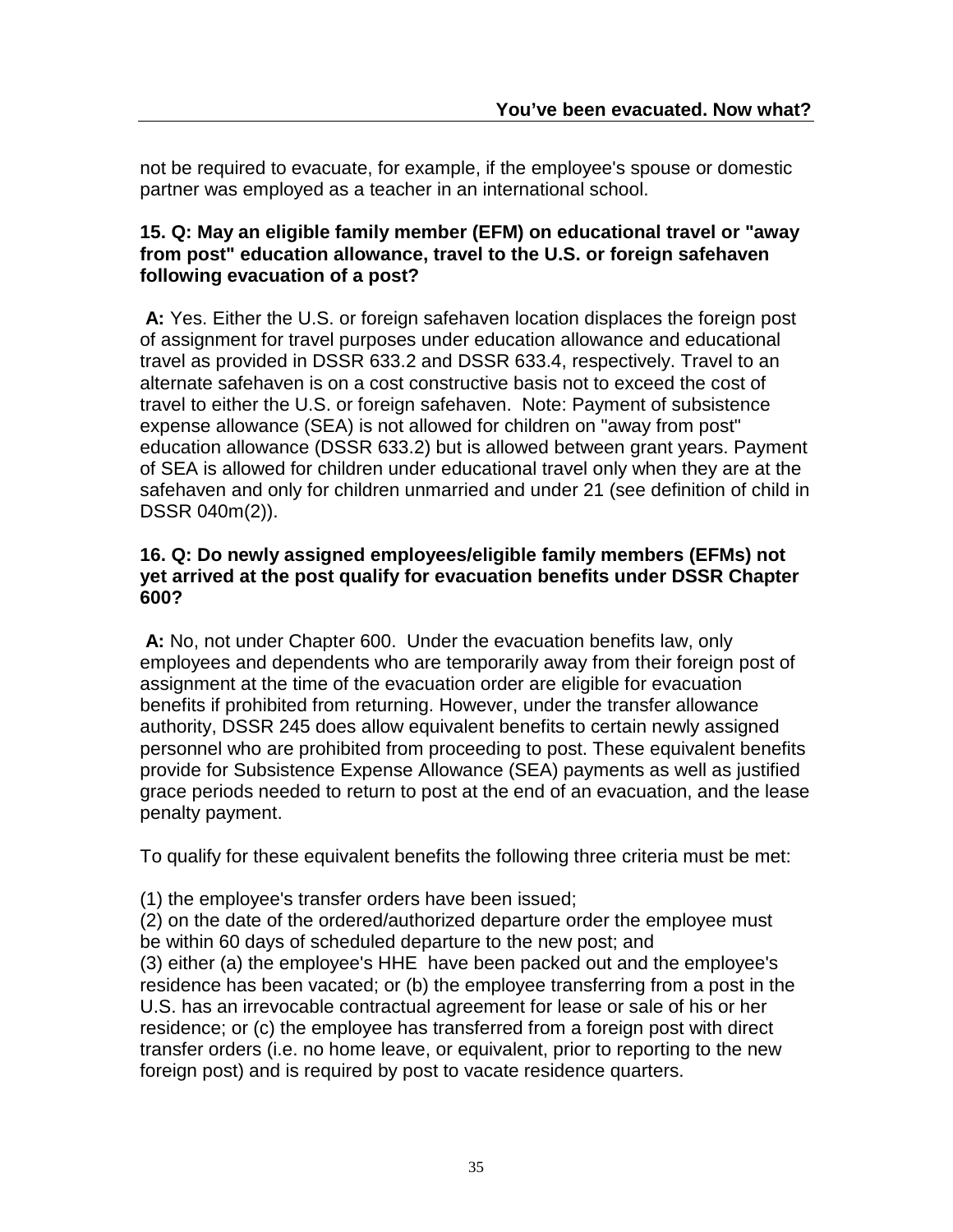not be required to evacuate, for example, if the employee's spouse or domestic partner was employed as a teacher in an international school.

**15. Q: May an eligible family member (EFM) on educational travel or "away from post" education allowance, travel to the U.S. or foreign safehaven following evacuation of a post?**

**A:** Yes. Either the U.S. or foreign safehaven location displaces the foreign post of assignment for travel purposes under education allowance and educational travel as provided in DSSR 633.2 and DSSR 633.4, respectively. Travel to an alternate safehaven is on a cost constructive basis not to exceed the cost of travel to either the U.S. or foreign safehaven. Note: Payment of subsistence expense allowance (SEA) is not allowed for children on "away from post" education allowance (DSSR 633.2) but is allowed between grant years. Payment of SEA is allowed for children under educational travel only when they are at the safehaven and only for children unmarried and under 21 (see definition of child in DSSR 040m(2)).

**16. Q: Do newly assigned employees/eligible family members (EFMs) not yet arrived at the post qualify for evacuation benefits under DSSR Chapter 600?**

**A:** No, not under Chapter 600. Under the evacuation benefits law, only employees and dependents who are temporarily away from their foreign post of assignment at the time of the evacuation order are eligible for evacuation benefits if prohibited from returning. However, under the transfer allowance authority, DSSR 245 does allow equivalent benefits to certain newly assigned personnel who are prohibited from proceeding to post. These equivalent benefits provide for Subsistence Expense Allowance (SEA) payments as well as justified grace periods needed to return to post at the end of an evacuation, and the lease penalty payment.

To qualify for these equivalent benefits the following three criteria must be met:

(1) the employee's transfer orders have been issued;
(2) on the date of the ordered/authorized departure order the employee must be within 60 days of scheduled departure to the new post; and
(3) either (a) the employee's HHE have been packed out and the employee's residence has been vacated; or (b) the employee transferring from a post in the U.S. has an irrevocable contractual agreement for lease or sale of his or her residence; or (c) the employee has transferred from a foreign post with direct transfer orders (i.e. no home leave, or equivalent, prior to reporting to the new foreign post) and is required by post to vacate residence quarters.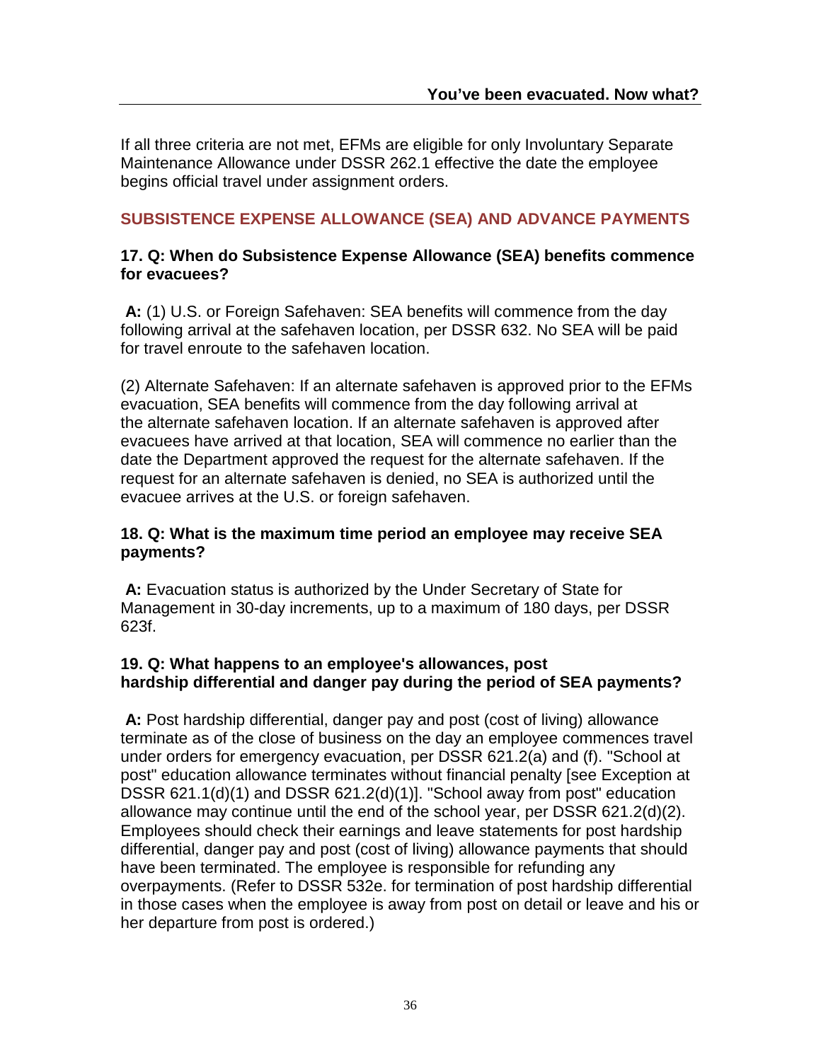If all three criteria are not met, EFMs are eligible for only Involuntary Separate Maintenance Allowance under DSSR 262.1 effective the date the employee begins official travel under assignment orders.

## SUBSISTENCE EXPENSE ALLOWANCE (SEA) AND ADVANCE PAYMENTS

### 17. Q: When do Subsistence Expense Allowance (SEA) benefits commence for evacuees?

**A:** (1) U.S. or Foreign Safehaven: SEA benefits will commence from the day following arrival at the safehaven location, per DSSR 632. No SEA will be paid for travel enroute to the safehaven location.

(2) Alternate Safehaven: If an alternate safehaven is approved prior to the EFMs evacuation, SEA benefits will commence from the day following arrival at the alternate safehaven location. If an alternate safehaven is approved after evacuees have arrived at that location, SEA will commence no earlier than the date the Department approved the request for the alternate safehaven. If the request for an alternate safehaven is denied, no SEA is authorized until the evacuee arrives at the U.S. or foreign safehaven.

### 18. Q: What is the maximum time period an employee may receive SEA payments?

**A:** Evacuation status is authorized by the Under Secretary of State for Management in 30-day increments, up to a maximum of 180 days, per DSSR 623f.

### 19. Q: What happens to an employee's allowances, post hardship differential and danger pay during the period of SEA payments?

**A:** Post hardship differential, danger pay and post (cost of living) allowance terminate as of the close of business on the day an employee commences travel under orders for emergency evacuation, per DSSR 621.2(a) and (f). "School at post" education allowance terminates without financial penalty [see Exception at DSSR 621.1(d)(1) and DSSR 621.2(d)(1)]. "School away from post" education allowance may continue until the end of the school year, per DSSR 621.2(d)(2). Employees should check their earnings and leave statements for post hardship differential, danger pay and post (cost of living) allowance payments that should have been terminated. The employee is responsible for refunding any overpayments. (Refer to DSSR 532e. for termination of post hardship differential in those cases when the employee is away from post on detail or leave and his or her departure from post is ordered.)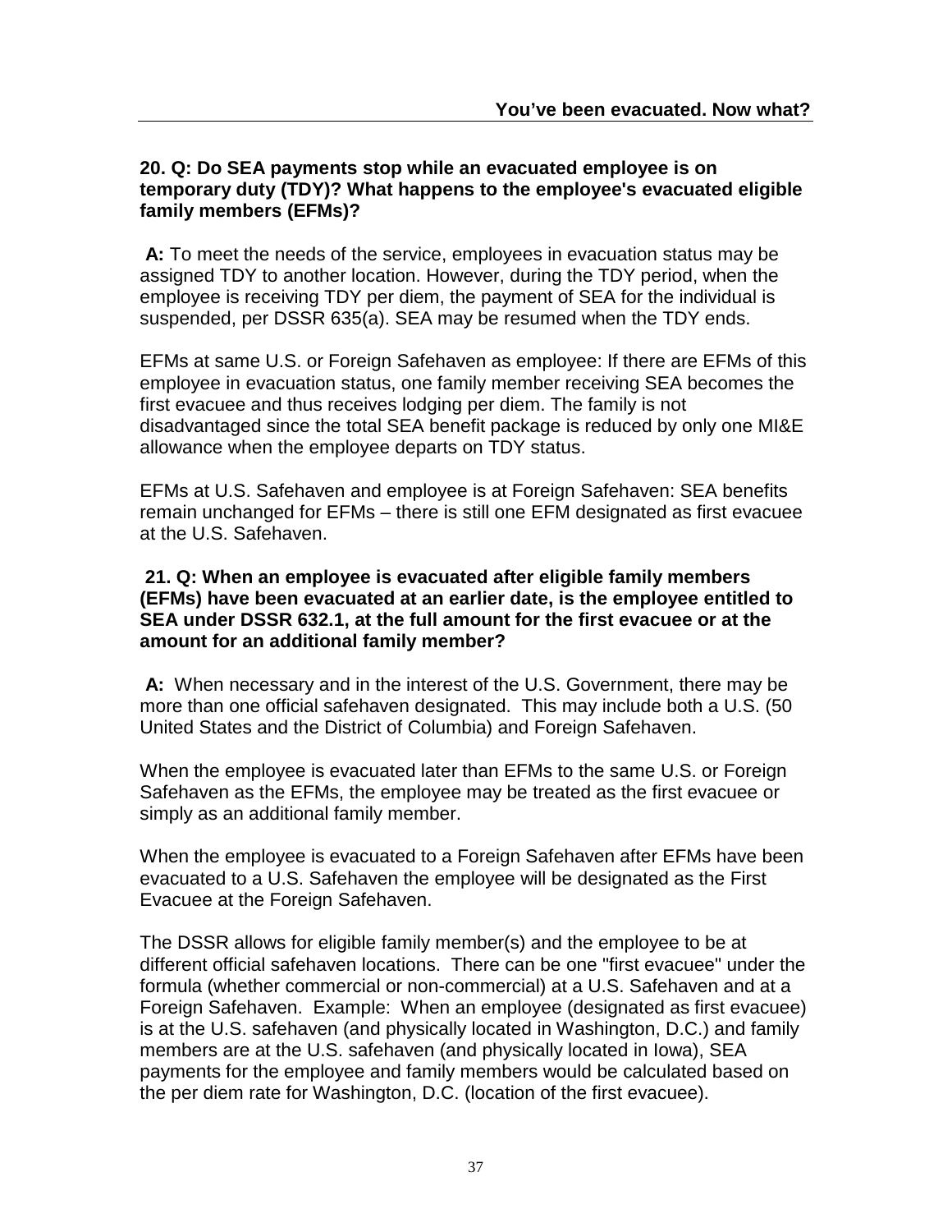**20. Q: Do SEA payments stop while an evacuated employee is on temporary duty (TDY)? What happens to the employee's evacuated eligible family members (EFMs)?**

**A:** To meet the needs of the service, employees in evacuation status may be assigned TDY to another location. However, during the TDY period, when the employee is receiving TDY per diem, the payment of SEA for the individual is suspended, per DSSR 635(a). SEA may be resumed when the TDY ends.

EFMs at same U.S. or Foreign Safehaven as employee: If there are EFMs of this employee in evacuation status, one family member receiving SEA becomes the first evacuee and thus receives lodging per diem. The family is not disadvantaged since the total SEA benefit package is reduced by only one MI&E allowance when the employee departs on TDY status.

EFMs at U.S. Safehaven and employee is at Foreign Safehaven: SEA benefits remain unchanged for EFMs – there is still one EFM designated as first evacuee at the U.S. Safehaven.

**21. Q: When an employee is evacuated after eligible family members (EFMs) have been evacuated at an earlier date, is the employee entitled to SEA under DSSR 632.1, at the full amount for the first evacuee or at the amount for an additional family member?**

**A:** When necessary and in the interest of the U.S. Government, there may be more than one official safehaven designated. This may include both a U.S. (50 United States and the District of Columbia) and Foreign Safehaven.

When the employee is evacuated later than EFMs to the same U.S. or Foreign Safehaven as the EFMs, the employee may be treated as the first evacuee or simply as an additional family member.

When the employee is evacuated to a Foreign Safehaven after EFMs have been evacuated to a U.S. Safehaven the employee will be designated as the First Evacuee at the Foreign Safehaven.

The DSSR allows for eligible family member(s) and the employee to be at different official safehaven locations. There can be one "first evacuee" under the formula (whether commercial or non-commercial) at a U.S. Safehaven and at a Foreign Safehaven. Example: When an employee (designated as first evacuee) is at the U.S. safehaven (and physically located in Washington, D.C.) and family members are at the U.S. safehaven (and physically located in Iowa), SEA payments for the employee and family members would be calculated based on the per diem rate for Washington, D.C. (location of the first evacuee).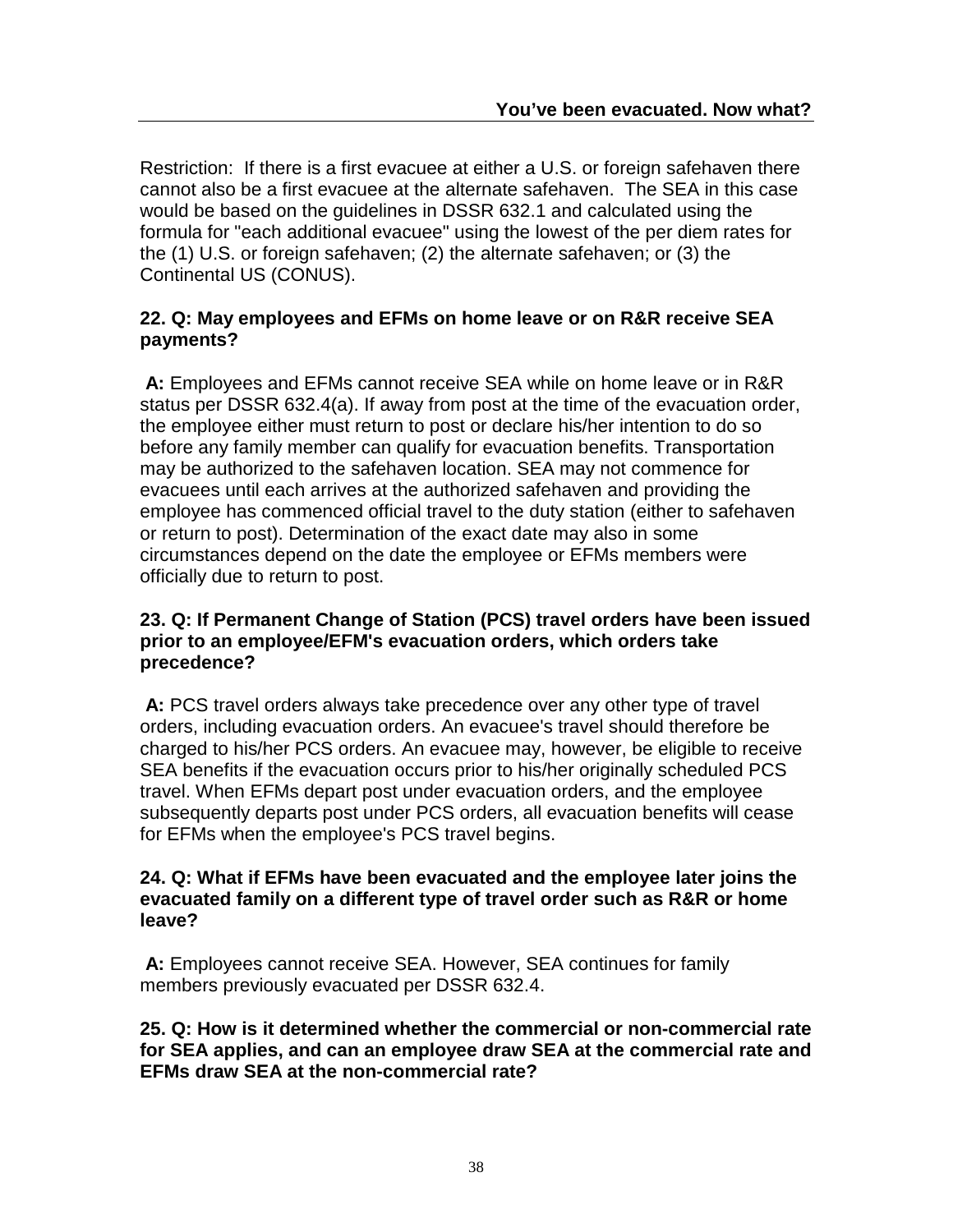Restriction: If there is a first evacuee at either a U.S. or foreign safehaven there cannot also be a first evacuee at the alternate safehaven. The SEA in this case would be based on the guidelines in DSSR 632.1 and calculated using the formula for "each additional evacuee" using the lowest of the per diem rates for the (1) U.S. or foreign safehaven; (2) the alternate safehaven; or (3) the Continental US (CONUS).

**22. Q: May employees and EFMs on home leave or on R&R receive SEA payments?**

**A:** Employees and EFMs cannot receive SEA while on home leave or in R&R status per DSSR 632.4(a). If away from post at the time of the evacuation order, the employee either must return to post or declare his/her intention to do so before any family member can qualify for evacuation benefits. Transportation may be authorized to the safehaven location. SEA may not commence for evacuees until each arrives at the authorized safehaven and providing the employee has commenced official travel to the duty station (either to safehaven or return to post). Determination of the exact date may also in some circumstances depend on the date the employee or EFMs members were officially due to return to post.

**23. Q: If Permanent Change of Station (PCS) travel orders have been issued prior to an employee/EFM's evacuation orders, which orders take precedence?**

**A:** PCS travel orders always take precedence over any other type of travel orders, including evacuation orders. An evacuee's travel should therefore be charged to his/her PCS orders. An evacuee may, however, be eligible to receive SEA benefits if the evacuation occurs prior to his/her originally scheduled PCS travel. When EFMs depart post under evacuation orders, and the employee subsequently departs post under PCS orders, all evacuation benefits will cease for EFMs when the employee's PCS travel begins.

**24. Q: What if EFMs have been evacuated and the employee later joins the evacuated family on a different type of travel order such as R&R or home leave?**

**A:** Employees cannot receive SEA. However, SEA continues for family members previously evacuated per DSSR 632.4.

**25. Q: How is it determined whether the commercial or non-commercial rate for SEA applies, and can an employee draw SEA at the commercial rate and EFMs draw SEA at the non-commercial rate?**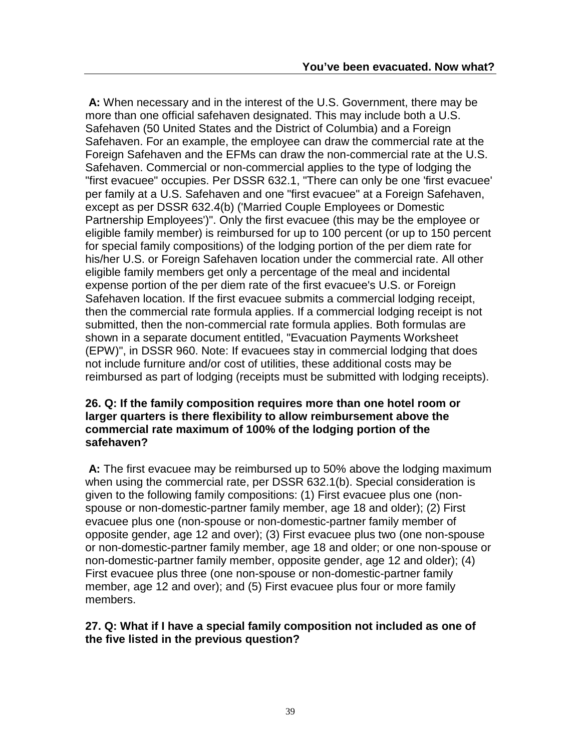**A:** When necessary and in the interest of the U.S. Government, there may be more than one official safehaven designated. This may include both a U.S. Safehaven (50 United States and the District of Columbia) and a Foreign Safehaven. For an example, the employee can draw the commercial rate at the Foreign Safehaven and the EFMs can draw the non-commercial rate at the U.S. Safehaven. Commercial or non-commercial applies to the type of lodging the "first evacuee" occupies. Per DSSR 632.1, "There can only be one 'first evacuee' per family at a U.S. Safehaven and one "first evacuee" at a Foreign Safehaven, except as per DSSR 632.4(b) ('Married Couple Employees or Domestic Partnership Employees')". Only the first evacuee (this may be the employee or eligible family member) is reimbursed for up to 100 percent (or up to 150 percent for special family compositions) of the lodging portion of the per diem rate for his/her U.S. or Foreign Safehaven location under the commercial rate. All other eligible family members get only a percentage of the meal and incidental expense portion of the per diem rate of the first evacuee's U.S. or Foreign Safehaven location. If the first evacuee submits a commercial lodging receipt, then the commercial rate formula applies. If a commercial lodging receipt is not submitted, then the non-commercial rate formula applies. Both formulas are shown in a separate document entitled, "Evacuation Payments Worksheet (EPW)", in DSSR 960. Note: If evacuees stay in commercial lodging that does not include furniture and/or cost of utilities, these additional costs may be reimbursed as part of lodging (receipts must be submitted with lodging receipts).

**26. Q: If the family composition requires more than one hotel room or larger quarters is there flexibility to allow reimbursement above the commercial rate maximum of 100% of the lodging portion of the safehaven?**

**A:** The first evacuee may be reimbursed up to 50% above the lodging maximum when using the commercial rate, per DSSR 632.1(b). Special consideration is given to the following family compositions: (1) First evacuee plus one (non-spouse or non-domestic-partner family member, age 18 and older); (2) First evacuee plus one (non-spouse or non-domestic-partner family member of opposite gender, age 12 and over); (3) First evacuee plus two (one non-spouse or non-domestic-partner family member, age 18 and older; or one non-spouse or non-domestic-partner family member, opposite gender, age 12 and older); (4) First evacuee plus three (one non-spouse or non-domestic-partner family member, age 12 and over); and (5) First evacuee plus four or more family members.

**27. Q: What if I have a special family composition not included as one of the five listed in the previous question?**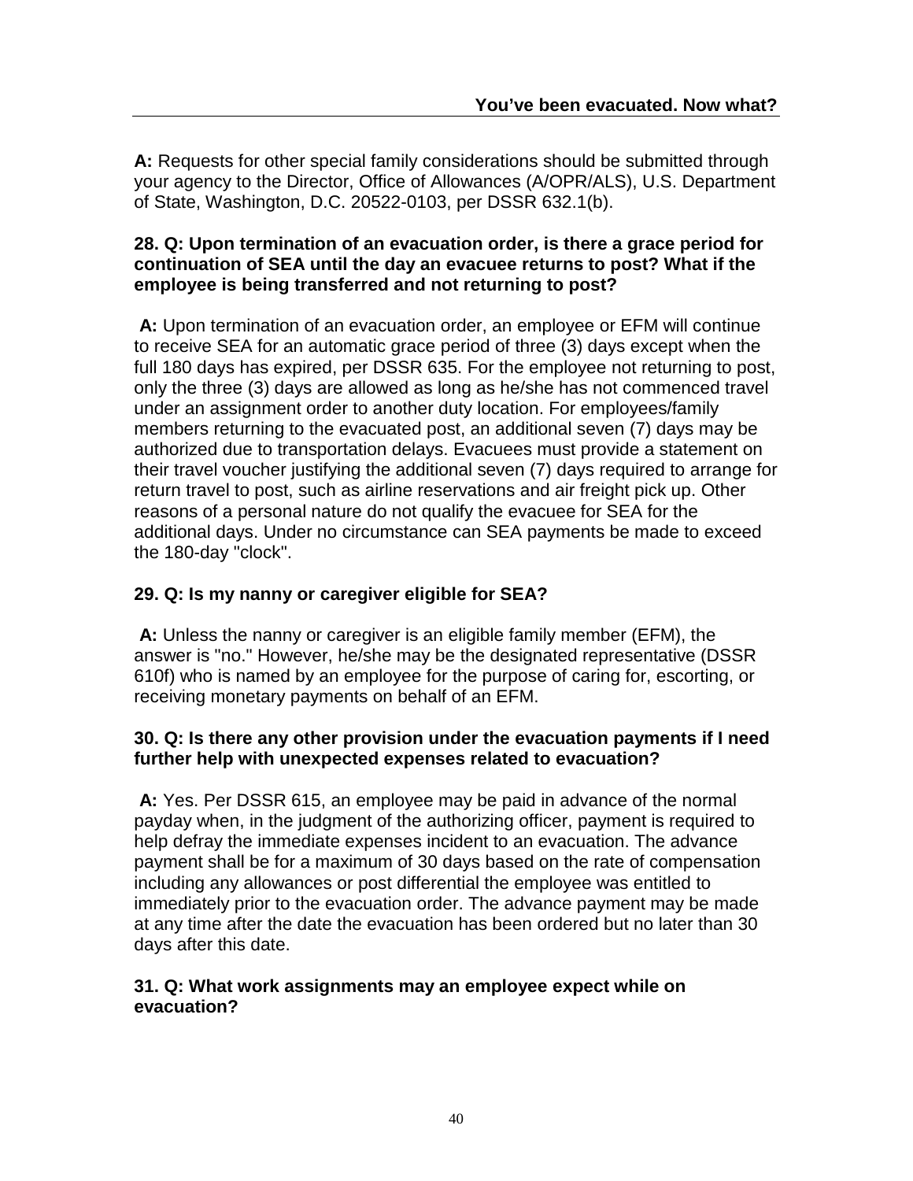**A:** Requests for other special family considerations should be submitted through your agency to the Director, Office of Allowances (A/OPR/ALS), U.S. Department of State, Washington, D.C. 20522-0103, per DSSR 632.1(b).

**28. Q: Upon termination of an evacuation order, is there a grace period for continuation of SEA until the day an evacuee returns to post? What if the employee is being transferred and not returning to post?**

**A:** Upon termination of an evacuation order, an employee or EFM will continue to receive SEA for an automatic grace period of three (3) days except when the full 180 days has expired, per DSSR 635. For the employee not returning to post, only the three (3) days are allowed as long as he/she has not commenced travel under an assignment order to another duty location. For employees/family members returning to the evacuated post, an additional seven (7) days may be authorized due to transportation delays. Evacuees must provide a statement on their travel voucher justifying the additional seven (7) days required to arrange for return travel to post, such as airline reservations and air freight pick up. Other reasons of a personal nature do not qualify the evacuee for SEA for the additional days. Under no circumstance can SEA payments be made to exceed the 180-day "clock".

**29. Q: Is my nanny or caregiver eligible for SEA?**

**A:** Unless the nanny or caregiver is an eligible family member (EFM), the answer is "no." However, he/she may be the designated representative (DSSR 610f) who is named by an employee for the purpose of caring for, escorting, or receiving monetary payments on behalf of an EFM.

**30. Q: Is there any other provision under the evacuation payments if I need further help with unexpected expenses related to evacuation?**

**A:** Yes. Per DSSR 615, an employee may be paid in advance of the normal payday when, in the judgment of the authorizing officer, payment is required to help defray the immediate expenses incident to an evacuation. The advance payment shall be for a maximum of 30 days based on the rate of compensation including any allowances or post differential the employee was entitled to immediately prior to the evacuation order. The advance payment may be made at any time after the date the evacuation has been ordered but no later than 30 days after this date.

**31. Q: What work assignments may an employee expect while on evacuation?**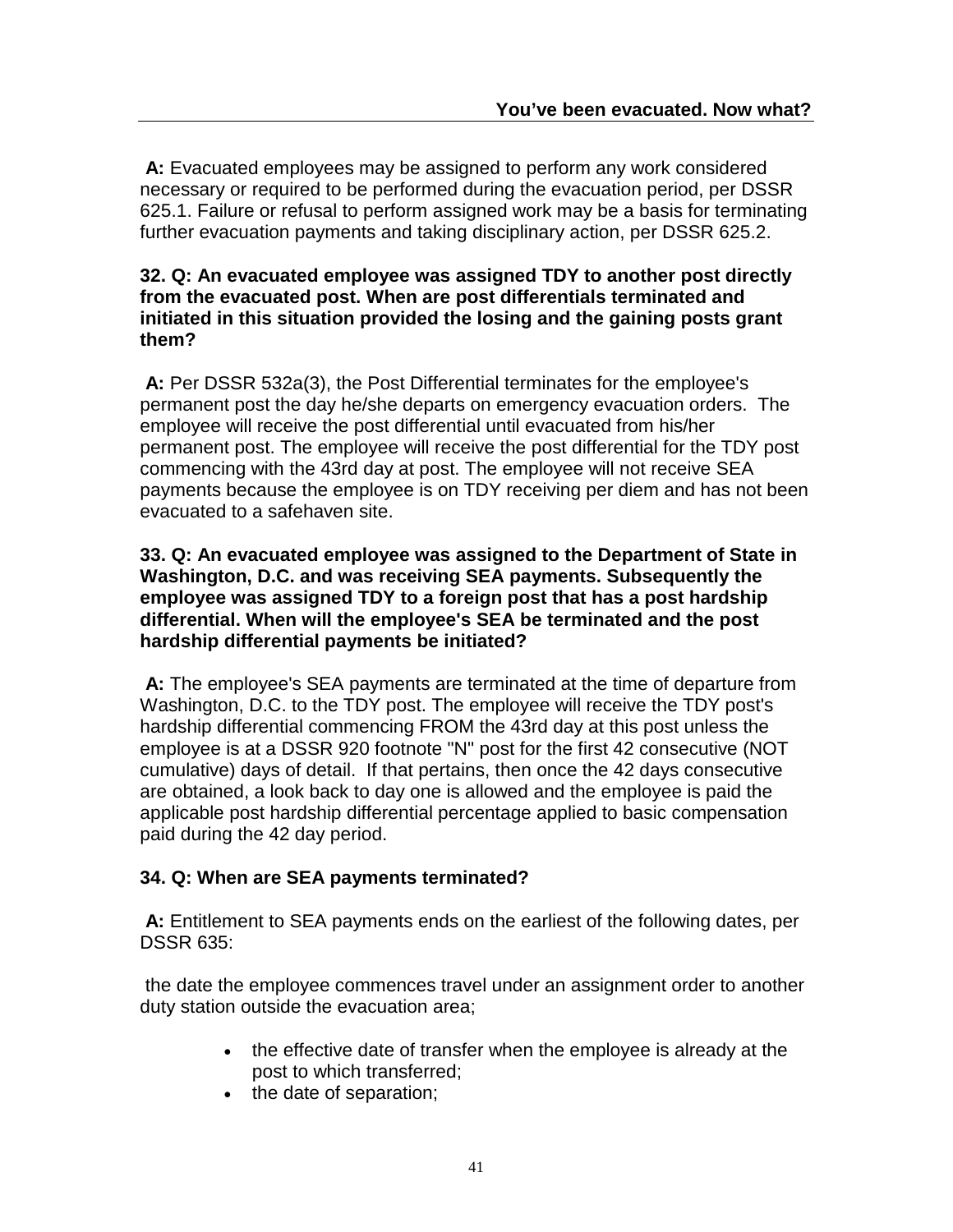**A:** Evacuated employees may be assigned to perform any work considered necessary or required to be performed during the evacuation period, per DSSR 625.1. Failure or refusal to perform assigned work may be a basis for terminating further evacuation payments and taking disciplinary action, per DSSR 625.2.

**32. Q: An evacuated employee was assigned TDY to another post directly from the evacuated post. When are post differentials terminated and initiated in this situation provided the losing and the gaining posts grant them?**

**A:** Per DSSR 532a(3), the Post Differential terminates for the employee's permanent post the day he/she departs on emergency evacuation orders. The employee will receive the post differential until evacuated from his/her permanent post. The employee will receive the post differential for the TDY post commencing with the 43rd day at post. The employee will not receive SEA payments because the employee is on TDY receiving per diem and has not been evacuated to a safehaven site.

**33. Q: An evacuated employee was assigned to the Department of State in Washington, D.C. and was receiving SEA payments. Subsequently the employee was assigned TDY to a foreign post that has a post hardship differential. When will the employee's SEA be terminated and the post hardship differential payments be initiated?**

**A:** The employee's SEA payments are terminated at the time of departure from Washington, D.C. to the TDY post. The employee will receive the TDY post's hardship differential commencing FROM the 43rd day at this post unless the employee is at a DSSR 920 footnote "N" post for the first 42 consecutive (NOT cumulative) days of detail. If that pertains, then once the 42 days consecutive are obtained, a look back to day one is allowed and the employee is paid the applicable post hardship differential percentage applied to basic compensation paid during the 42 day period.

**34. Q: When are SEA payments terminated?**

**A:** Entitlement to SEA payments ends on the earliest of the following dates, per DSSR 635:

the date the employee commences travel under an assignment order to another duty station outside the evacuation area;

- the effective date of transfer when the employee is already at the post to which transferred;
- the date of separation;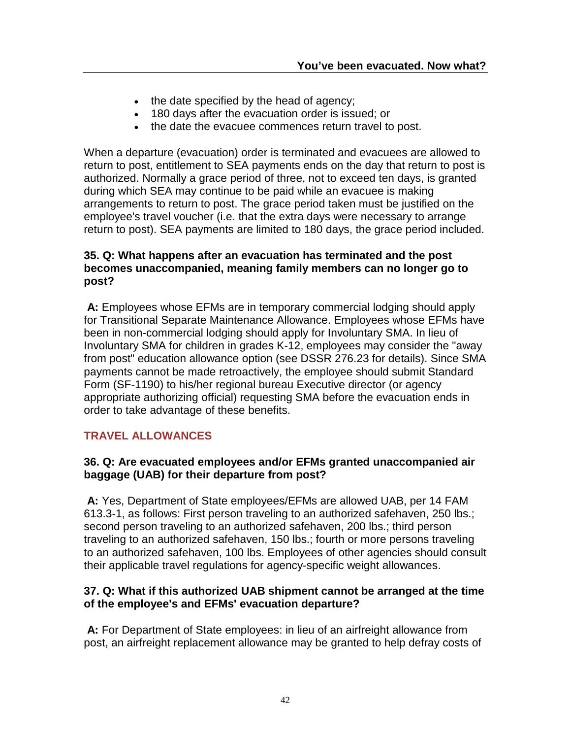- the date specified by the head of agency;
- 180 days after the evacuation order is issued; or
- the date the evacuee commences return travel to post.

When a departure (evacuation) order is terminated and evacuees are allowed to return to post, entitlement to SEA payments ends on the day that return to post is authorized. Normally a grace period of three, not to exceed ten days, is granted during which SEA may continue to be paid while an evacuee is making arrangements to return to post. The grace period taken must be justified on the employee's travel voucher (i.e. that the extra days were necessary to arrange return to post). SEA payments are limited to 180 days, the grace period included.

**35. Q: What happens after an evacuation has terminated and the post becomes unaccompanied, meaning family members can no longer go to post?**

**A:** Employees whose EFMs are in temporary commercial lodging should apply for Transitional Separate Maintenance Allowance. Employees whose EFMs have been in non-commercial lodging should apply for Involuntary SMA. In lieu of Involuntary SMA for children in grades K-12, employees may consider the "away from post" education allowance option (see DSSR 276.23 for details). Since SMA payments cannot be made retroactively, the employee should submit Standard Form (SF-1190) to his/her regional bureau Executive director (or agency appropriate authorizing official) requesting SMA before the evacuation ends in order to take advantage of these benefits.

## TRAVEL ALLOWANCES

**36. Q: Are evacuated employees and/or EFMs granted unaccompanied air baggage (UAB) for their departure from post?**

**A:** Yes, Department of State employees/EFMs are allowed UAB, per 14 FAM 613.3-1, as follows: First person traveling to an authorized safehaven, 250 lbs.; second person traveling to an authorized safehaven, 200 lbs.; third person traveling to an authorized safehaven, 150 lbs.; fourth or more persons traveling to an authorized safehaven, 100 lbs. Employees of other agencies should consult their applicable travel regulations for agency-specific weight allowances.

**37. Q: What if this authorized UAB shipment cannot be arranged at the time of the employee's and EFMs' evacuation departure?**

**A:** For Department of State employees: in lieu of an airfreight allowance from post, an airfreight replacement allowance may be granted to help defray costs of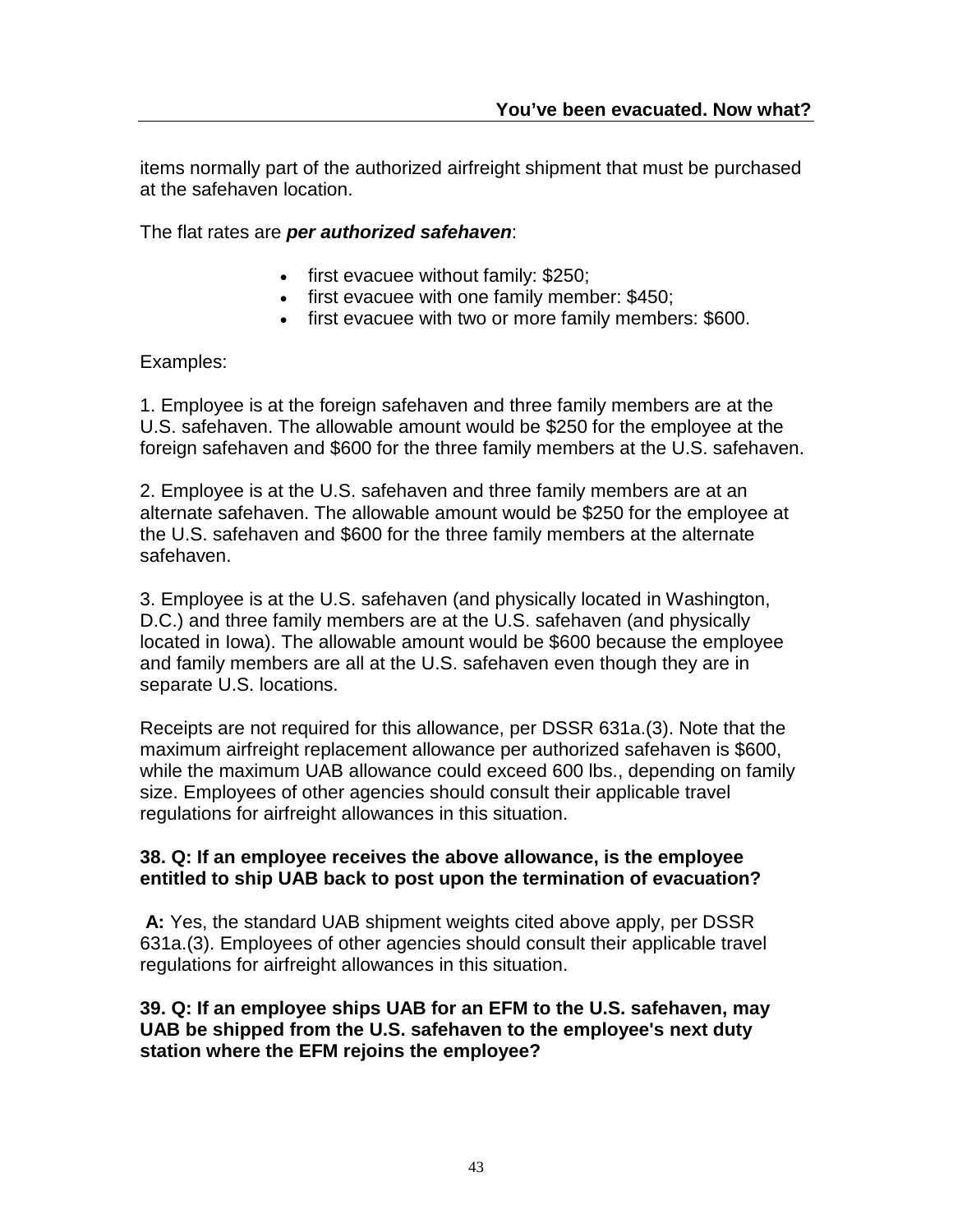items normally part of the authorized airfreight shipment that must be purchased at the safehaven location.

The flat rates are ***per authorized safehaven***:

- first evacuee without family: $250;
- first evacuee with one family member: $450;
- first evacuee with two or more family members: $600.

Examples:

1. Employee is at the foreign safehaven and three family members are at the U.S. safehaven. The allowable amount would be $250 for the employee at the foreign safehaven and $600 for the three family members at the U.S. safehaven.

2. Employee is at the U.S. safehaven and three family members are at an alternate safehaven. The allowable amount would be $250 for the employee at the U.S. safehaven and $600 for the three family members at the alternate safehaven.

3. Employee is at the U.S. safehaven (and physically located in Washington, D.C.) and three family members are at the U.S. safehaven (and physically located in Iowa). The allowable amount would be $600 because the employee and family members are all at the U.S. safehaven even though they are in separate U.S. locations.

Receipts are not required for this allowance, per DSSR 631a.(3). Note that the maximum airfreight replacement allowance per authorized safehaven is $600, while the maximum UAB allowance could exceed 600 lbs., depending on family size. Employees of other agencies should consult their applicable travel regulations for airfreight allowances in this situation.

**38. Q: If an employee receives the above allowance, is the employee entitled to ship UAB back to post upon the termination of evacuation?**

**A:** Yes, the standard UAB shipment weights cited above apply, per DSSR 631a.(3). Employees of other agencies should consult their applicable travel regulations for airfreight allowances in this situation.

**39. Q: If an employee ships UAB for an EFM to the U.S. safehaven, may UAB be shipped from the U.S. safehaven to the employee's next duty station where the EFM rejoins the employee?**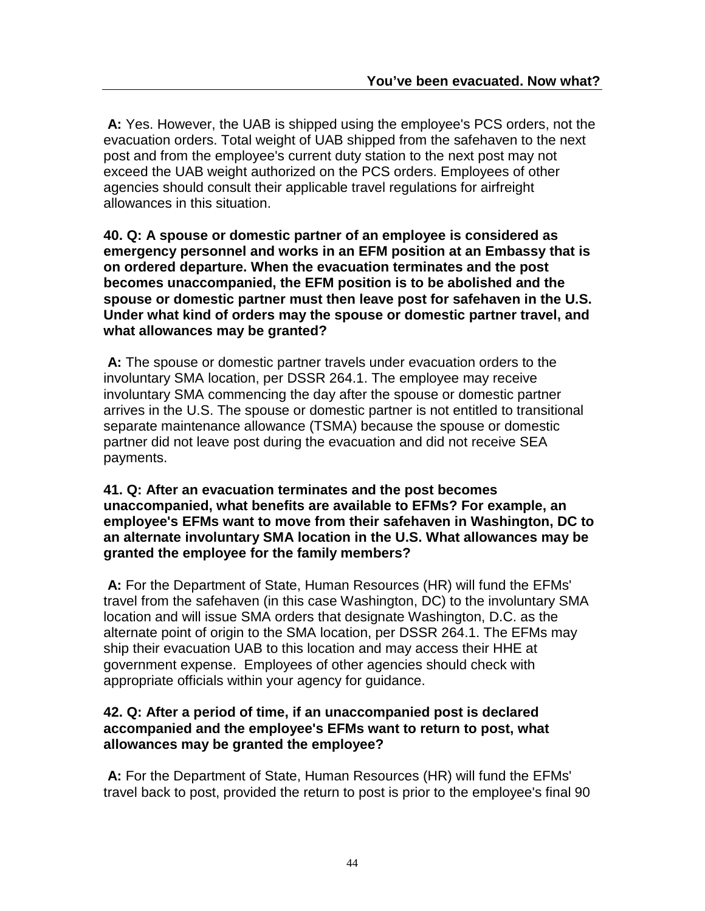**A:** Yes. However, the UAB is shipped using the employee's PCS orders, not the evacuation orders. Total weight of UAB shipped from the safehaven to the next post and from the employee's current duty station to the next post may not exceed the UAB weight authorized on the PCS orders. Employees of other agencies should consult their applicable travel regulations for airfreight allowances in this situation.

**40. Q: A spouse or domestic partner of an employee is considered as emergency personnel and works in an EFM position at an Embassy that is on ordered departure. When the evacuation terminates and the post becomes unaccompanied, the EFM position is to be abolished and the spouse or domestic partner must then leave post for safehaven in the U.S. Under what kind of orders may the spouse or domestic partner travel, and what allowances may be granted?**

**A:** The spouse or domestic partner travels under evacuation orders to the involuntary SMA location, per DSSR 264.1. The employee may receive involuntary SMA commencing the day after the spouse or domestic partner arrives in the U.S. The spouse or domestic partner is not entitled to transitional separate maintenance allowance (TSMA) because the spouse or domestic partner did not leave post during the evacuation and did not receive SEA payments.

**41. Q: After an evacuation terminates and the post becomes unaccompanied, what benefits are available to EFMs? For example, an employee's EFMs want to move from their safehaven in Washington, DC to an alternate involuntary SMA location in the U.S. What allowances may be granted the employee for the family members?**

**A:** For the Department of State, Human Resources (HR) will fund the EFMs' travel from the safehaven (in this case Washington, DC) to the involuntary SMA location and will issue SMA orders that designate Washington, D.C. as the alternate point of origin to the SMA location, per DSSR 264.1. The EFMs may ship their evacuation UAB to this location and may access their HHE at government expense. Employees of other agencies should check with appropriate officials within your agency for guidance.

**42. Q: After a period of time, if an unaccompanied post is declared accompanied and the employee's EFMs want to return to post, what allowances may be granted the employee?**

**A:** For the Department of State, Human Resources (HR) will fund the EFMs' travel back to post, provided the return to post is prior to the employee's final 90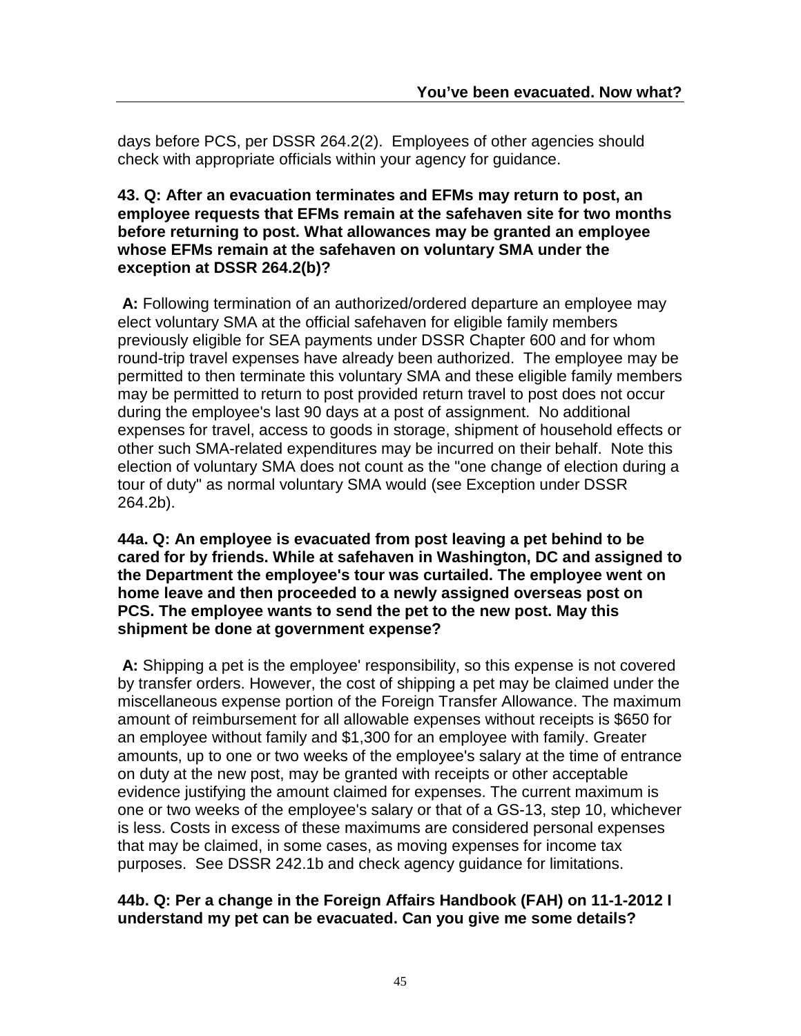days before PCS, per DSSR 264.2(2). Employees of other agencies should check with appropriate officials within your agency for guidance.

**43. Q: After an evacuation terminates and EFMs may return to post, an employee requests that EFMs remain at the safehaven site for two months before returning to post. What allowances may be granted an employee whose EFMs remain at the safehaven on voluntary SMA under the exception at DSSR 264.2(b)?**

**A:** Following termination of an authorized/ordered departure an employee may elect voluntary SMA at the official safehaven for eligible family members previously eligible for SEA payments under DSSR Chapter 600 and for whom round-trip travel expenses have already been authorized. The employee may be permitted to then terminate this voluntary SMA and these eligible family members may be permitted to return to post provided return travel to post does not occur during the employee's last 90 days at a post of assignment. No additional expenses for travel, access to goods in storage, shipment of household effects or other such SMA-related expenditures may be incurred on their behalf. Note this election of voluntary SMA does not count as the "one change of election during a tour of duty" as normal voluntary SMA would (see Exception under DSSR 264.2b).

**44a. Q: An employee is evacuated from post leaving a pet behind to be cared for by friends. While at safehaven in Washington, DC and assigned to the Department the employee's tour was curtailed. The employee went on home leave and then proceeded to a newly assigned overseas post on PCS. The employee wants to send the pet to the new post. May this shipment be done at government expense?**

**A:** Shipping a pet is the employee' responsibility, so this expense is not covered by transfer orders. However, the cost of shipping a pet may be claimed under the miscellaneous expense portion of the Foreign Transfer Allowance. The maximum amount of reimbursement for all allowable expenses without receipts is $650 for an employee without family and $1,300 for an employee with family. Greater amounts, up to one or two weeks of the employee's salary at the time of entrance on duty at the new post, may be granted with receipts or other acceptable evidence justifying the amount claimed for expenses. The current maximum is one or two weeks of the employee's salary or that of a GS-13, step 10, whichever is less. Costs in excess of these maximums are considered personal expenses that may be claimed, in some cases, as moving expenses for income tax purposes. See DSSR 242.1b and check agency guidance for limitations.

**44b. Q: Per a change in the Foreign Affairs Handbook (FAH) on 11-1-2012 I understand my pet can be evacuated. Can you give me some details?**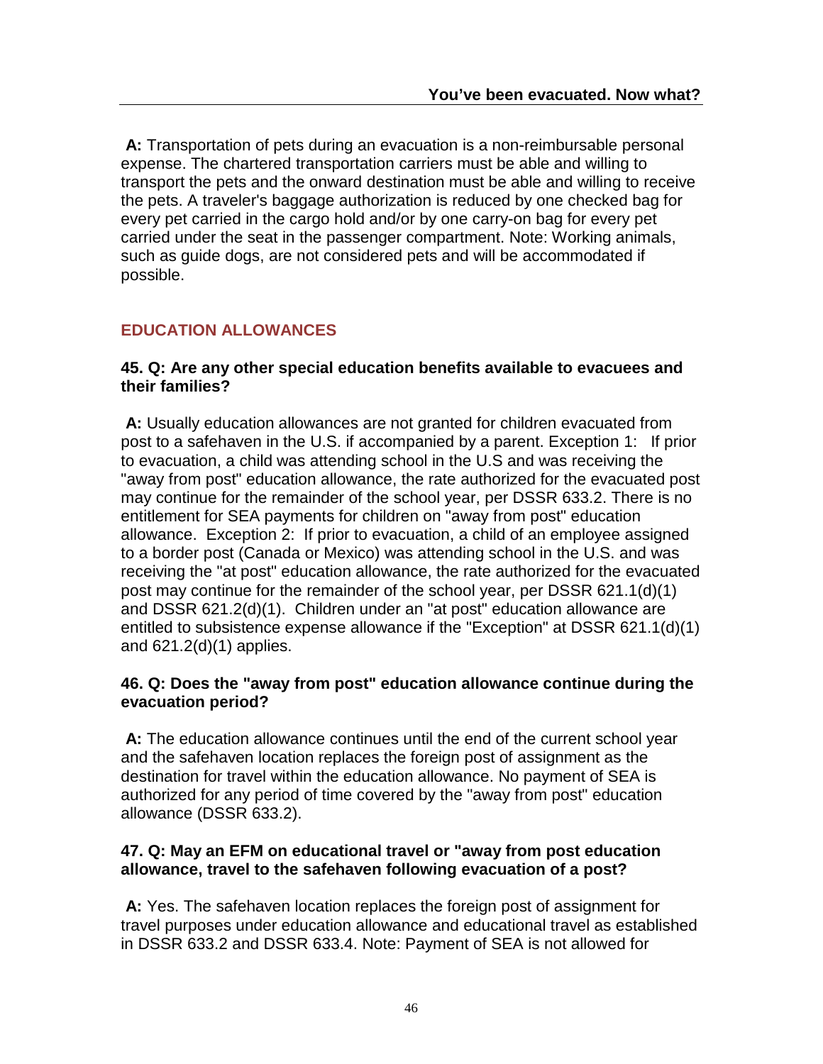**A:** Transportation of pets during an evacuation is a non-reimbursable personal expense. The chartered transportation carriers must be able and willing to transport the pets and the onward destination must be able and willing to receive the pets. A traveler's baggage authorization is reduced by one checked bag for every pet carried in the cargo hold and/or by one carry-on bag for every pet carried under the seat in the passenger compartment. Note: Working animals, such as guide dogs, are not considered pets and will be accommodated if possible.

## EDUCATION ALLOWANCES

### 45. Q: Are any other special education benefits available to evacuees and their families?

**A:** Usually education allowances are not granted for children evacuated from post to a safehaven in the U.S. if accompanied by a parent. Exception 1: If prior to evacuation, a child was attending school in the U.S and was receiving the "away from post" education allowance, the rate authorized for the evacuated post may continue for the remainder of the school year, per DSSR 633.2. There is no entitlement for SEA payments for children on "away from post" education allowance. Exception 2: If prior to evacuation, a child of an employee assigned to a border post (Canada or Mexico) was attending school in the U.S. and was receiving the "at post" education allowance, the rate authorized for the evacuated post may continue for the remainder of the school year, per DSSR 621.1(d)(1) and DSSR 621.2(d)(1). Children under an "at post" education allowance are entitled to subsistence expense allowance if the "Exception" at DSSR 621.1(d)(1) and 621.2(d)(1) applies.

### 46. Q: Does the "away from post" education allowance continue during the evacuation period?

**A:** The education allowance continues until the end of the current school year and the safehaven location replaces the foreign post of assignment as the destination for travel within the education allowance. No payment of SEA is authorized for any period of time covered by the "away from post" education allowance (DSSR 633.2).

### 47. Q: May an EFM on educational travel or "away from post education allowance, travel to the safehaven following evacuation of a post?

**A:** Yes. The safehaven location replaces the foreign post of assignment for travel purposes under education allowance and educational travel as established in DSSR 633.2 and DSSR 633.4. Note: Payment of SEA is not allowed for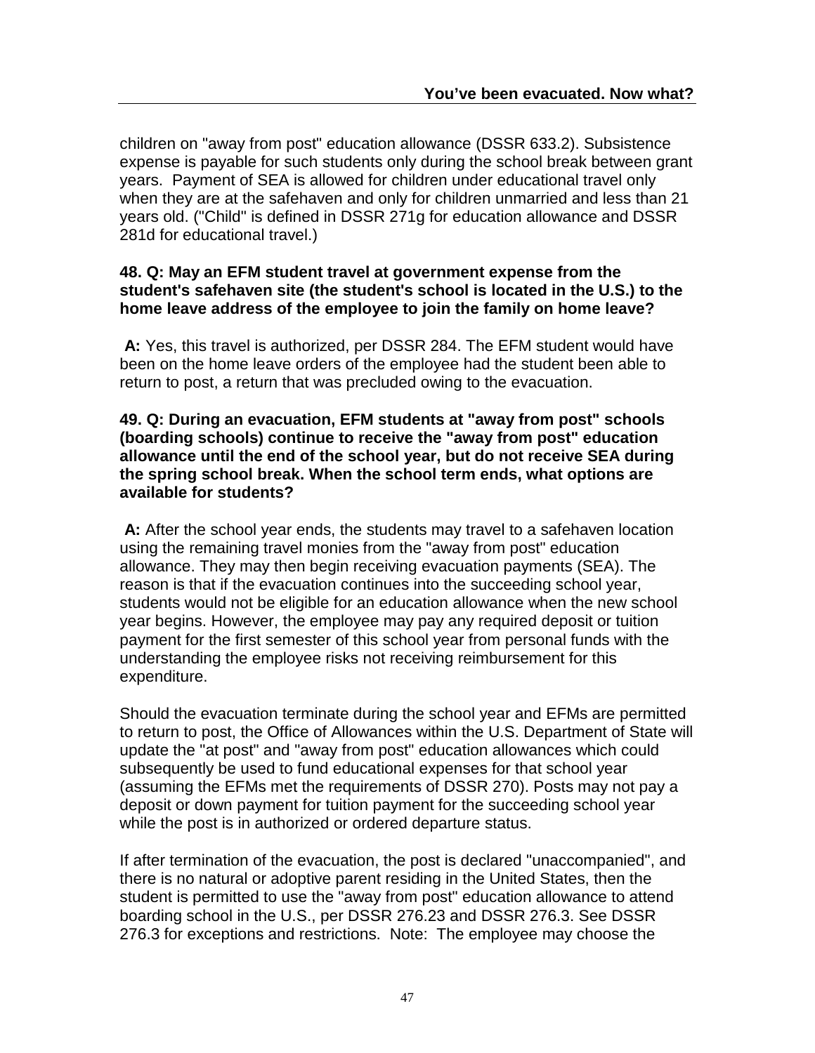children on "away from post" education allowance (DSSR 633.2). Subsistence expense is payable for such students only during the school break between grant years. Payment of SEA is allowed for children under educational travel only when they are at the safehaven and only for children unmarried and less than 21 years old. ("Child" is defined in DSSR 271g for education allowance and DSSR 281d for educational travel.)

**48. Q: May an EFM student travel at government expense from the student's safehaven site (the student's school is located in the U.S.) to the home leave address of the employee to join the family on home leave?**

**A:** Yes, this travel is authorized, per DSSR 284. The EFM student would have been on the home leave orders of the employee had the student been able to return to post, a return that was precluded owing to the evacuation.

**49. Q: During an evacuation, EFM students at "away from post" schools (boarding schools) continue to receive the "away from post" education allowance until the end of the school year, but do not receive SEA during the spring school break. When the school term ends, what options are available for students?**

**A:** After the school year ends, the students may travel to a safehaven location using the remaining travel monies from the "away from post" education allowance. They may then begin receiving evacuation payments (SEA). The reason is that if the evacuation continues into the succeeding school year, students would not be eligible for an education allowance when the new school year begins. However, the employee may pay any required deposit or tuition payment for the first semester of this school year from personal funds with the understanding the employee risks not receiving reimbursement for this expenditure.

Should the evacuation terminate during the school year and EFMs are permitted to return to post, the Office of Allowances within the U.S. Department of State will update the "at post" and "away from post" education allowances which could subsequently be used to fund educational expenses for that school year (assuming the EFMs met the requirements of DSSR 270). Posts may not pay a deposit or down payment for tuition payment for the succeeding school year while the post is in authorized or ordered departure status.

If after termination of the evacuation, the post is declared "unaccompanied", and there is no natural or adoptive parent residing in the United States, then the student is permitted to use the "away from post" education allowance to attend boarding school in the U.S., per DSSR 276.23 and DSSR 276.3. See DSSR 276.3 for exceptions and restrictions. Note: The employee may choose the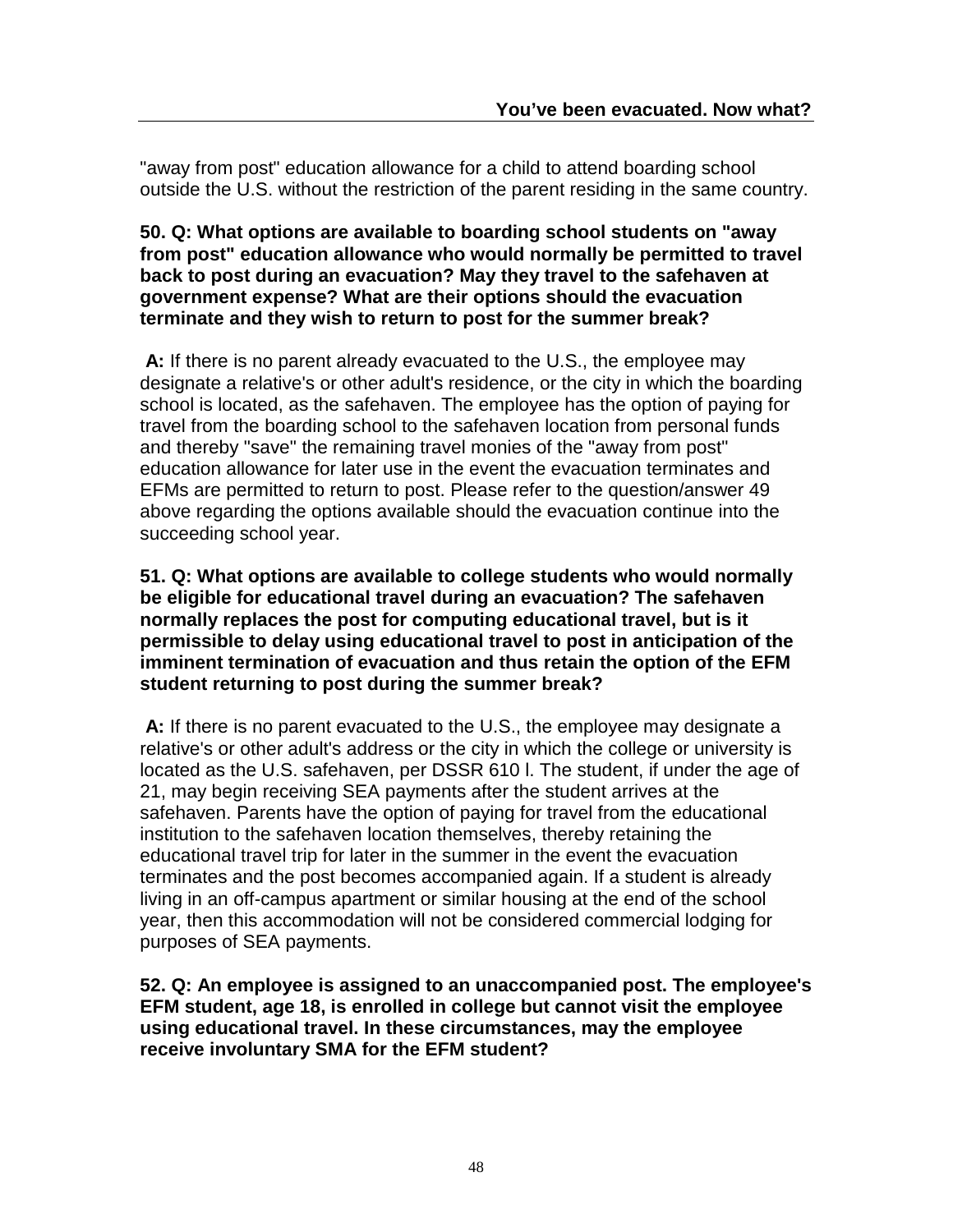"away from post" education allowance for a child to attend boarding school outside the U.S. without the restriction of the parent residing in the same country.

**50. Q: What options are available to boarding school students on "away from post" education allowance who would normally be permitted to travel back to post during an evacuation? May they travel to the safehaven at government expense? What are their options should the evacuation terminate and they wish to return to post for the summer break?**

**A:** If there is no parent already evacuated to the U.S., the employee may designate a relative's or other adult's residence, or the city in which the boarding school is located, as the safehaven. The employee has the option of paying for travel from the boarding school to the safehaven location from personal funds and thereby "save" the remaining travel monies of the "away from post" education allowance for later use in the event the evacuation terminates and EFMs are permitted to return to post. Please refer to the question/answer 49 above regarding the options available should the evacuation continue into the succeeding school year.

**51. Q: What options are available to college students who would normally be eligible for educational travel during an evacuation? The safehaven normally replaces the post for computing educational travel, but is it permissible to delay using educational travel to post in anticipation of the imminent termination of evacuation and thus retain the option of the EFM student returning to post during the summer break?**

**A:** If there is no parent evacuated to the U.S., the employee may designate a relative's or other adult's address or the city in which the college or university is located as the U.S. safehaven, per DSSR 610 l. The student, if under the age of 21, may begin receiving SEA payments after the student arrives at the safehaven. Parents have the option of paying for travel from the educational institution to the safehaven location themselves, thereby retaining the educational travel trip for later in the summer in the event the evacuation terminates and the post becomes accompanied again. If a student is already living in an off-campus apartment or similar housing at the end of the school year, then this accommodation will not be considered commercial lodging for purposes of SEA payments.

**52. Q: An employee is assigned to an unaccompanied post. The employee's EFM student, age 18, is enrolled in college but cannot visit the employee using educational travel. In these circumstances, may the employee receive involuntary SMA for the EFM student?**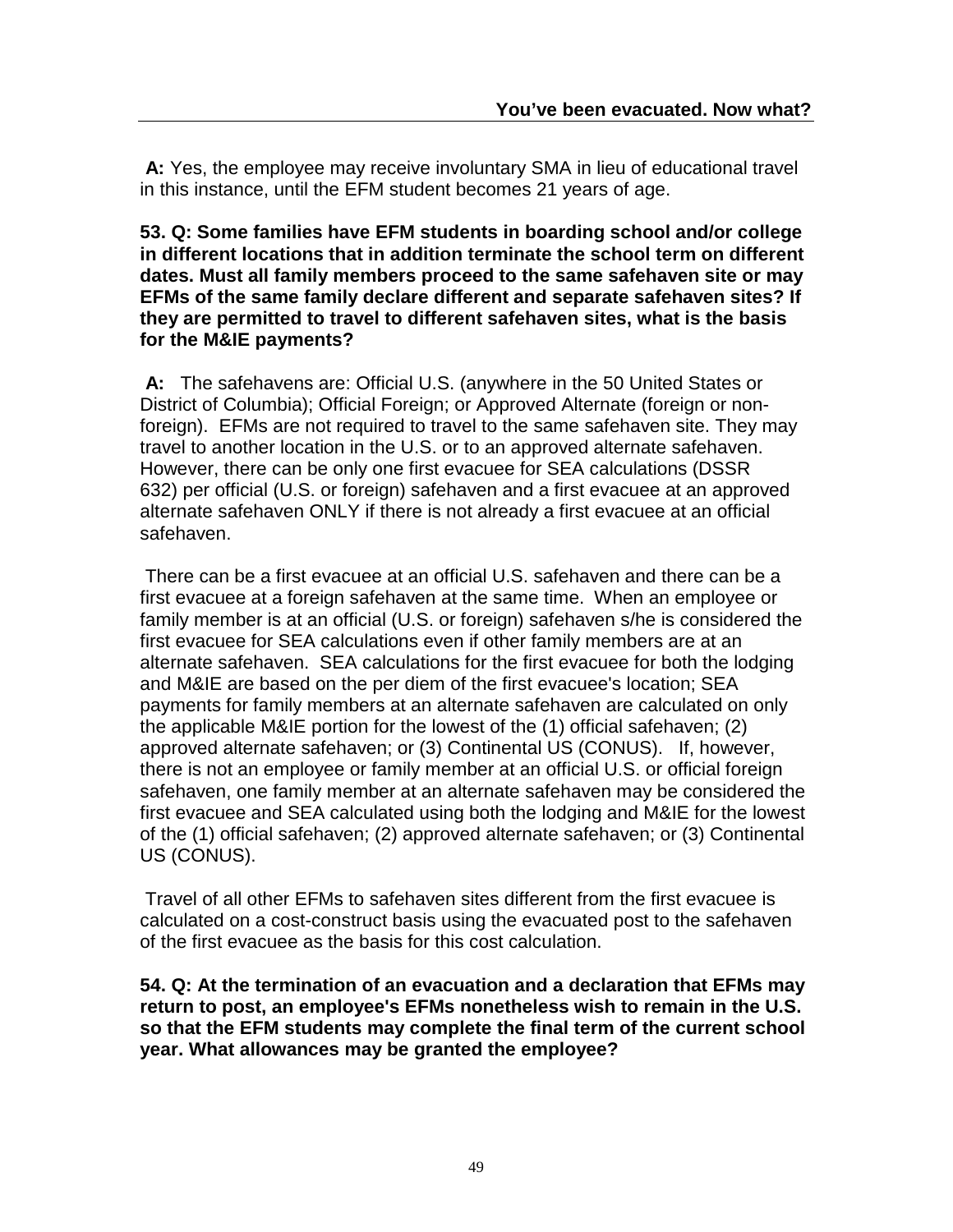**A:** Yes, the employee may receive involuntary SMA in lieu of educational travel in this instance, until the EFM student becomes 21 years of age.

**53. Q: Some families have EFM students in boarding school and/or college in different locations that in addition terminate the school term on different dates. Must all family members proceed to the same safehaven site or may EFMs of the same family declare different and separate safehaven sites? If they are permitted to travel to different safehaven sites, what is the basis for the M&IE payments?**

**A:** The safehavens are: Official U.S. (anywhere in the 50 United States or District of Columbia); Official Foreign; or Approved Alternate (foreign or non-foreign). EFMs are not required to travel to the same safehaven site. They may travel to another location in the U.S. or to an approved alternate safehaven. However, there can be only one first evacuee for SEA calculations (DSSR 632) per official (U.S. or foreign) safehaven and a first evacuee at an approved alternate safehaven ONLY if there is not already a first evacuee at an official safehaven.

There can be a first evacuee at an official U.S. safehaven and there can be a first evacuee at a foreign safehaven at the same time. When an employee or family member is at an official (U.S. or foreign) safehaven s/he is considered the first evacuee for SEA calculations even if other family members are at an alternate safehaven. SEA calculations for the first evacuee for both the lodging and M&IE are based on the per diem of the first evacuee's location; SEA payments for family members at an alternate safehaven are calculated on only the applicable M&IE portion for the lowest of the (1) official safehaven; (2) approved alternate safehaven; or (3) Continental US (CONUS). If, however, there is not an employee or family member at an official U.S. or official foreign safehaven, one family member at an alternate safehaven may be considered the first evacuee and SEA calculated using both the lodging and M&IE for the lowest of the (1) official safehaven; (2) approved alternate safehaven; or (3) Continental US (CONUS).

Travel of all other EFMs to safehaven sites different from the first evacuee is calculated on a cost-construct basis using the evacuated post to the safehaven of the first evacuee as the basis for this cost calculation.

**54. Q: At the termination of an evacuation and a declaration that EFMs may return to post, an employee's EFMs nonetheless wish to remain in the U.S. so that the EFM students may complete the final term of the current school year. What allowances may be granted the employee?**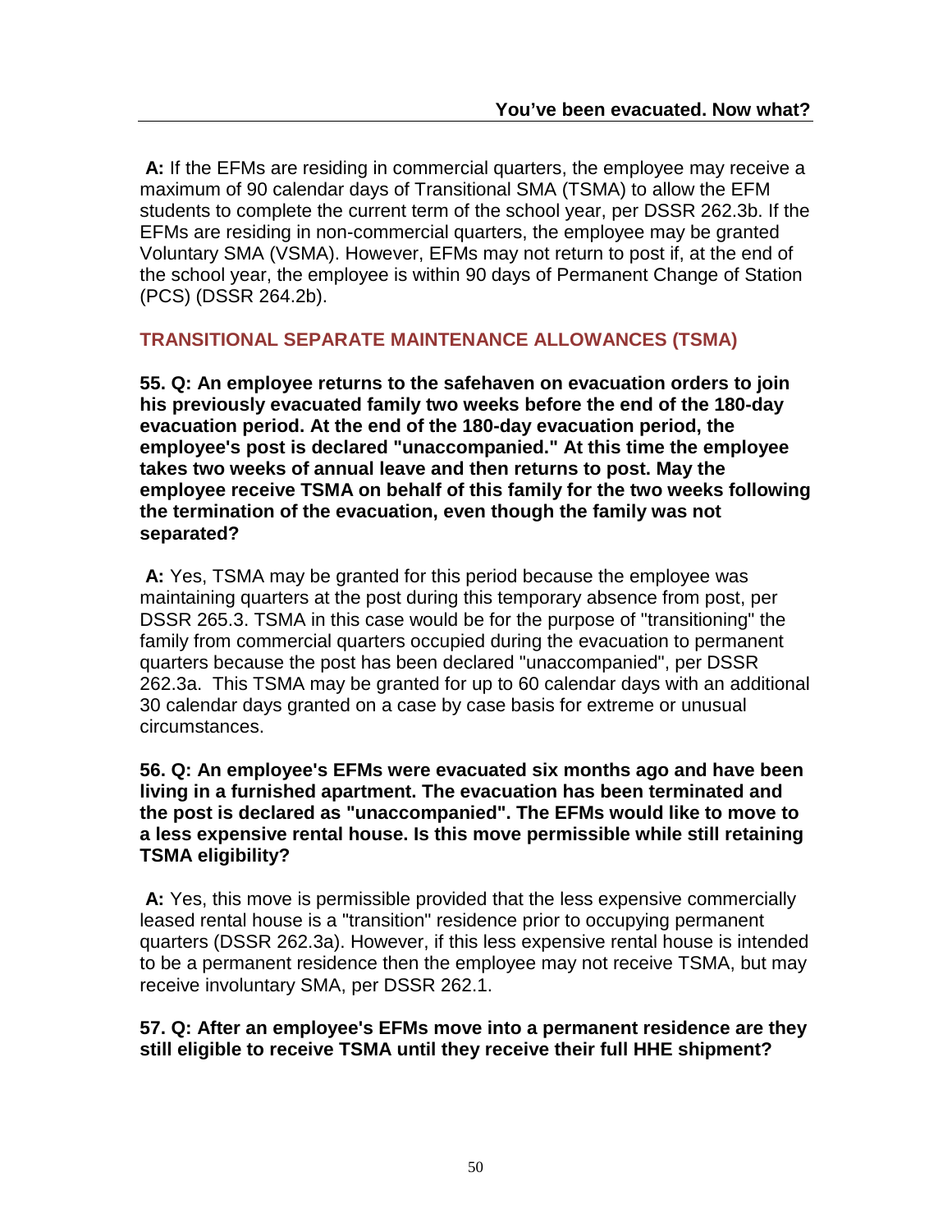**A:** If the EFMs are residing in commercial quarters, the employee may receive a maximum of 90 calendar days of Transitional SMA (TSMA) to allow the EFM students to complete the current term of the school year, per DSSR 262.3b. If the EFMs are residing in non-commercial quarters, the employee may be granted Voluntary SMA (VSMA). However, EFMs may not return to post if, at the end of the school year, the employee is within 90 days of Permanent Change of Station (PCS) (DSSR 264.2b).

## TRANSITIONAL SEPARATE MAINTENANCE ALLOWANCES (TSMA)

**55. Q: An employee returns to the safehaven on evacuation orders to join his previously evacuated family two weeks before the end of the 180-day evacuation period. At the end of the 180-day evacuation period, the employee's post is declared "unaccompanied." At this time the employee takes two weeks of annual leave and then returns to post. May the employee receive TSMA on behalf of this family for the two weeks following the termination of the evacuation, even though the family was not separated?**

**A:** Yes, TSMA may be granted for this period because the employee was maintaining quarters at the post during this temporary absence from post, per DSSR 265.3. TSMA in this case would be for the purpose of "transitioning" the family from commercial quarters occupied during the evacuation to permanent quarters because the post has been declared "unaccompanied", per DSSR 262.3a. This TSMA may be granted for up to 60 calendar days with an additional 30 calendar days granted on a case by case basis for extreme or unusual circumstances.

**56. Q: An employee's EFMs were evacuated six months ago and have been living in a furnished apartment. The evacuation has been terminated and the post is declared as "unaccompanied". The EFMs would like to move to a less expensive rental house. Is this move permissible while still retaining TSMA eligibility?**

**A:** Yes, this move is permissible provided that the less expensive commercially leased rental house is a "transition" residence prior to occupying permanent quarters (DSSR 262.3a). However, if this less expensive rental house is intended to be a permanent residence then the employee may not receive TSMA, but may receive involuntary SMA, per DSSR 262.1.

**57. Q: After an employee's EFMs move into a permanent residence are they still eligible to receive TSMA until they receive their full HHE shipment?**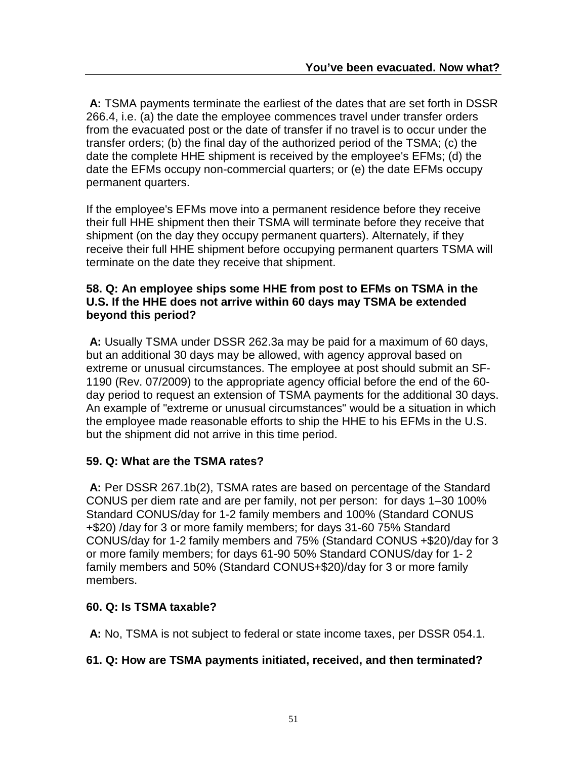**A:** TSMA payments terminate the earliest of the dates that are set forth in DSSR 266.4, i.e. (a) the date the employee commences travel under transfer orders from the evacuated post or the date of transfer if no travel is to occur under the transfer orders; (b) the final day of the authorized period of the TSMA; (c) the date the complete HHE shipment is received by the employee's EFMs; (d) the date the EFMs occupy non-commercial quarters; or (e) the date EFMs occupy permanent quarters.

If the employee's EFMs move into a permanent residence before they receive their full HHE shipment then their TSMA will terminate before they receive that shipment (on the day they occupy permanent quarters). Alternately, if they receive their full HHE shipment before occupying permanent quarters TSMA will terminate on the date they receive that shipment.

**58. Q: An employee ships some HHE from post to EFMs on TSMA in the U.S. If the HHE does not arrive within 60 days may TSMA be extended beyond this period?**

**A:** Usually TSMA under DSSR 262.3a may be paid for a maximum of 60 days, but an additional 30 days may be allowed, with agency approval based on extreme or unusual circumstances. The employee at post should submit an SF-1190 (Rev. 07/2009) to the appropriate agency official before the end of the 60-day period to request an extension of TSMA payments for the additional 30 days. An example of "extreme or unusual circumstances" would be a situation in which the employee made reasonable efforts to ship the HHE to his EFMs in the U.S. but the shipment did not arrive in this time period.

**59. Q: What are the TSMA rates?**

**A:** Per DSSR 267.1b(2), TSMA rates are based on percentage of the Standard CONUS per diem rate and are per family, not per person: for days 1–30 100% Standard CONUS/day for 1-2 family members and 100% (Standard CONUS +$20) /day for 3 or more family members; for days 31-60 75% Standard CONUS/day for 1-2 family members and 75% (Standard CONUS +$20)/day for 3 or more family members; for days 61-90 50% Standard CONUS/day for 1- 2 family members and 50% (Standard CONUS+$20)/day for 3 or more family members.

**60. Q: Is TSMA taxable?**

**A:** No, TSMA is not subject to federal or state income taxes, per DSSR 054.1.

**61. Q: How are TSMA payments initiated, received, and then terminated?**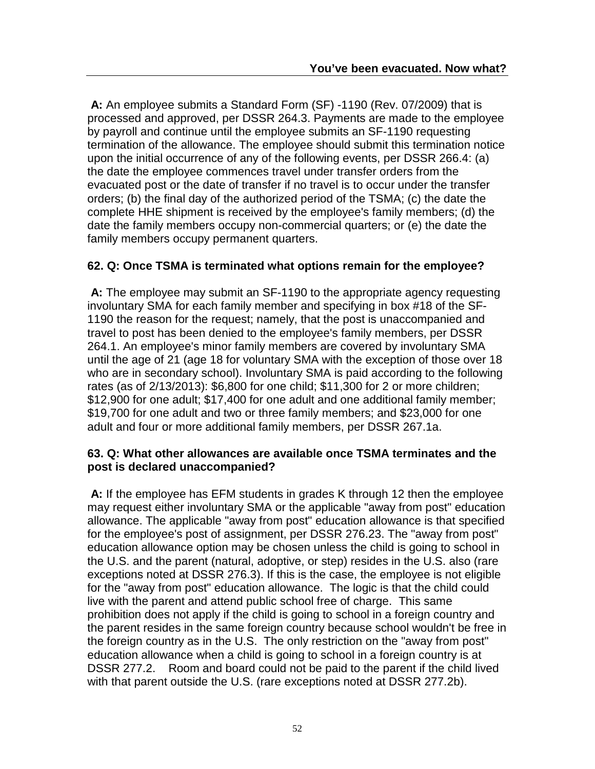**A:** An employee submits a Standard Form (SF) -1190 (Rev. 07/2009) that is processed and approved, per DSSR 264.3. Payments are made to the employee by payroll and continue until the employee submits an SF-1190 requesting termination of the allowance. The employee should submit this termination notice upon the initial occurrence of any of the following events, per DSSR 266.4: (a) the date the employee commences travel under transfer orders from the evacuated post or the date of transfer if no travel is to occur under the transfer orders; (b) the final day of the authorized period of the TSMA; (c) the date the complete HHE shipment is received by the employee's family members; (d) the date the family members occupy non-commercial quarters; or (e) the date the family members occupy permanent quarters.

**62. Q: Once TSMA is terminated what options remain for the employee?**

**A:** The employee may submit an SF-1190 to the appropriate agency requesting involuntary SMA for each family member and specifying in box #18 of the SF-1190 the reason for the request; namely, that the post is unaccompanied and travel to post has been denied to the employee's family members, per DSSR 264.1. An employee's minor family members are covered by involuntary SMA until the age of 21 (age 18 for voluntary SMA with the exception of those over 18 who are in secondary school). Involuntary SMA is paid according to the following rates (as of 2/13/2013): $6,800 for one child; $11,300 for 2 or more children; $12,900 for one adult; $17,400 for one adult and one additional family member; $19,700 for one adult and two or three family members; and $23,000 for one adult and four or more additional family members, per DSSR 267.1a.

**63. Q: What other allowances are available once TSMA terminates and the post is declared unaccompanied?**

**A:** If the employee has EFM students in grades K through 12 then the employee may request either involuntary SMA or the applicable "away from post" education allowance. The applicable "away from post" education allowance is that specified for the employee's post of assignment, per DSSR 276.23. The "away from post" education allowance option may be chosen unless the child is going to school in the U.S. and the parent (natural, adoptive, or step) resides in the U.S. also (rare exceptions noted at DSSR 276.3). If this is the case, the employee is not eligible for the "away from post" education allowance. The logic is that the child could live with the parent and attend public school free of charge. This same prohibition does not apply if the child is going to school in a foreign country and the parent resides in the same foreign country because school wouldn't be free in the foreign country as in the U.S. The only restriction on the "away from post" education allowance when a child is going to school in a foreign country is at DSSR 277.2. Room and board could not be paid to the parent if the child lived with that parent outside the U.S. (rare exceptions noted at DSSR 277.2b).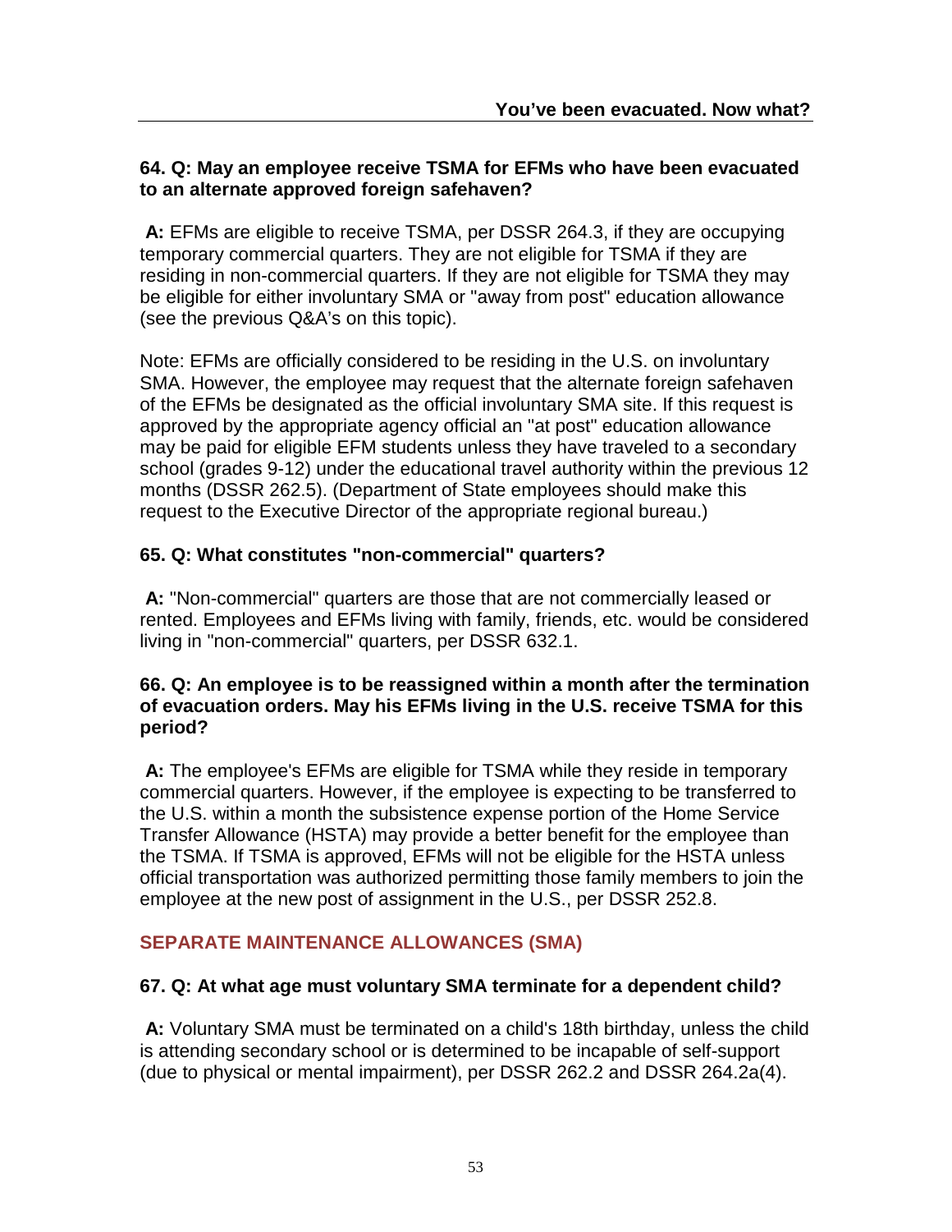**64. Q: May an employee receive TSMA for EFMs who have been evacuated to an alternate approved foreign safehaven?**

**A:** EFMs are eligible to receive TSMA, per DSSR 264.3, if they are occupying temporary commercial quarters. They are not eligible for TSMA if they are residing in non-commercial quarters. If they are not eligible for TSMA they may be eligible for either involuntary SMA or "away from post" education allowance (see the previous Q&A's on this topic).

Note: EFMs are officially considered to be residing in the U.S. on involuntary SMA. However, the employee may request that the alternate foreign safehaven of the EFMs be designated as the official involuntary SMA site. If this request is approved by the appropriate agency official an "at post" education allowance may be paid for eligible EFM students unless they have traveled to a secondary school (grades 9-12) under the educational travel authority within the previous 12 months (DSSR 262.5). (Department of State employees should make this request to the Executive Director of the appropriate regional bureau.)

**65. Q: What constitutes "non-commercial" quarters?**

**A:** "Non-commercial" quarters are those that are not commercially leased or rented. Employees and EFMs living with family, friends, etc. would be considered living in "non-commercial" quarters, per DSSR 632.1.

**66. Q: An employee is to be reassigned within a month after the termination of evacuation orders. May his EFMs living in the U.S. receive TSMA for this period?**

**A:** The employee's EFMs are eligible for TSMA while they reside in temporary commercial quarters. However, if the employee is expecting to be transferred to the U.S. within a month the subsistence expense portion of the Home Service Transfer Allowance (HSTA) may provide a better benefit for the employee than the TSMA. If TSMA is approved, EFMs will not be eligible for the HSTA unless official transportation was authorized permitting those family members to join the employee at the new post of assignment in the U.S., per DSSR 252.8.

## SEPARATE MAINTENANCE ALLOWANCES (SMA)

**67. Q: At what age must voluntary SMA terminate for a dependent child?**

**A:** Voluntary SMA must be terminated on a child's 18th birthday, unless the child is attending secondary school or is determined to be incapable of self-support (due to physical or mental impairment), per DSSR 262.2 and DSSR 264.2a(4).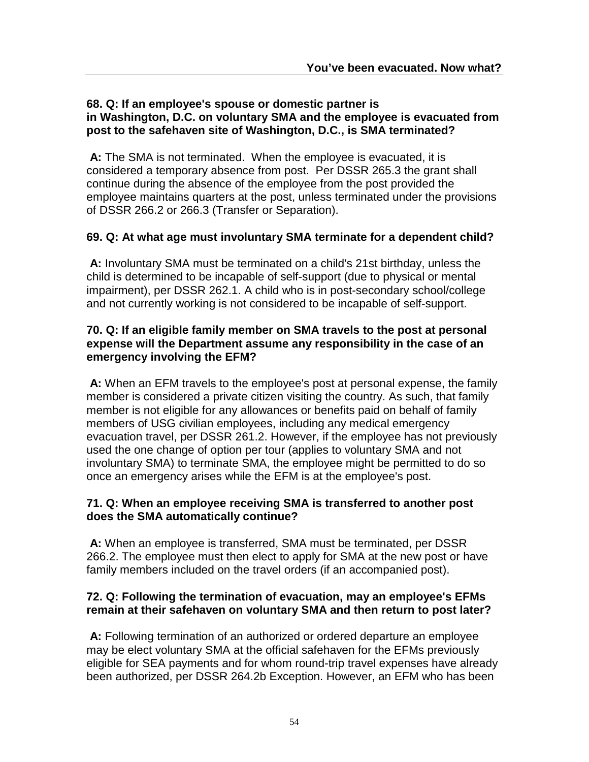**68. Q: If an employee's spouse or domestic partner is in Washington, D.C. on voluntary SMA and the employee is evacuated from post to the safehaven site of Washington, D.C., is SMA terminated?**

**A:** The SMA is not terminated. When the employee is evacuated, it is considered a temporary absence from post. Per DSSR 265.3 the grant shall continue during the absence of the employee from the post provided the employee maintains quarters at the post, unless terminated under the provisions of DSSR 266.2 or 266.3 (Transfer or Separation).

**69. Q: At what age must involuntary SMA terminate for a dependent child?**

**A:** Involuntary SMA must be terminated on a child's 21st birthday, unless the child is determined to be incapable of self-support (due to physical or mental impairment), per DSSR 262.1. A child who is in post-secondary school/college and not currently working is not considered to be incapable of self-support.

**70. Q: If an eligible family member on SMA travels to the post at personal expense will the Department assume any responsibility in the case of an emergency involving the EFM?**

**A:** When an EFM travels to the employee's post at personal expense, the family member is considered a private citizen visiting the country. As such, that family member is not eligible for any allowances or benefits paid on behalf of family members of USG civilian employees, including any medical emergency evacuation travel, per DSSR 261.2. However, if the employee has not previously used the one change of option per tour (applies to voluntary SMA and not involuntary SMA) to terminate SMA, the employee might be permitted to do so once an emergency arises while the EFM is at the employee's post.

**71. Q: When an employee receiving SMA is transferred to another post does the SMA automatically continue?**

**A:** When an employee is transferred, SMA must be terminated, per DSSR 266.2. The employee must then elect to apply for SMA at the new post or have family members included on the travel orders (if an accompanied post).

**72. Q: Following the termination of evacuation, may an employee's EFMs remain at their safehaven on voluntary SMA and then return to post later?**

**A:** Following termination of an authorized or ordered departure an employee may be elect voluntary SMA at the official safehaven for the EFMs previously eligible for SEA payments and for whom round-trip travel expenses have already been authorized, per DSSR 264.2b Exception. However, an EFM who has been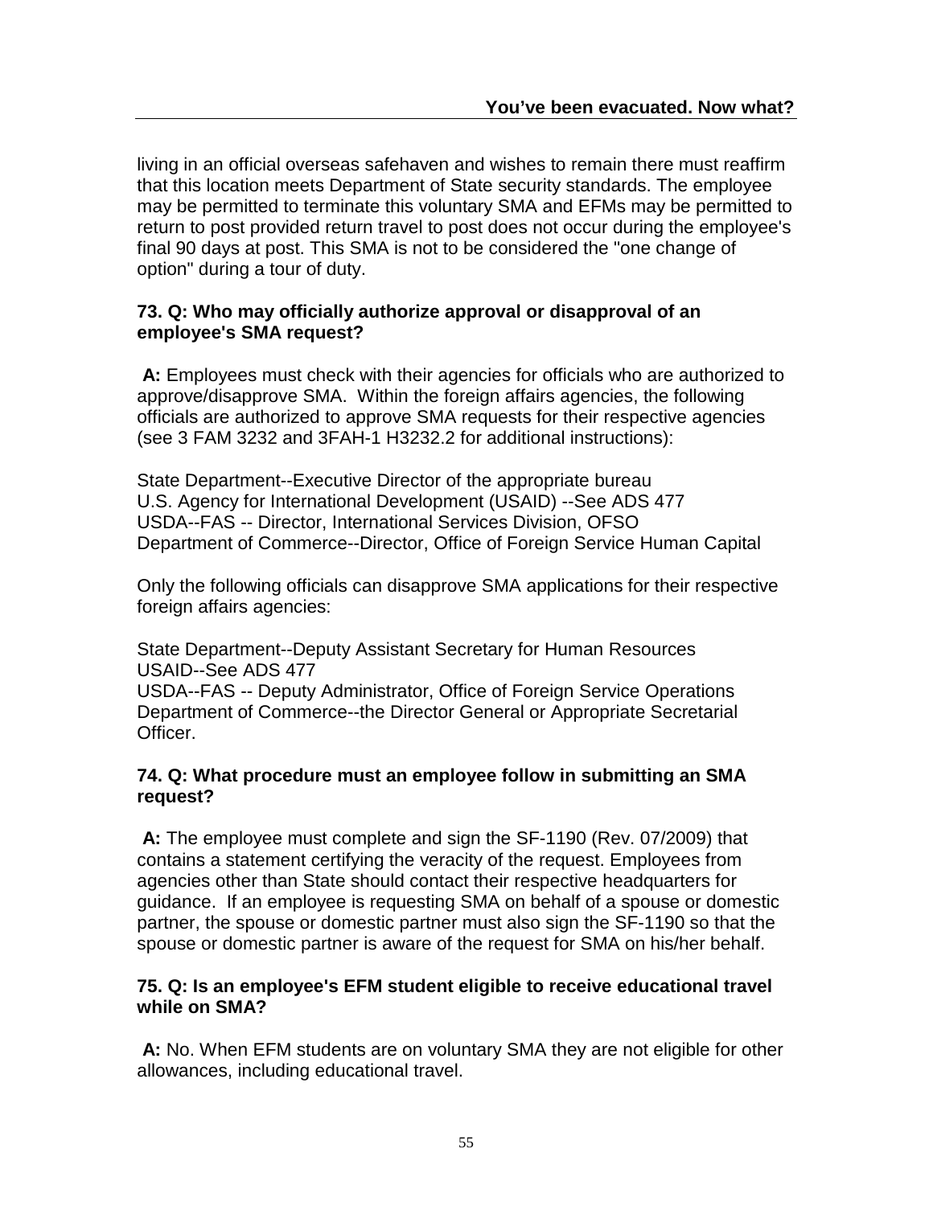living in an official overseas safehaven and wishes to remain there must reaffirm that this location meets Department of State security standards. The employee may be permitted to terminate this voluntary SMA and EFMs may be permitted to return to post provided return travel to post does not occur during the employee's final 90 days at post. This SMA is not to be considered the "one change of option" during a tour of duty.

**73. Q: Who may officially authorize approval or disapproval of an employee's SMA request?**

**A:** Employees must check with their agencies for officials who are authorized to approve/disapprove SMA. Within the foreign affairs agencies, the following officials are authorized to approve SMA requests for their respective agencies (see 3 FAM 3232 and 3FAH-1 H3232.2 for additional instructions):

State Department--Executive Director of the appropriate bureau
U.S. Agency for International Development (USAID) --See ADS 477
USDA--FAS -- Director, International Services Division, OFSO
Department of Commerce--Director, Office of Foreign Service Human Capital

Only the following officials can disapprove SMA applications for their respective foreign affairs agencies:

State Department--Deputy Assistant Secretary for Human Resources
USAID--See ADS 477
USDA--FAS -- Deputy Administrator, Office of Foreign Service Operations
Department of Commerce--the Director General or Appropriate Secretarial Officer.

**74. Q: What procedure must an employee follow in submitting an SMA request?**

**A:** The employee must complete and sign the SF-1190 (Rev. 07/2009) that contains a statement certifying the veracity of the request. Employees from agencies other than State should contact their respective headquarters for guidance. If an employee is requesting SMA on behalf of a spouse or domestic partner, the spouse or domestic partner must also sign the SF-1190 so that the spouse or domestic partner is aware of the request for SMA on his/her behalf.

**75. Q: Is an employee's EFM student eligible to receive educational travel while on SMA?**

**A:** No. When EFM students are on voluntary SMA they are not eligible for other allowances, including educational travel.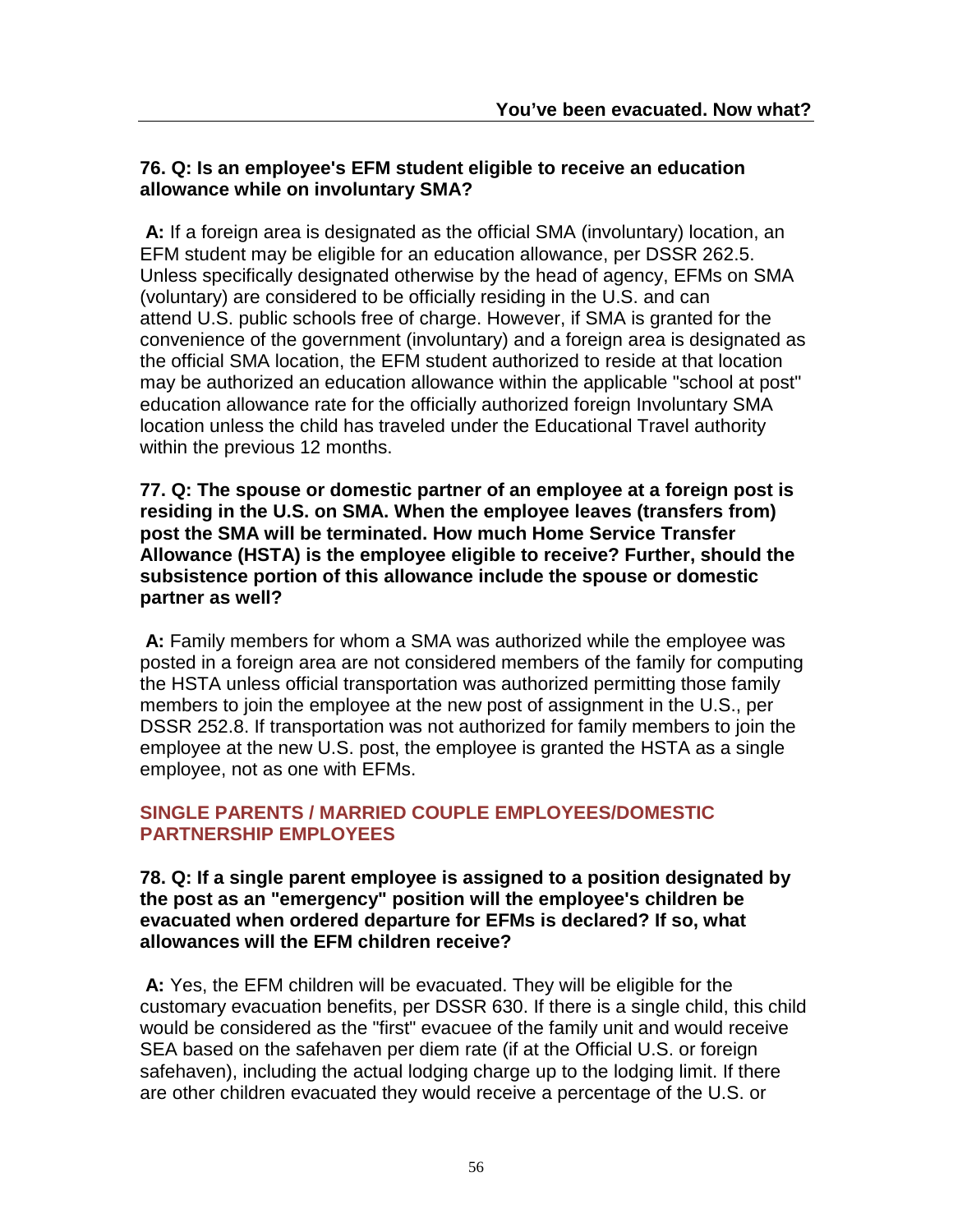**76. Q: Is an employee's EFM student eligible to receive an education allowance while on involuntary SMA?**

**A:** If a foreign area is designated as the official SMA (involuntary) location, an EFM student may be eligible for an education allowance, per DSSR 262.5. Unless specifically designated otherwise by the head of agency, EFMs on SMA (voluntary) are considered to be officially residing in the U.S. and can attend U.S. public schools free of charge. However, if SMA is granted for the convenience of the government (involuntary) and a foreign area is designated as the official SMA location, the EFM student authorized to reside at that location may be authorized an education allowance within the applicable "school at post" education allowance rate for the officially authorized foreign Involuntary SMA location unless the child has traveled under the Educational Travel authority within the previous 12 months.

**77. Q: The spouse or domestic partner of an employee at a foreign post is residing in the U.S. on SMA. When the employee leaves (transfers from) post the SMA will be terminated. How much Home Service Transfer Allowance (HSTA) is the employee eligible to receive? Further, should the subsistence portion of this allowance include the spouse or domestic partner as well?**

**A:** Family members for whom a SMA was authorized while the employee was posted in a foreign area are not considered members of the family for computing the HSTA unless official transportation was authorized permitting those family members to join the employee at the new post of assignment in the U.S., per DSSR 252.8. If transportation was not authorized for family members to join the employee at the new U.S. post, the employee is granted the HSTA as a single employee, not as one with EFMs.

## SINGLE PARENTS / MARRIED COUPLE EMPLOYEES/DOMESTIC PARTNERSHIP EMPLOYEES

**78. Q: If a single parent employee is assigned to a position designated by the post as an "emergency" position will the employee's children be evacuated when ordered departure for EFMs is declared? If so, what allowances will the EFM children receive?**

**A:** Yes, the EFM children will be evacuated. They will be eligible for the customary evacuation benefits, per DSSR 630. If there is a single child, this child would be considered as the "first" evacuee of the family unit and would receive SEA based on the safehaven per diem rate (if at the Official U.S. or foreign safehaven), including the actual lodging charge up to the lodging limit. If there are other children evacuated they would receive a percentage of the U.S. or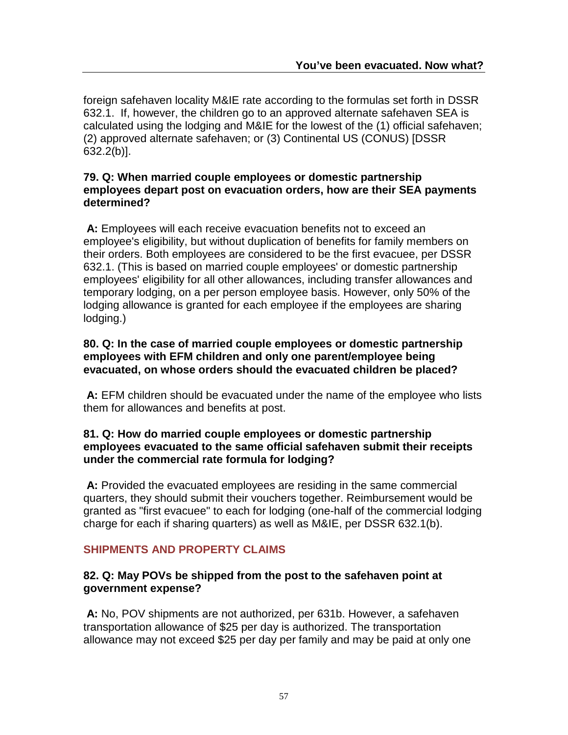foreign safehaven locality M&IE rate according to the formulas set forth in DSSR 632.1. If, however, the children go to an approved alternate safehaven SEA is calculated using the lodging and M&IE for the lowest of the (1) official safehaven; (2) approved alternate safehaven; or (3) Continental US (CONUS) [DSSR 632.2(b)].

**79. Q: When married couple employees or domestic partnership employees depart post on evacuation orders, how are their SEA payments determined?**

**A:** Employees will each receive evacuation benefits not to exceed an employee's eligibility, but without duplication of benefits for family members on their orders. Both employees are considered to be the first evacuee, per DSSR 632.1. (This is based on married couple employees' or domestic partnership employees' eligibility for all other allowances, including transfer allowances and temporary lodging, on a per person employee basis. However, only 50% of the lodging allowance is granted for each employee if the employees are sharing lodging.)

**80. Q: In the case of married couple employees or domestic partnership employees with EFM children and only one parent/employee being evacuated, on whose orders should the evacuated children be placed?**

**A:** EFM children should be evacuated under the name of the employee who lists them for allowances and benefits at post.

**81. Q: How do married couple employees or domestic partnership employees evacuated to the same official safehaven submit their receipts under the commercial rate formula for lodging?**

**A:** Provided the evacuated employees are residing in the same commercial quarters, they should submit their vouchers together. Reimbursement would be granted as "first evacuee" to each for lodging (one-half of the commercial lodging charge for each if sharing quarters) as well as M&IE, per DSSR 632.1(b).

## SHIPMENTS AND PROPERTY CLAIMS

**82. Q: May POVs be shipped from the post to the safehaven point at government expense?**

**A:** No, POV shipments are not authorized, per 631b. However, a safehaven transportation allowance of $25 per day is authorized. The transportation allowance may not exceed $25 per day per family and may be paid at only one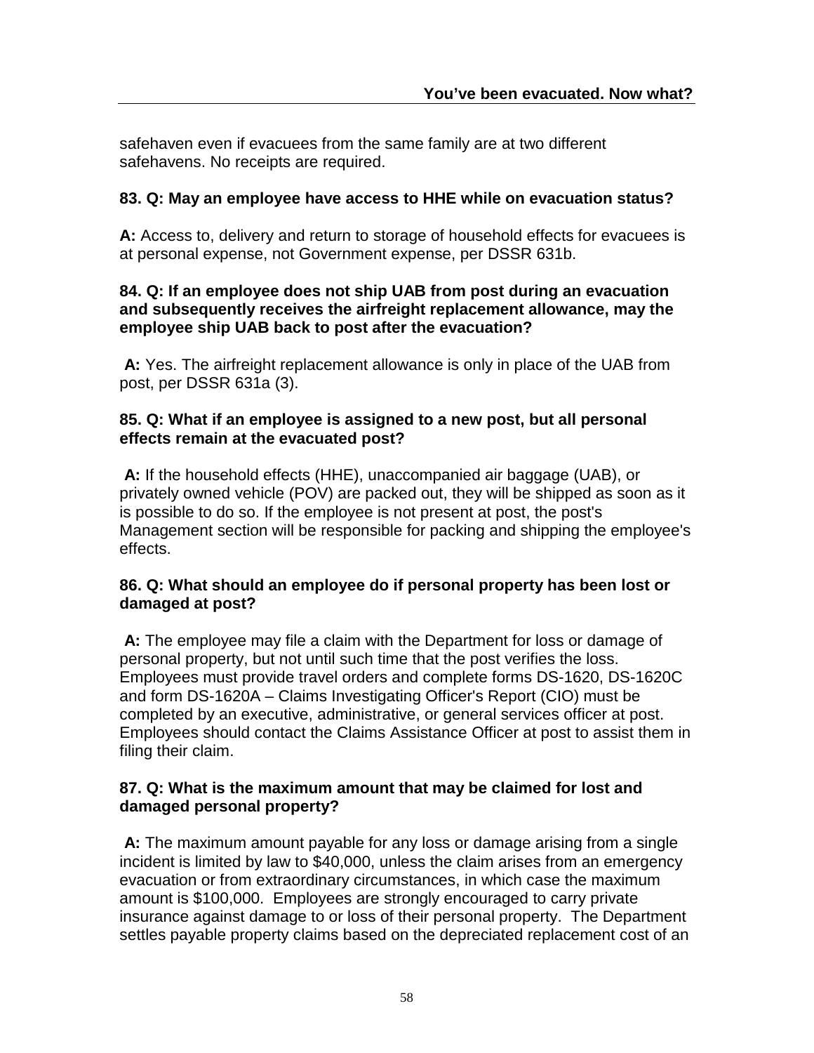safehaven even if evacuees from the same family are at two different safehavens. No receipts are required.

**83. Q: May an employee have access to HHE while on evacuation status?**

**A:** Access to, delivery and return to storage of household effects for evacuees is at personal expense, not Government expense, per DSSR 631b.

**84. Q: If an employee does not ship UAB from post during an evacuation and subsequently receives the airfreight replacement allowance, may the employee ship UAB back to post after the evacuation?**

**A:** Yes. The airfreight replacement allowance is only in place of the UAB from post, per DSSR 631a (3).

**85. Q: What if an employee is assigned to a new post, but all personal effects remain at the evacuated post?**

**A:** If the household effects (HHE), unaccompanied air baggage (UAB), or privately owned vehicle (POV) are packed out, they will be shipped as soon as it is possible to do so. If the employee is not present at post, the post's Management section will be responsible for packing and shipping the employee's effects.

**86. Q: What should an employee do if personal property has been lost or damaged at post?**

**A:** The employee may file a claim with the Department for loss or damage of personal property, but not until such time that the post verifies the loss. Employees must provide travel orders and complete forms DS-1620, DS-1620C and form DS-1620A – Claims Investigating Officer's Report (CIO) must be completed by an executive, administrative, or general services officer at post. Employees should contact the Claims Assistance Officer at post to assist them in filing their claim.

**87. Q: What is the maximum amount that may be claimed for lost and damaged personal property?**

**A:** The maximum amount payable for any loss or damage arising from a single incident is limited by law to $40,000, unless the claim arises from an emergency evacuation or from extraordinary circumstances, in which case the maximum amount is $100,000. Employees are strongly encouraged to carry private insurance against damage to or loss of their personal property. The Department settles payable property claims based on the depreciated replacement cost of an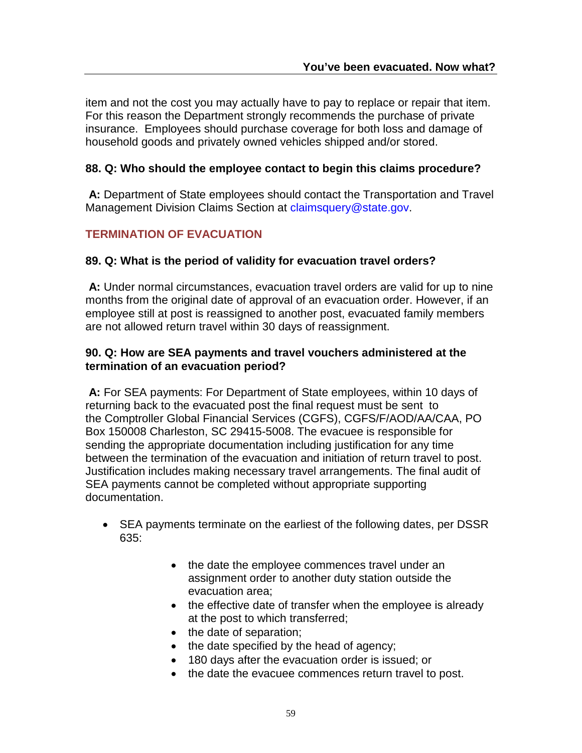item and not the cost you may actually have to pay to replace or repair that item. For this reason the Department strongly recommends the purchase of private insurance. Employees should purchase coverage for both loss and damage of household goods and privately owned vehicles shipped and/or stored.

**88. Q: Who should the employee contact to begin this claims procedure?**

**A:** Department of State employees should contact the Transportation and Travel Management Division Claims Section at claimsquery@state.gov.

## TERMINATION OF EVACUATION

**89. Q: What is the period of validity for evacuation travel orders?**

**A:** Under normal circumstances, evacuation travel orders are valid for up to nine months from the original date of approval of an evacuation order. However, if an employee still at post is reassigned to another post, evacuated family members are not allowed return travel within 30 days of reassignment.

**90. Q: How are SEA payments and travel vouchers administered at the termination of an evacuation period?**

**A:** For SEA payments: For Department of State employees, within 10 days of returning back to the evacuated post the final request must be sent to the Comptroller Global Financial Services (CGFS), CGFS/F/AOD/AA/CAA, PO Box 150008 Charleston, SC 29415-5008. The evacuee is responsible for sending the appropriate documentation including justification for any time between the termination of the evacuation and initiation of return travel to post. Justification includes making necessary travel arrangements. The final audit of SEA payments cannot be completed without appropriate supporting documentation.

- SEA payments terminate on the earliest of the following dates, per DSSR 635:
    - the date the employee commences travel under an assignment order to another duty station outside the evacuation area;
    - the effective date of transfer when the employee is already at the post to which transferred;
    - the date of separation;
    - the date specified by the head of agency;
    - 180 days after the evacuation order is issued; or
    - the date the evacuee commences return travel to post.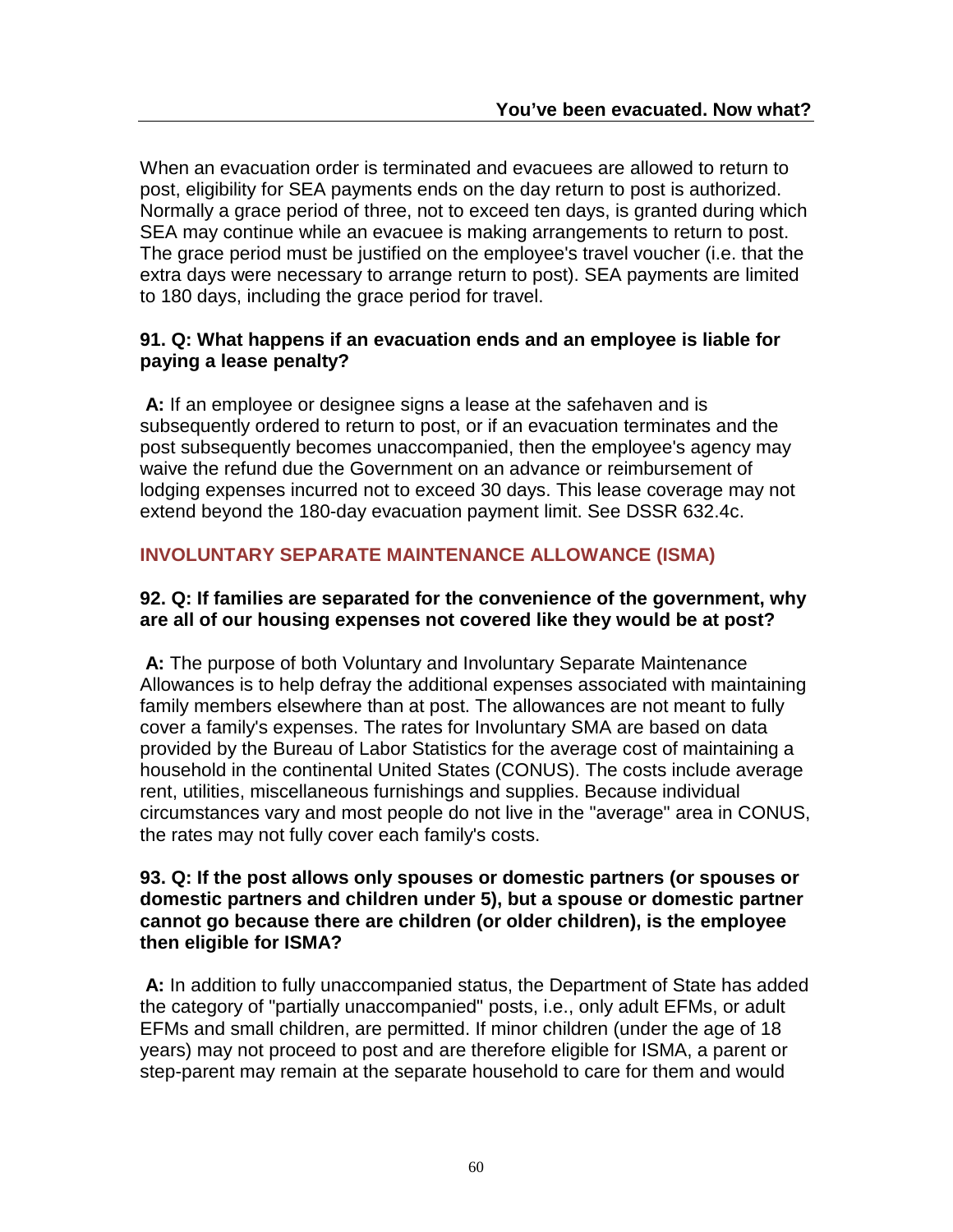When an evacuation order is terminated and evacuees are allowed to return to post, eligibility for SEA payments ends on the day return to post is authorized. Normally a grace period of three, not to exceed ten days, is granted during which SEA may continue while an evacuee is making arrangements to return to post. The grace period must be justified on the employee's travel voucher (i.e. that the extra days were necessary to arrange return to post). SEA payments are limited to 180 days, including the grace period for travel.

**91. Q: What happens if an evacuation ends and an employee is liable for paying a lease penalty?**

**A:** If an employee or designee signs a lease at the safehaven and is subsequently ordered to return to post, or if an evacuation terminates and the post subsequently becomes unaccompanied, then the employee's agency may waive the refund due the Government on an advance or reimbursement of lodging expenses incurred not to exceed 30 days. This lease coverage may not extend beyond the 180-day evacuation payment limit. See DSSR 632.4c.

## INVOLUNTARY SEPARATE MAINTENANCE ALLOWANCE (ISMA)

**92. Q: If families are separated for the convenience of the government, why are all of our housing expenses not covered like they would be at post?**

**A:** The purpose of both Voluntary and Involuntary Separate Maintenance Allowances is to help defray the additional expenses associated with maintaining family members elsewhere than at post. The allowances are not meant to fully cover a family's expenses. The rates for Involuntary SMA are based on data provided by the Bureau of Labor Statistics for the average cost of maintaining a household in the continental United States (CONUS). The costs include average rent, utilities, miscellaneous furnishings and supplies. Because individual circumstances vary and most people do not live in the "average" area in CONUS, the rates may not fully cover each family's costs.

**93. Q: If the post allows only spouses or domestic partners (or spouses or domestic partners and children under 5), but a spouse or domestic partner cannot go because there are children (or older children), is the employee then eligible for ISMA?**

**A:** In addition to fully unaccompanied status, the Department of State has added the category of "partially unaccompanied" posts, i.e., only adult EFMs, or adult EFMs and small children, are permitted. If minor children (under the age of 18 years) may not proceed to post and are therefore eligible for ISMA, a parent or step-parent may remain at the separate household to care for them and would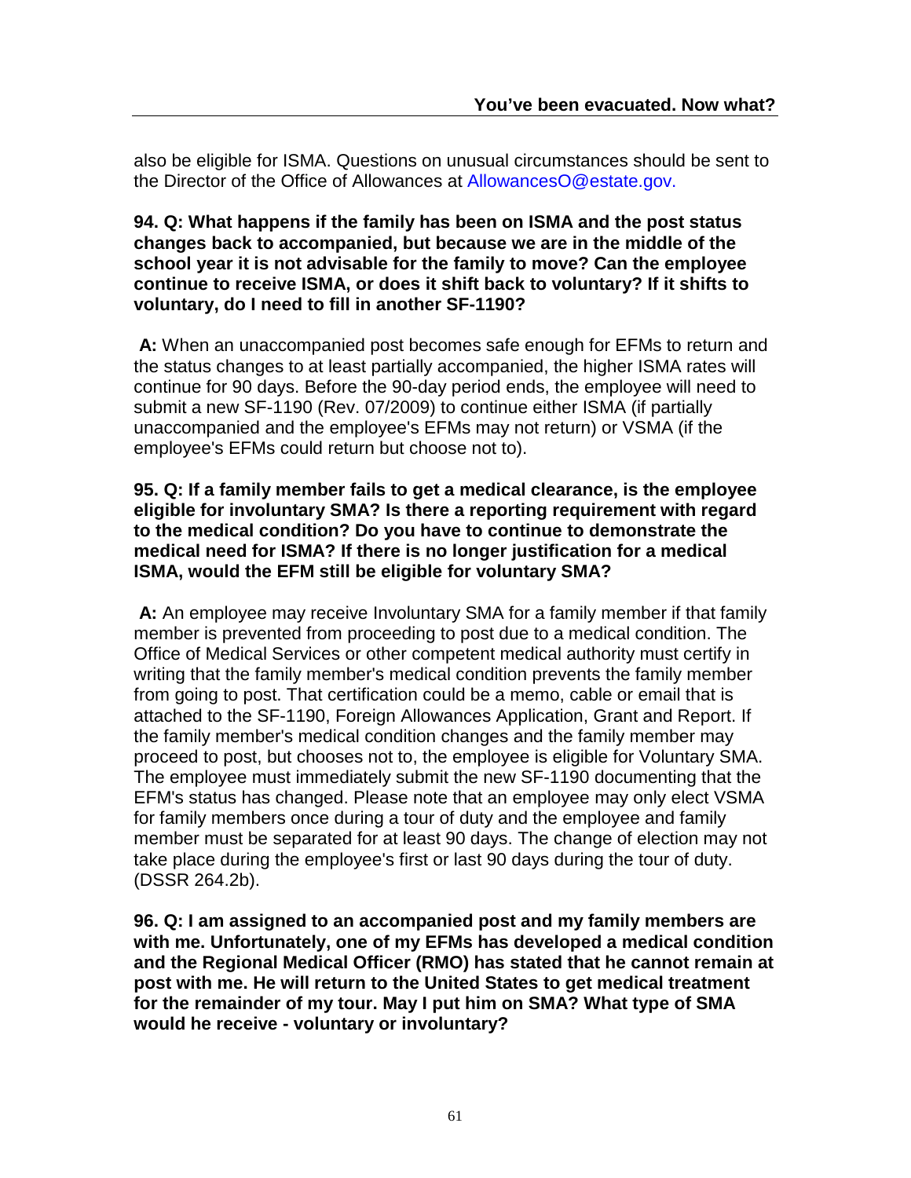also be eligible for ISMA. Questions on unusual circumstances should be sent to the Director of the Office of Allowances at AllowancesO@estate.gov.

**94. Q: What happens if the family has been on ISMA and the post status changes back to accompanied, but because we are in the middle of the school year it is not advisable for the family to move? Can the employee continue to receive ISMA, or does it shift back to voluntary? If it shifts to voluntary, do I need to fill in another SF-1190?**

**A:** When an unaccompanied post becomes safe enough for EFMs to return and the status changes to at least partially accompanied, the higher ISMA rates will continue for 90 days. Before the 90-day period ends, the employee will need to submit a new SF-1190 (Rev. 07/2009) to continue either ISMA (if partially unaccompanied and the employee's EFMs may not return) or VSMA (if the employee's EFMs could return but choose not to).

**95. Q: If a family member fails to get a medical clearance, is the employee eligible for involuntary SMA? Is there a reporting requirement with regard to the medical condition? Do you have to continue to demonstrate the medical need for ISMA? If there is no longer justification for a medical ISMA, would the EFM still be eligible for voluntary SMA?**

**A:** An employee may receive Involuntary SMA for a family member if that family member is prevented from proceeding to post due to a medical condition. The Office of Medical Services or other competent medical authority must certify in writing that the family member's medical condition prevents the family member from going to post. That certification could be a memo, cable or email that is attached to the SF-1190, Foreign Allowances Application, Grant and Report. If the family member's medical condition changes and the family member may proceed to post, but chooses not to, the employee is eligible for Voluntary SMA. The employee must immediately submit the new SF-1190 documenting that the EFM's status has changed. Please note that an employee may only elect VSMA for family members once during a tour of duty and the employee and family member must be separated for at least 90 days. The change of election may not take place during the employee's first or last 90 days during the tour of duty. (DSSR 264.2b).

**96. Q: I am assigned to an accompanied post and my family members are with me. Unfortunately, one of my EFMs has developed a medical condition and the Regional Medical Officer (RMO) has stated that he cannot remain at post with me. He will return to the United States to get medical treatment for the remainder of my tour. May I put him on SMA? What type of SMA would he receive - voluntary or involuntary?**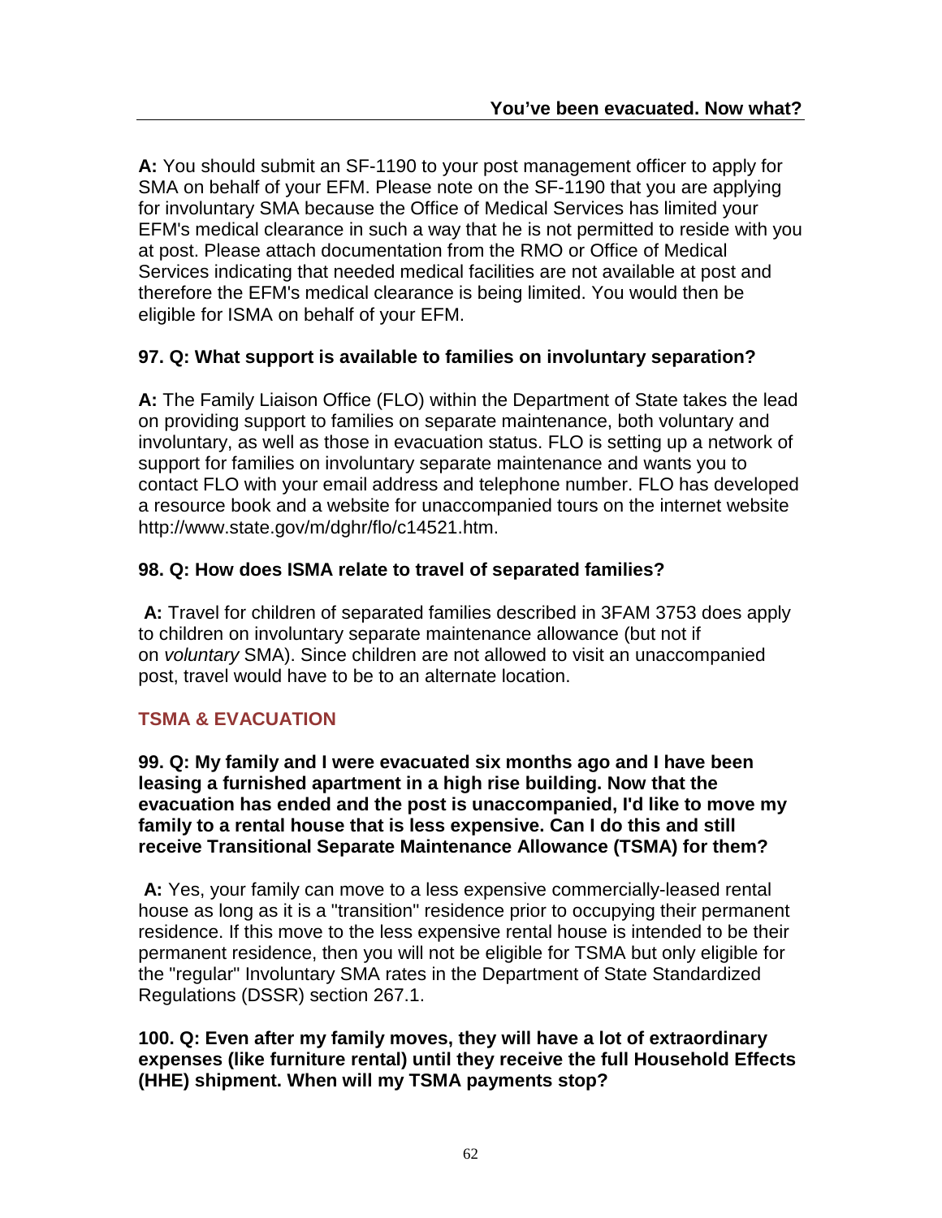**A:** You should submit an SF-1190 to your post management officer to apply for SMA on behalf of your EFM. Please note on the SF-1190 that you are applying for involuntary SMA because the Office of Medical Services has limited your EFM's medical clearance in such a way that he is not permitted to reside with you at post. Please attach documentation from the RMO or Office of Medical Services indicating that needed medical facilities are not available at post and therefore the EFM's medical clearance is being limited. You would then be eligible for ISMA on behalf of your EFM.

**97. Q: What support is available to families on involuntary separation?**

**A:** The Family Liaison Office (FLO) within the Department of State takes the lead on providing support to families on separate maintenance, both voluntary and involuntary, as well as those in evacuation status. FLO is setting up a network of support for families on involuntary separate maintenance and wants you to contact FLO with your email address and telephone number. FLO has developed a resource book and a website for unaccompanied tours on the internet website http://www.state.gov/m/dghr/flo/c14521.htm.

**98. Q: How does ISMA relate to travel of separated families?**

**A:** Travel for children of separated families described in 3FAM 3753 does apply to children on involuntary separate maintenance allowance (but not if on *voluntary* SMA). Since children are not allowed to visit an unaccompanied post, travel would have to be to an alternate location.

## TSMA & EVACUATION

**99. Q: My family and I were evacuated six months ago and I have been leasing a furnished apartment in a high rise building. Now that the evacuation has ended and the post is unaccompanied, I'd like to move my family to a rental house that is less expensive. Can I do this and still receive Transitional Separate Maintenance Allowance (TSMA) for them?**

**A:** Yes, your family can move to a less expensive commercially-leased rental house as long as it is a "transition" residence prior to occupying their permanent residence. If this move to the less expensive rental house is intended to be their permanent residence, then you will not be eligible for TSMA but only eligible for the "regular" Involuntary SMA rates in the Department of State Standardized Regulations (DSSR) section 267.1.

**100. Q: Even after my family moves, they will have a lot of extraordinary expenses (like furniture rental) until they receive the full Household Effects (HHE) shipment. When will my TSMA payments stop?**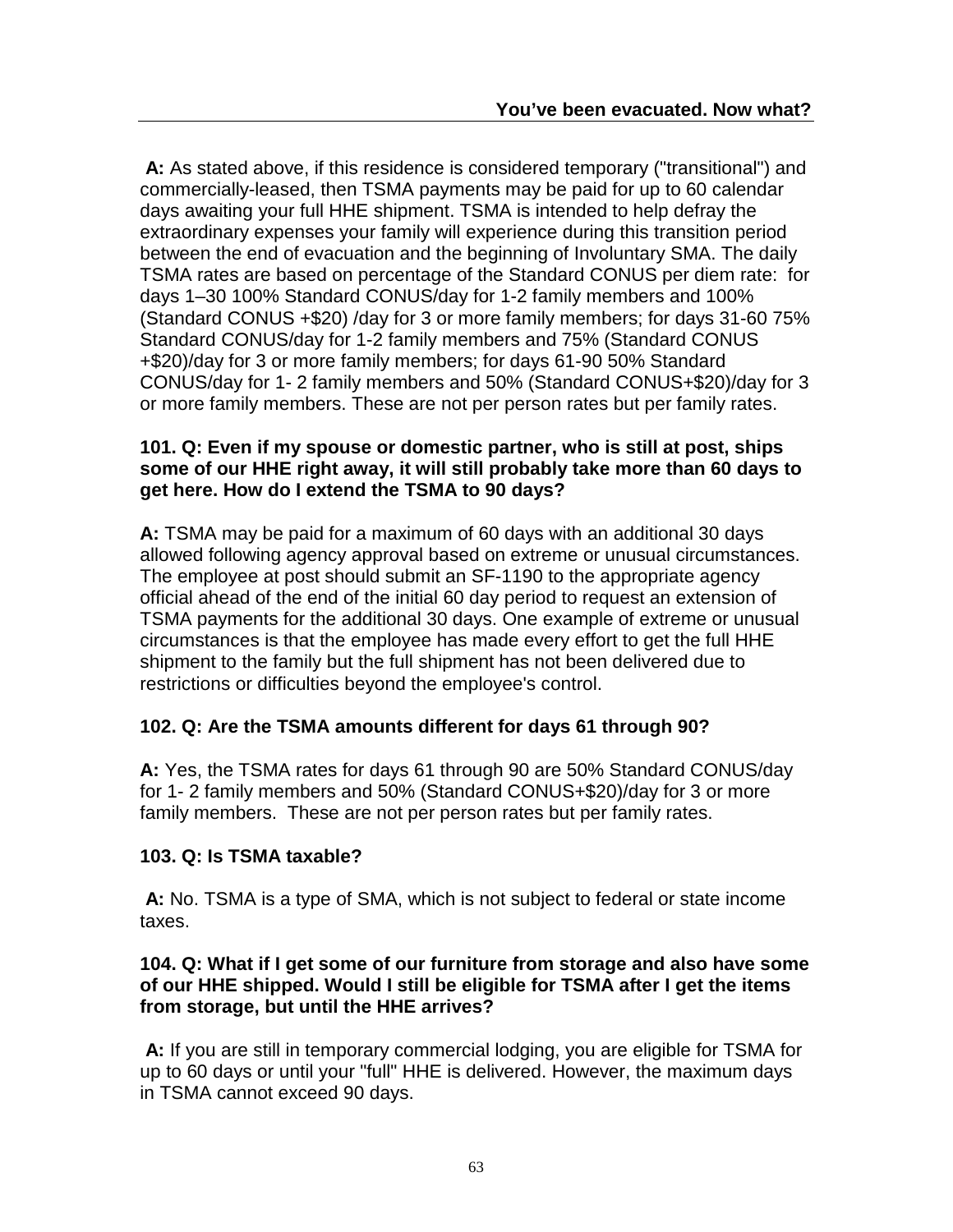**A:** As stated above, if this residence is considered temporary ("transitional") and commercially-leased, then TSMA payments may be paid for up to 60 calendar days awaiting your full HHE shipment. TSMA is intended to help defray the extraordinary expenses your family will experience during this transition period between the end of evacuation and the beginning of Involuntary SMA. The daily TSMA rates are based on percentage of the Standard CONUS per diem rate: for days 1–30 100% Standard CONUS/day for 1-2 family members and 100% (Standard CONUS +$20) /day for 3 or more family members; for days 31-60 75% Standard CONUS/day for 1-2 family members and 75% (Standard CONUS +$20)/day for 3 or more family members; for days 61-90 50% Standard CONUS/day for 1- 2 family members and 50% (Standard CONUS+$20)/day for 3 or more family members. These are not per person rates but per family rates.

**101. Q: Even if my spouse or domestic partner, who is still at post, ships some of our HHE right away, it will still probably take more than 60 days to get here. How do I extend the TSMA to 90 days?**

**A:** TSMA may be paid for a maximum of 60 days with an additional 30 days allowed following agency approval based on extreme or unusual circumstances. The employee at post should submit an SF-1190 to the appropriate agency official ahead of the end of the initial 60 day period to request an extension of TSMA payments for the additional 30 days. One example of extreme or unusual circumstances is that the employee has made every effort to get the full HHE shipment to the family but the full shipment has not been delivered due to restrictions or difficulties beyond the employee's control.

**102. Q: Are the TSMA amounts different for days 61 through 90?**

**A:** Yes, the TSMA rates for days 61 through 90 are 50% Standard CONUS/day for 1- 2 family members and 50% (Standard CONUS+$20)/day for 3 or more family members. These are not per person rates but per family rates.

**103. Q: Is TSMA taxable?**

**A:** No. TSMA is a type of SMA, which is not subject to federal or state income taxes.

**104. Q: What if I get some of our furniture from storage and also have some of our HHE shipped. Would I still be eligible for TSMA after I get the items from storage, but until the HHE arrives?**

**A:** If you are still in temporary commercial lodging, you are eligible for TSMA for up to 60 days or until your "full" HHE is delivered. However, the maximum days in TSMA cannot exceed 90 days.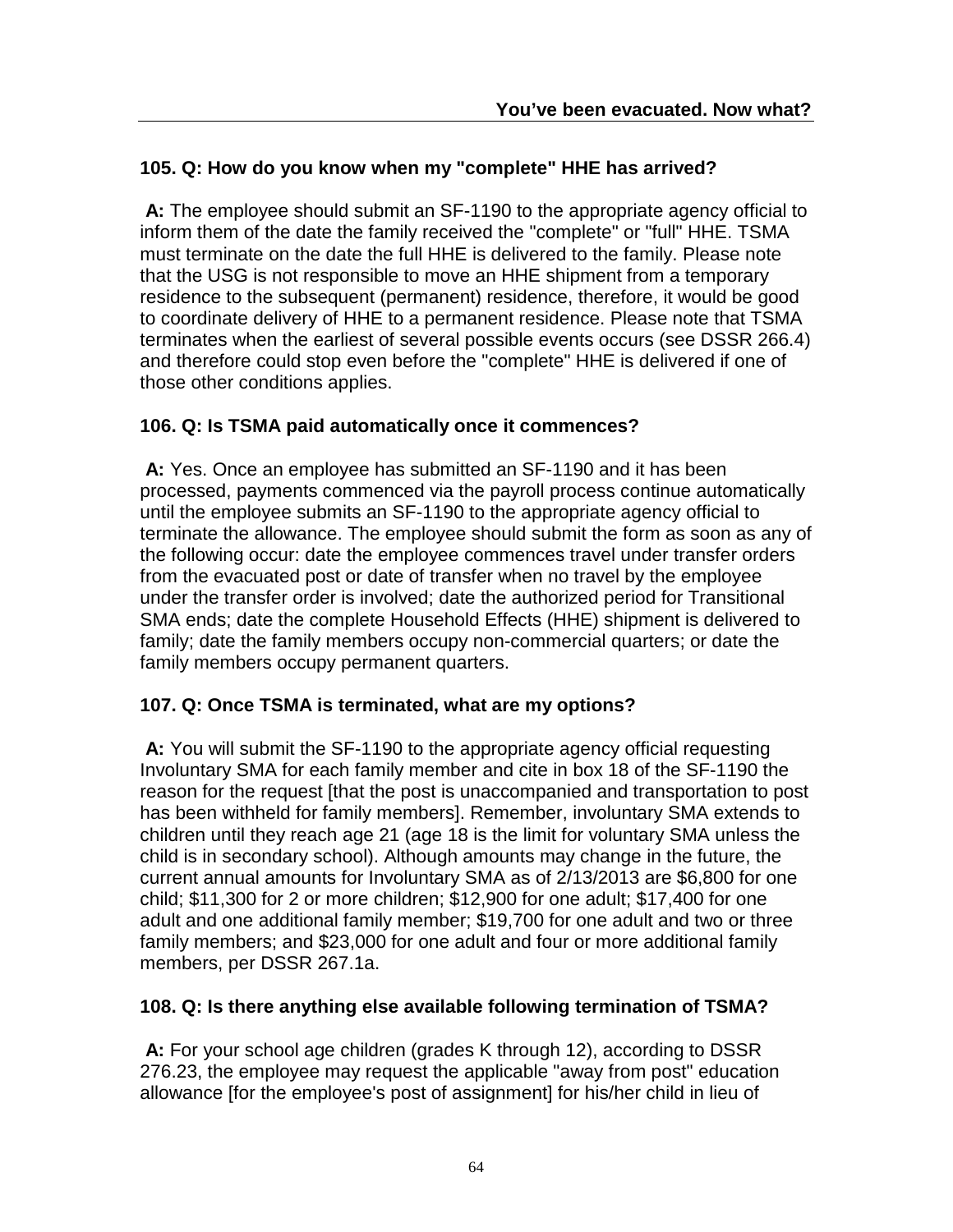**105. Q: How do you know when my "complete" HHE has arrived?**

**A:** The employee should submit an SF-1190 to the appropriate agency official to inform them of the date the family received the "complete" or "full" HHE. TSMA must terminate on the date the full HHE is delivered to the family. Please note that the USG is not responsible to move an HHE shipment from a temporary residence to the subsequent (permanent) residence, therefore, it would be good to coordinate delivery of HHE to a permanent residence. Please note that TSMA terminates when the earliest of several possible events occurs (see DSSR 266.4) and therefore could stop even before the "complete" HHE is delivered if one of those other conditions applies.

**106. Q: Is TSMA paid automatically once it commences?**

**A:** Yes. Once an employee has submitted an SF-1190 and it has been processed, payments commenced via the payroll process continue automatically until the employee submits an SF-1190 to the appropriate agency official to terminate the allowance. The employee should submit the form as soon as any of the following occur: date the employee commences travel under transfer orders from the evacuated post or date of transfer when no travel by the employee under the transfer order is involved; date the authorized period for Transitional SMA ends; date the complete Household Effects (HHE) shipment is delivered to family; date the family members occupy non-commercial quarters; or date the family members occupy permanent quarters.

**107. Q: Once TSMA is terminated, what are my options?**

**A:** You will submit the SF-1190 to the appropriate agency official requesting Involuntary SMA for each family member and cite in box 18 of the SF-1190 the reason for the request [that the post is unaccompanied and transportation to post has been withheld for family members]. Remember, involuntary SMA extends to children until they reach age 21 (age 18 is the limit for voluntary SMA unless the child is in secondary school). Although amounts may change in the future, the current annual amounts for Involuntary SMA as of 2/13/2013 are $6,800 for one child; $11,300 for 2 or more children; $12,900 for one adult; $17,400 for one adult and one additional family member; $19,700 for one adult and two or three family members; and $23,000 for one adult and four or more additional family members, per DSSR 267.1a.

**108. Q: Is there anything else available following termination of TSMA?**

**A:** For your school age children (grades K through 12), according to DSSR 276.23, the employee may request the applicable "away from post" education allowance [for the employee's post of assignment] for his/her child in lieu of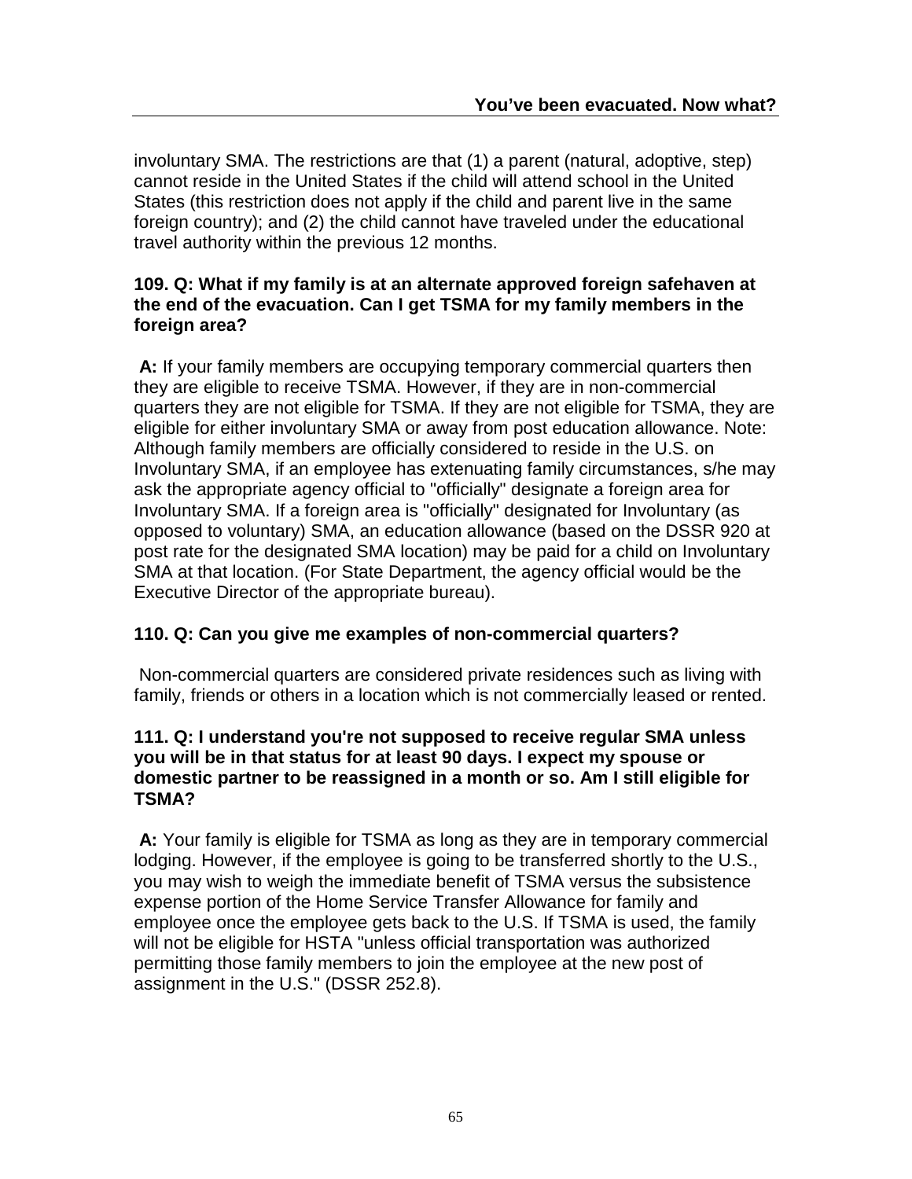involuntary SMA. The restrictions are that (1) a parent (natural, adoptive, step) cannot reside in the United States if the child will attend school in the United States (this restriction does not apply if the child and parent live in the same foreign country); and (2) the child cannot have traveled under the educational travel authority within the previous 12 months.

**109. Q: What if my family is at an alternate approved foreign safehaven at the end of the evacuation. Can I get TSMA for my family members in the foreign area?**

**A:** If your family members are occupying temporary commercial quarters then they are eligible to receive TSMA. However, if they are in non-commercial quarters they are not eligible for TSMA. If they are not eligible for TSMA, they are eligible for either involuntary SMA or away from post education allowance. Note: Although family members are officially considered to reside in the U.S. on Involuntary SMA, if an employee has extenuating family circumstances, s/he may ask the appropriate agency official to "officially" designate a foreign area for Involuntary SMA. If a foreign area is "officially" designated for Involuntary (as opposed to voluntary) SMA, an education allowance (based on the DSSR 920 at post rate for the designated SMA location) may be paid for a child on Involuntary SMA at that location. (For State Department, the agency official would be the Executive Director of the appropriate bureau).

**110. Q: Can you give me examples of non-commercial quarters?**

Non-commercial quarters are considered private residences such as living with family, friends or others in a location which is not commercially leased or rented.

**111. Q: I understand you're not supposed to receive regular SMA unless you will be in that status for at least 90 days. I expect my spouse or domestic partner to be reassigned in a month or so. Am I still eligible for TSMA?**

**A:** Your family is eligible for TSMA as long as they are in temporary commercial lodging. However, if the employee is going to be transferred shortly to the U.S., you may wish to weigh the immediate benefit of TSMA versus the subsistence expense portion of the Home Service Transfer Allowance for family and employee once the employee gets back to the U.S. If TSMA is used, the family will not be eligible for HSTA "unless official transportation was authorized permitting those family members to join the employee at the new post of assignment in the U.S." (DSSR 252.8).